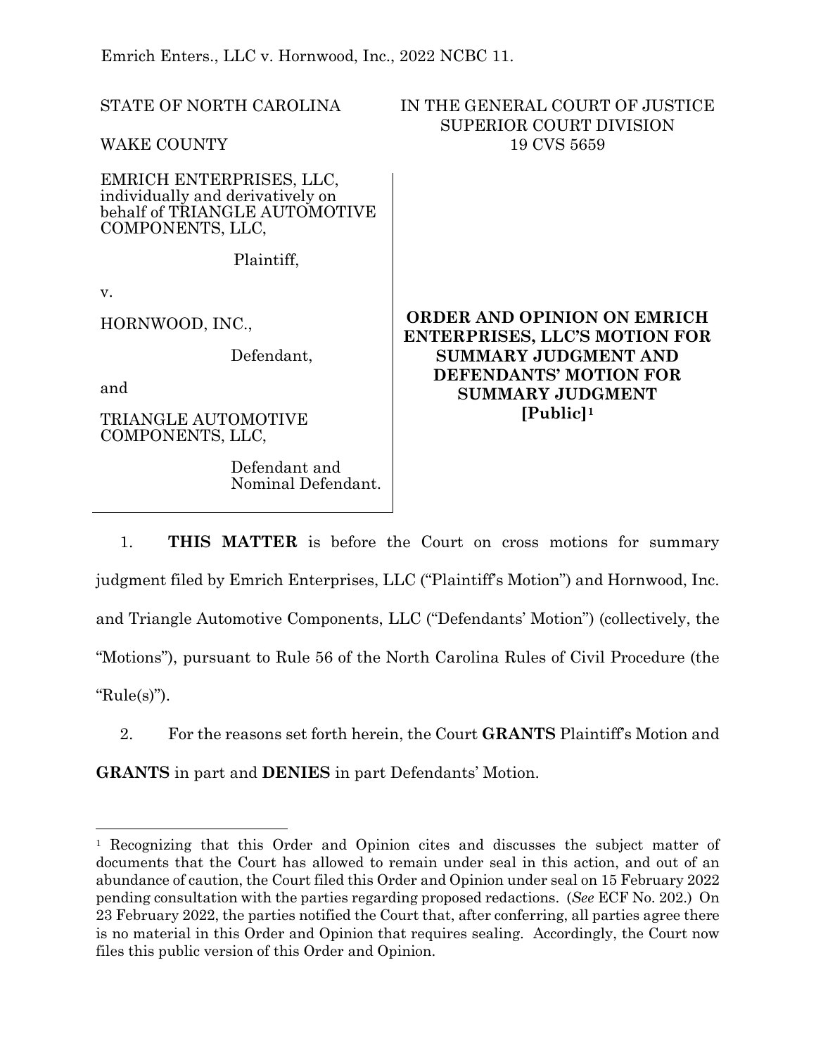Emrich Enters., LLC v. Hornwood, Inc., 2022 NCBC 11.

STATE OF NORTH CAROLINA

WAKE COUNTY

IN THE GENERAL COURT OF JUSTICE
SUPERIOR COURT DIVISION
19 CVS 5659

EMRICH ENTERPRISES, LLC, individually and derivatively on behalf of TRIANGLE AUTOMOTIVE COMPONENTS, LLC,

Plaintiff,

v.

HORNWOOD, INC.,

Defendant,

and

TRIANGLE AUTOMOTIVE COMPONENTS, LLC,

Defendant and Nominal Defendant.

**ORDER AND OPINION ON EMRICH ENTERPRISES, LLC'S MOTION FOR SUMMARY JUDGMENT AND DEFENDANTS' MOTION FOR SUMMARY JUDGMENT [Public]**[1]

1. **THIS MATTER** is before the Court on cross motions for summary judgment filed by Emrich Enterprises, LLC ("Plaintiff's Motion") and Hornwood, Inc. and Triangle Automotive Components, LLC ("Defendants' Motion") (collectively, the "Motions"), pursuant to Rule 56 of the North Carolina Rules of Civil Procedure (the "Rule(s)").

2. For the reasons set forth herein, the Court **GRANTS** Plaintiff's Motion and **GRANTS** in part and **DENIES** in part Defendants' Motion.

---

[1] Recognizing that this Order and Opinion cites and discusses the subject matter of documents that the Court has allowed to remain under seal in this action, and out of an abundance of caution, the Court filed this Order and Opinion under seal on 15 February 2022 pending consultation with the parties regarding proposed redactions. (*See* ECF No. 202.) On 23 February 2022, the parties notified the Court that, after conferring, all parties agree there is no material in this Order and Opinion that requires sealing. Accordingly, the Court now files this public version of this Order and Opinion.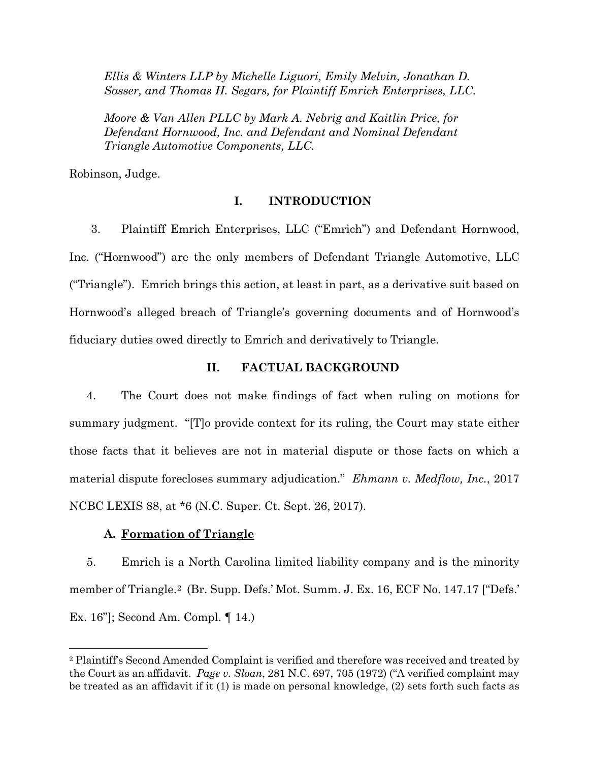*Ellis & Winters LLP by Michelle Liguori, Emily Melvin, Jonathan D. Sasser, and Thomas H. Segars, for Plaintiff Emrich Enterprises, LLC.*

*Moore & Van Allen PLLC by Mark A. Nebrig and Kaitlin Price, for Defendant Hornwood, Inc. and Defendant and Nominal Defendant Triangle Automotive Components, LLC.*

Robinson, Judge.

## I. INTRODUCTION

3. Plaintiff Emrich Enterprises, LLC ("Emrich") and Defendant Hornwood, Inc. ("Hornwood") are the only members of Defendant Triangle Automotive, LLC ("Triangle"). Emrich brings this action, at least in part, as a derivative suit based on Hornwood's alleged breach of Triangle's governing documents and of Hornwood's fiduciary duties owed directly to Emrich and derivatively to Triangle.

## II. FACTUAL BACKGROUND

4. The Court does not make findings of fact when ruling on motions for summary judgment. "[T]o provide context for its ruling, the Court may state either those facts that it believes are not in material dispute or those facts on which a material dispute forecloses summary adjudication." *Ehmann v. Medflow, Inc.*, 2017 NCBC LEXIS 88, at *6 (N.C. Super. Ct. Sept. 26, 2017).

### A. <u>Formation of Triangle</u>

5. Emrich is a North Carolina limited liability company and is the minority member of Triangle.[2] (Br. Supp. Defs.' Mot. Summ. J. Ex. 16, ECF No. 147.17 ["Defs.' Ex. 16"]; Second Am. Compl. ¶ 14.)

---

[2] Plaintiff's Second Amended Complaint is verified and therefore was received and treated by the Court as an affidavit. *Page v. Sloan*, 281 N.C. 697, 705 (1972) ("A verified complaint may be treated as an affidavit if it (1) is made on personal knowledge, (2) sets forth such facts as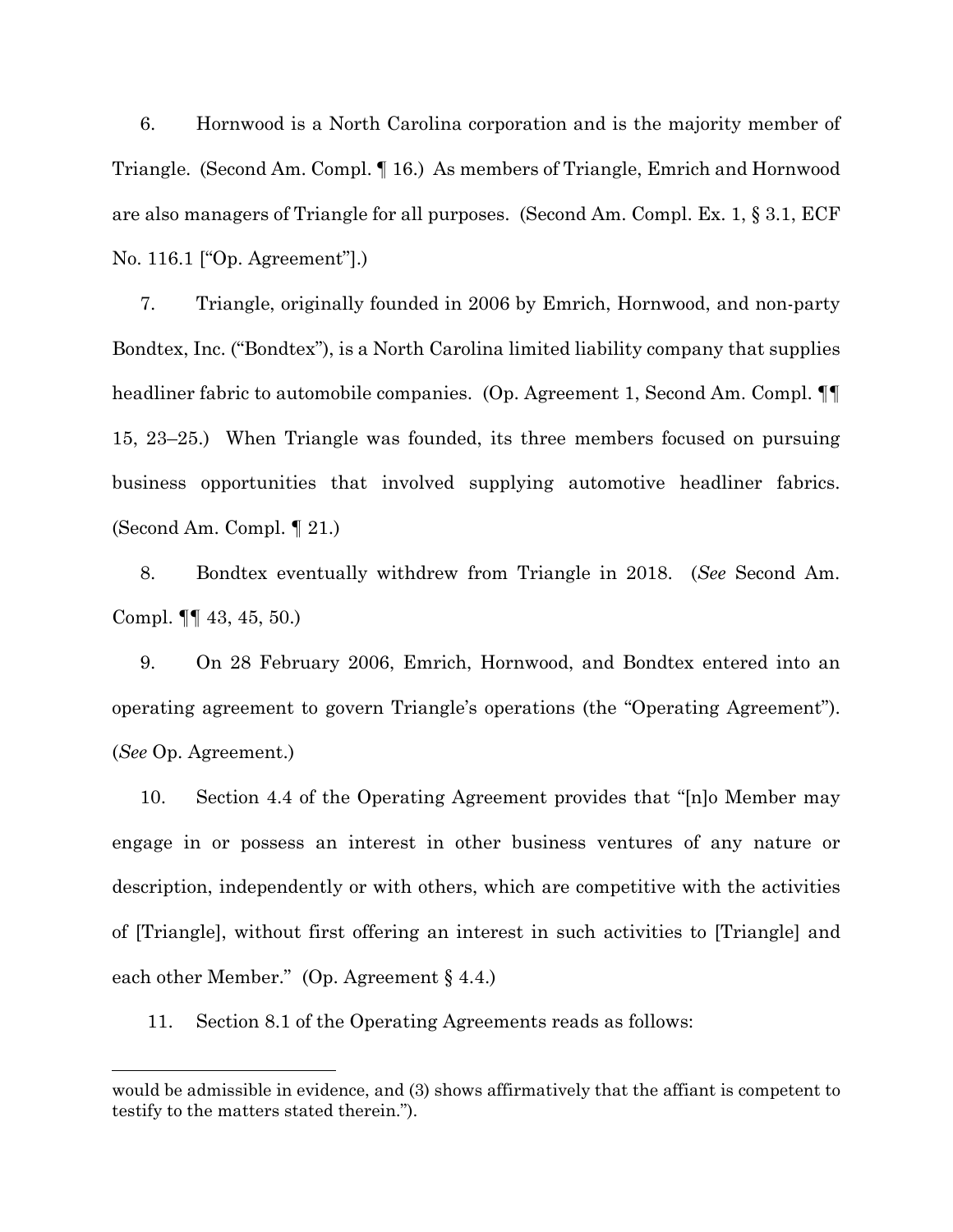6. Hornwood is a North Carolina corporation and is the majority member of Triangle. (Second Am. Compl. ¶ 16.) As members of Triangle, Emrich and Hornwood are also managers of Triangle for all purposes. (Second Am. Compl. Ex. 1, § 3.1, ECF No. 116.1 ["Op. Agreement"].)

7. Triangle, originally founded in 2006 by Emrich, Hornwood, and non-party Bondtex, Inc. ("Bondtex"), is a North Carolina limited liability company that supplies headliner fabric to automobile companies. (Op. Agreement 1, Second Am. Compl. ¶¶ 15, 23–25.) When Triangle was founded, its three members focused on pursuing business opportunities that involved supplying automotive headliner fabrics. (Second Am. Compl. ¶ 21.)

8. Bondtex eventually withdrew from Triangle in 2018. (*See* Second Am. Compl. ¶¶ 43, 45, 50.)

9. On 28 February 2006, Emrich, Hornwood, and Bondtex entered into an operating agreement to govern Triangle's operations (the "Operating Agreement"). (*See* Op. Agreement.)

10. Section 4.4 of the Operating Agreement provides that "[n]o Member may engage in or possess an interest in other business ventures of any nature or description, independently or with others, which are competitive with the activities of [Triangle], without first offering an interest in such activities to [Triangle] and each other Member." (Op. Agreement § 4.4.)

11. Section 8.1 of the Operating Agreements reads as follows:

---

would be admissible in evidence, and (3) shows affirmatively that the affiant is competent to testify to the matters stated therein.").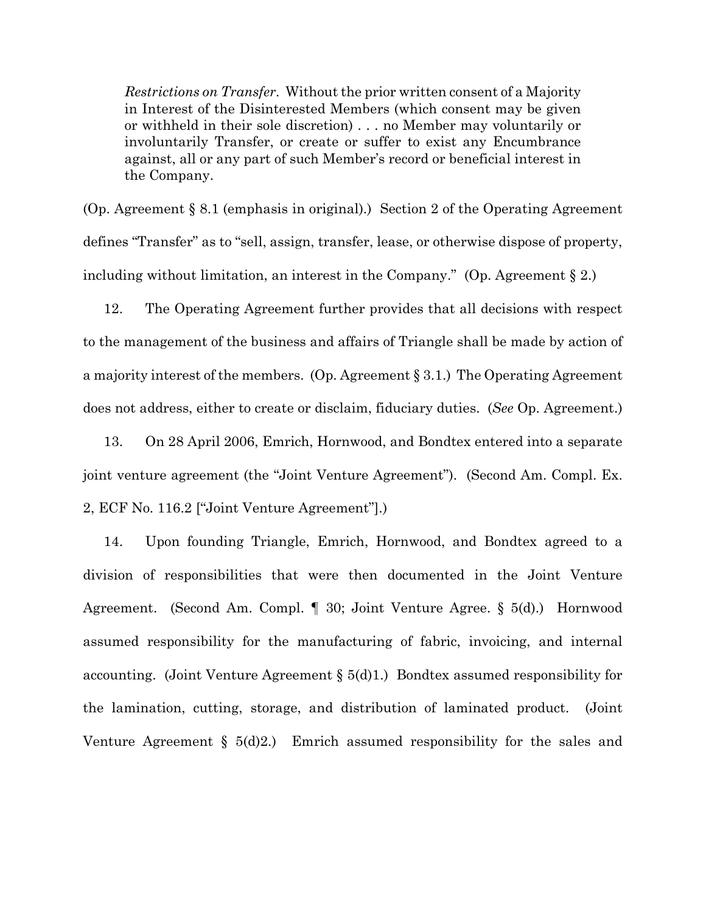> *Restrictions on Transfer*. Without the prior written consent of a Majority in Interest of the Disinterested Members (which consent may be given or withheld in their sole discretion) . . . no Member may voluntarily or involuntarily Transfer, or create or suffer to exist any Encumbrance against, all or any part of such Member's record or beneficial interest in the Company.

(Op. Agreement § 8.1 (emphasis in original).) Section 2 of the Operating Agreement defines "Transfer" as to "sell, assign, transfer, lease, or otherwise dispose of property, including without limitation, an interest in the Company." (Op. Agreement § 2.)

12. The Operating Agreement further provides that all decisions with respect to the management of the business and affairs of Triangle shall be made by action of a majority interest of the members. (Op. Agreement § 3.1.) The Operating Agreement does not address, either to create or disclaim, fiduciary duties. (*See* Op. Agreement.)

13. On 28 April 2006, Emrich, Hornwood, and Bondtex entered into a separate joint venture agreement (the "Joint Venture Agreement"). (Second Am. Compl. Ex. 2, ECF No. 116.2 ["Joint Venture Agreement"].)

14. Upon founding Triangle, Emrich, Hornwood, and Bondtex agreed to a division of responsibilities that were then documented in the Joint Venture Agreement. (Second Am. Compl. ¶ 30; Joint Venture Agree. § 5(d).) Hornwood assumed responsibility for the manufacturing of fabric, invoicing, and internal accounting. (Joint Venture Agreement § 5(d)1.) Bondtex assumed responsibility for the lamination, cutting, storage, and distribution of laminated product. (Joint Venture Agreement § 5(d)2.) Emrich assumed responsibility for the sales and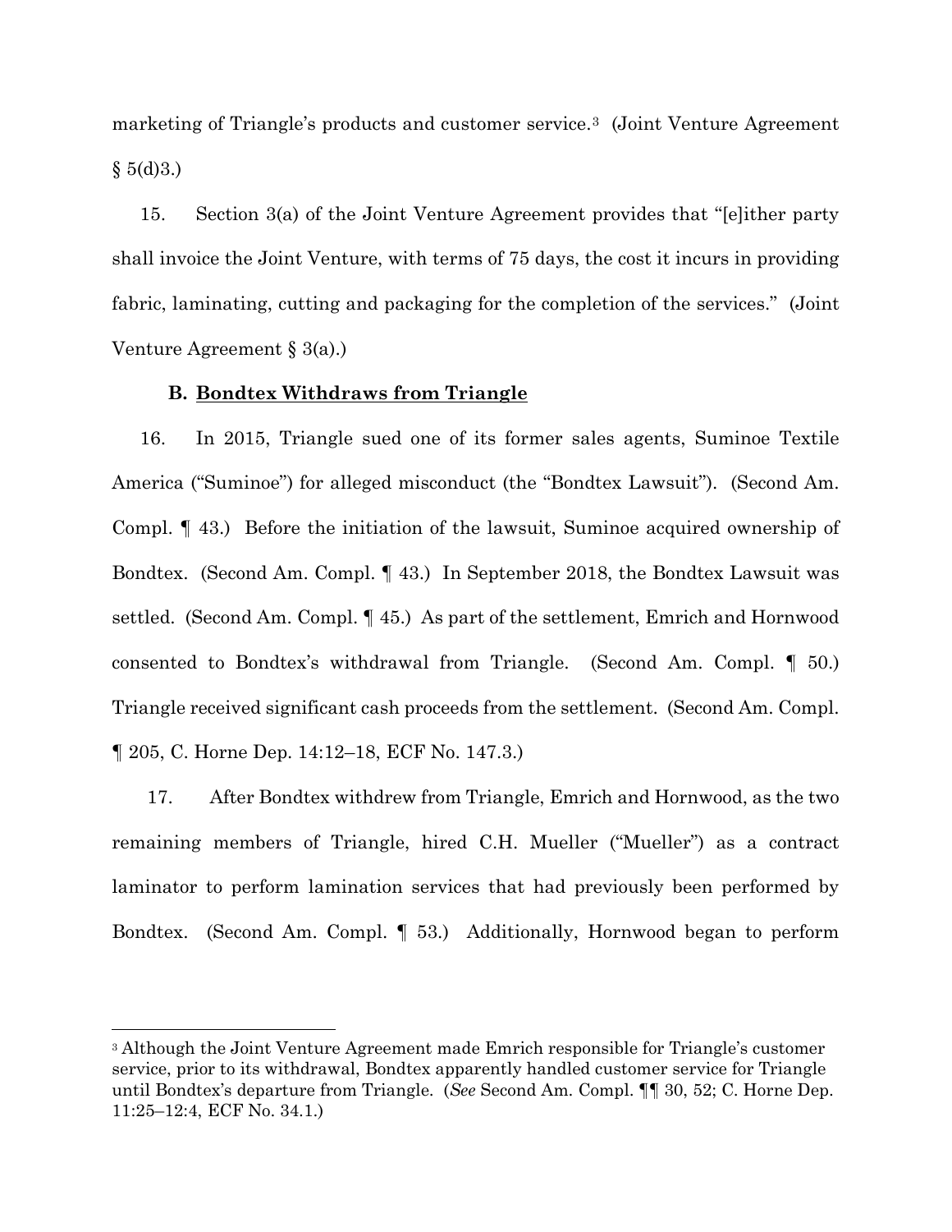marketing of Triangle's products and customer service.[3] (Joint Venture Agreement § 5(d)3.)

15. Section 3(a) of the Joint Venture Agreement provides that "[e]ither party shall invoice the Joint Venture, with terms of 75 days, the cost it incurs in providing fabric, laminating, cutting and packaging for the completion of the services." (Joint Venture Agreement § 3(a).)

### B. Bondtex Withdraws from Triangle

16. In 2015, Triangle sued one of its former sales agents, Suminoe Textile America ("Suminoe") for alleged misconduct (the "Bondtex Lawsuit"). (Second Am. Compl. ¶ 43.) Before the initiation of the lawsuit, Suminoe acquired ownership of Bondtex. (Second Am. Compl. ¶ 43.) In September 2018, the Bondtex Lawsuit was settled. (Second Am. Compl. ¶ 45.) As part of the settlement, Emrich and Hornwood consented to Bondtex's withdrawal from Triangle. (Second Am. Compl. ¶ 50.) Triangle received significant cash proceeds from the settlement. (Second Am. Compl. ¶ 205, C. Horne Dep. 14:12–18, ECF No. 147.3.)

17. After Bondtex withdrew from Triangle, Emrich and Hornwood, as the two remaining members of Triangle, hired C.H. Mueller ("Mueller") as a contract laminator to perform lamination services that had previously been performed by Bondtex. (Second Am. Compl. ¶ 53.) Additionally, Hornwood began to perform

[3] Although the Joint Venture Agreement made Emrich responsible for Triangle's customer service, prior to its withdrawal, Bondtex apparently handled customer service for Triangle until Bondtex's departure from Triangle. (*See* Second Am. Compl. ¶¶ 30, 52; C. Horne Dep. 11:25–12:4, ECF No. 34.1.)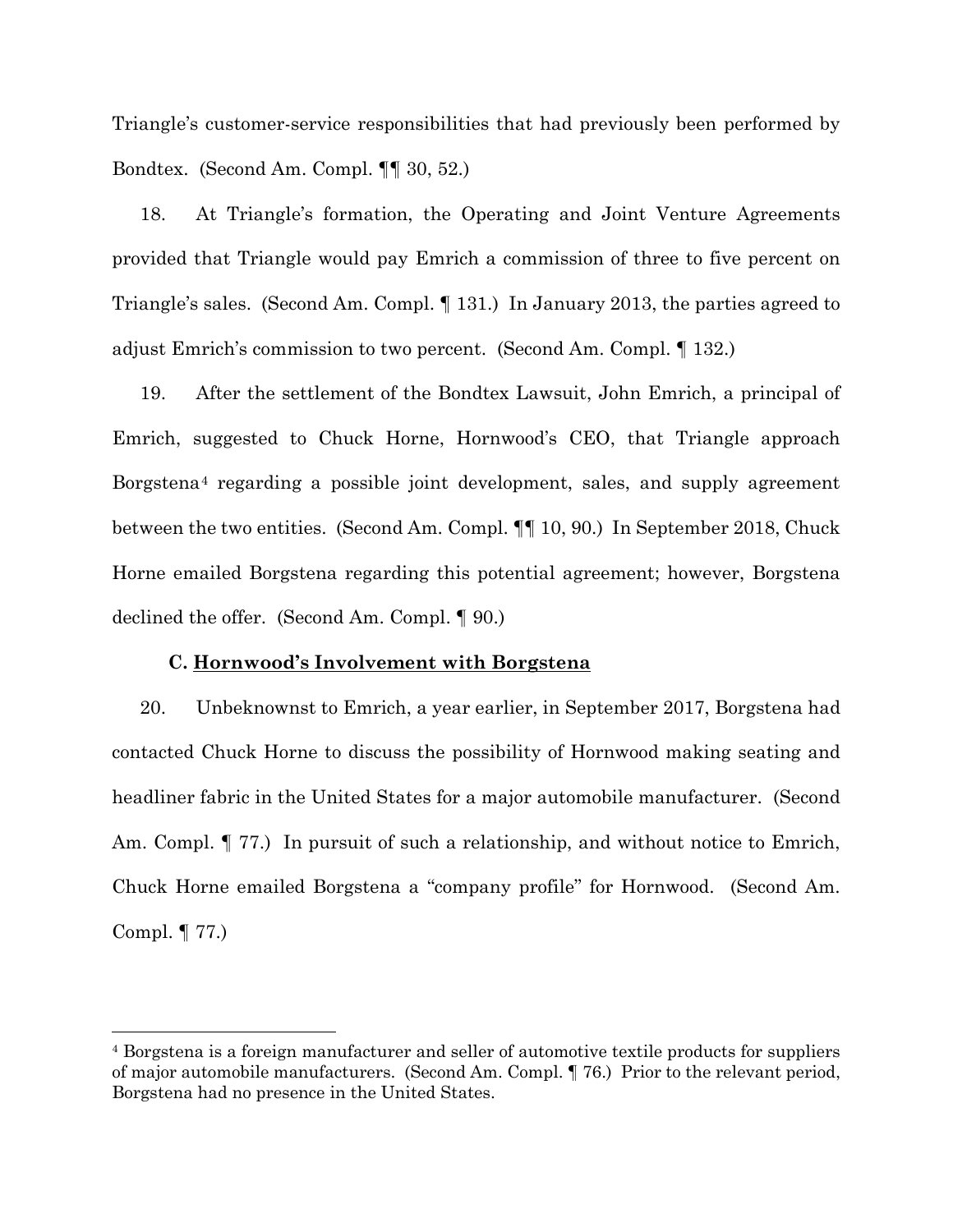Triangle's customer-service responsibilities that had previously been performed by Bondtex. (Second Am. Compl. ¶¶ 30, 52.)

18. At Triangle's formation, the Operating and Joint Venture Agreements provided that Triangle would pay Emrich a commission of three to five percent on Triangle's sales. (Second Am. Compl. ¶ 131.) In January 2013, the parties agreed to adjust Emrich's commission to two percent. (Second Am. Compl. ¶ 132.)

19. After the settlement of the Bondtex Lawsuit, John Emrich, a principal of Emrich, suggested to Chuck Horne, Hornwood's CEO, that Triangle approach Borgstena[4] regarding a possible joint development, sales, and supply agreement between the two entities. (Second Am. Compl. ¶¶ 10, 90.) In September 2018, Chuck Horne emailed Borgstena regarding this potential agreement; however, Borgstena declined the offer. (Second Am. Compl. ¶ 90.)

### C. <u>Hornwood's Involvement with Borgstena</u>

20. Unbeknownst to Emrich, a year earlier, in September 2017, Borgstena had contacted Chuck Horne to discuss the possibility of Hornwood making seating and headliner fabric in the United States for a major automobile manufacturer. (Second Am. Compl. ¶ 77.) In pursuit of such a relationship, and without notice to Emrich, Chuck Horne emailed Borgstena a "company profile" for Hornwood. (Second Am. Compl. ¶ 77.)

---

[4] Borgstena is a foreign manufacturer and seller of automotive textile products for suppliers of major automobile manufacturers. (Second Am. Compl. ¶ 76.) Prior to the relevant period, Borgstena had no presence in the United States.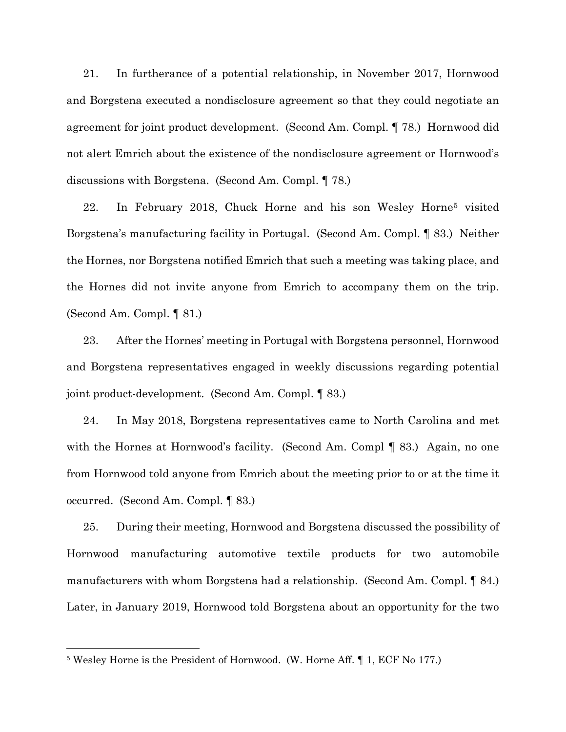21. In furtherance of a potential relationship, in November 2017, Hornwood and Borgstena executed a nondisclosure agreement so that they could negotiate an agreement for joint product development. (Second Am. Compl. ¶ 78.) Hornwood did not alert Emrich about the existence of the nondisclosure agreement or Hornwood's discussions with Borgstena. (Second Am. Compl. ¶ 78.)

22. In February 2018, Chuck Horne and his son Wesley Horne[5] visited Borgstena's manufacturing facility in Portugal. (Second Am. Compl. ¶ 83.) Neither the Hornes, nor Borgstena notified Emrich that such a meeting was taking place, and the Hornes did not invite anyone from Emrich to accompany them on the trip. (Second Am. Compl. ¶ 81.)

23. After the Hornes' meeting in Portugal with Borgstena personnel, Hornwood and Borgstena representatives engaged in weekly discussions regarding potential joint product-development. (Second Am. Compl. ¶ 83.)

24. In May 2018, Borgstena representatives came to North Carolina and met with the Hornes at Hornwood's facility. (Second Am. Compl ¶ 83.) Again, no one from Hornwood told anyone from Emrich about the meeting prior to or at the time it occurred. (Second Am. Compl. ¶ 83.)

25. During their meeting, Hornwood and Borgstena discussed the possibility of Hornwood manufacturing automotive textile products for two automobile manufacturers with whom Borgstena had a relationship. (Second Am. Compl. ¶ 84.) Later, in January 2019, Hornwood told Borgstena about an opportunity for the two

---

[5] Wesley Horne is the President of Hornwood. (W. Horne Aff. ¶ 1, ECF No 177.)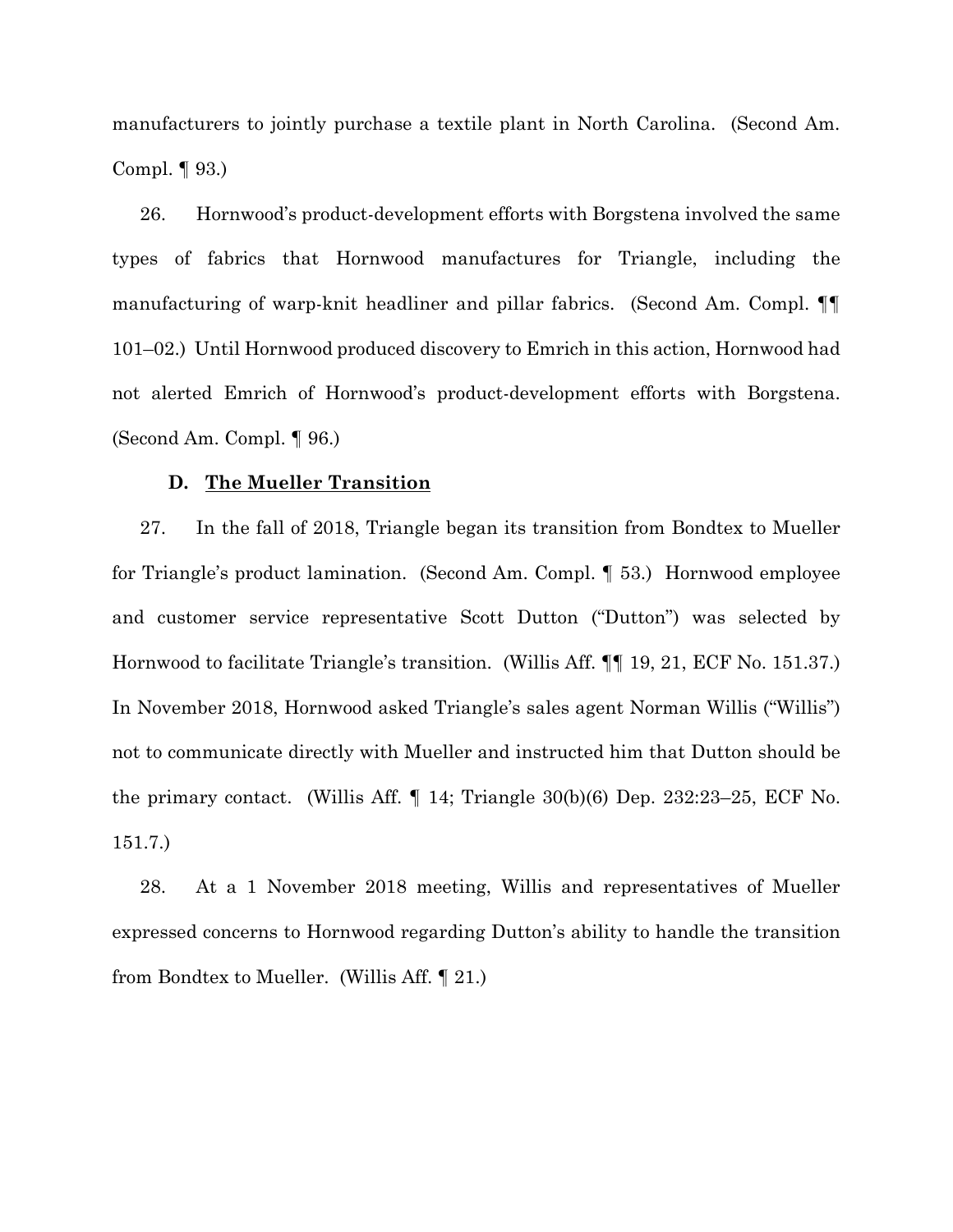manufacturers to jointly purchase a textile plant in North Carolina. (Second Am. Compl. ¶ 93.)

26. Hornwood's product-development efforts with Borgstena involved the same types of fabrics that Hornwood manufactures for Triangle, including the manufacturing of warp-knit headliner and pillar fabrics. (Second Am. Compl. ¶¶ 101–02.) Until Hornwood produced discovery to Emrich in this action, Hornwood had not alerted Emrich of Hornwood's product-development efforts with Borgstena. (Second Am. Compl. ¶ 96.)

### D. <u>The Mueller Transition</u>

27. In the fall of 2018, Triangle began its transition from Bondtex to Mueller for Triangle's product lamination. (Second Am. Compl. ¶ 53.) Hornwood employee and customer service representative Scott Dutton ("Dutton") was selected by Hornwood to facilitate Triangle's transition. (Willis Aff. ¶¶ 19, 21, ECF No. 151.37.) In November 2018, Hornwood asked Triangle's sales agent Norman Willis ("Willis") not to communicate directly with Mueller and instructed him that Dutton should be the primary contact. (Willis Aff. ¶ 14; Triangle 30(b)(6) Dep. 232:23–25, ECF No. 151.7.)

28. At a 1 November 2018 meeting, Willis and representatives of Mueller expressed concerns to Hornwood regarding Dutton's ability to handle the transition from Bondtex to Mueller. (Willis Aff. ¶ 21.)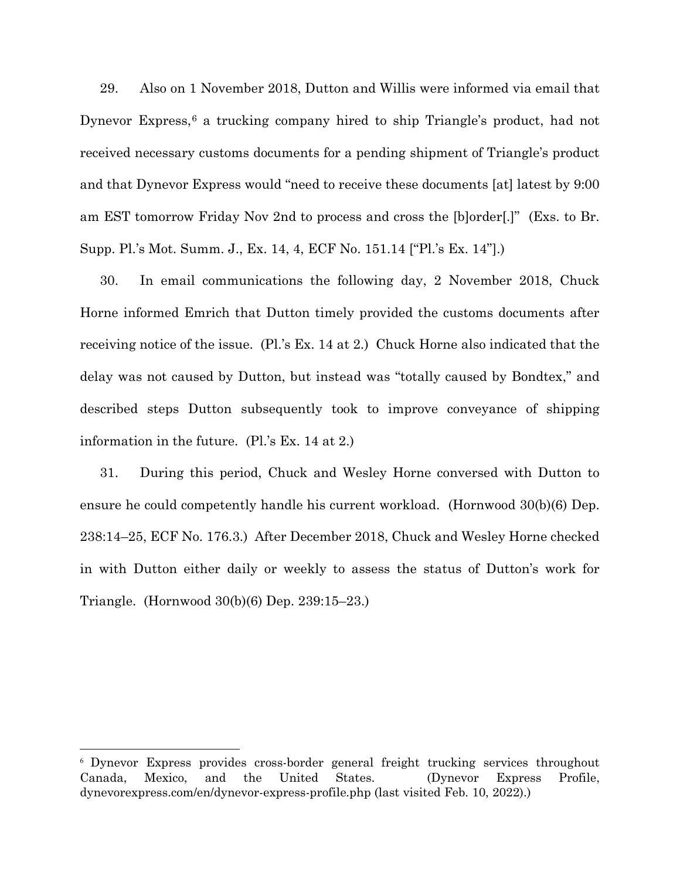29. Also on 1 November 2018, Dutton and Willis were informed via email that Dynevor Express,[6] a trucking company hired to ship Triangle's product, had not received necessary customs documents for a pending shipment of Triangle's product and that Dynevor Express would "need to receive these documents [at] latest by 9:00 am EST tomorrow Friday Nov 2nd to process and cross the [b]order[.]" (Exs. to Br. Supp. Pl.'s Mot. Summ. J., Ex. 14, 4, ECF No. 151.14 ["Pl.'s Ex. 14"].)

30. In email communications the following day, 2 November 2018, Chuck Horne informed Emrich that Dutton timely provided the customs documents after receiving notice of the issue. (Pl.'s Ex. 14 at 2.) Chuck Horne also indicated that the delay was not caused by Dutton, but instead was "totally caused by Bondtex," and described steps Dutton subsequently took to improve conveyance of shipping information in the future. (Pl.'s Ex. 14 at 2.)

31. During this period, Chuck and Wesley Horne conversed with Dutton to ensure he could competently handle his current workload. (Hornwood 30(b)(6) Dep. 238:14–25, ECF No. 176.3.) After December 2018, Chuck and Wesley Horne checked in with Dutton either daily or weekly to assess the status of Dutton's work for Triangle. (Hornwood 30(b)(6) Dep. 239:15–23.)

---

[6] Dynevor Express provides cross-border general freight trucking services throughout Canada, Mexico, and the United States. (Dynevor Express Profile, dynevorexpress.com/en/dynevor-express-profile.php (last visited Feb. 10, 2022).)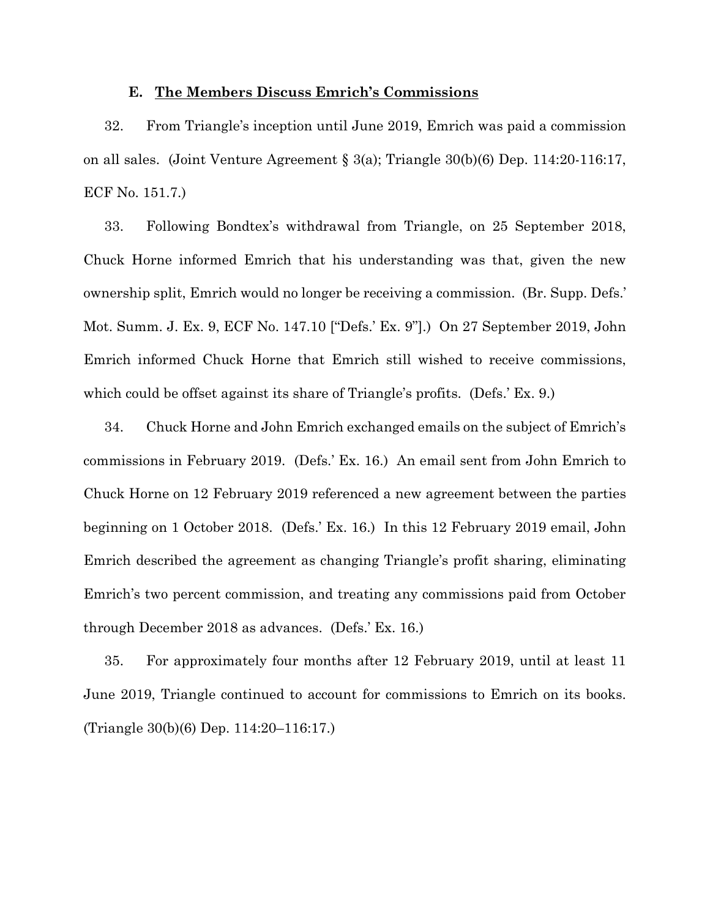### E. **The Members Discuss Emrich's Commissions**

32. From Triangle's inception until June 2019, Emrich was paid a commission on all sales. (Joint Venture Agreement § 3(a); Triangle 30(b)(6) Dep. 114:20-116:17, ECF No. 151.7.)

33. Following Bondtex's withdrawal from Triangle, on 25 September 2018, Chuck Horne informed Emrich that his understanding was that, given the new ownership split, Emrich would no longer be receiving a commission. (Br. Supp. Defs.' Mot. Summ. J. Ex. 9, ECF No. 147.10 ["Defs.' Ex. 9"].) On 27 September 2019, John Emrich informed Chuck Horne that Emrich still wished to receive commissions, which could be offset against its share of Triangle's profits. (Defs.' Ex. 9.)

34. Chuck Horne and John Emrich exchanged emails on the subject of Emrich's commissions in February 2019. (Defs.' Ex. 16.) An email sent from John Emrich to Chuck Horne on 12 February 2019 referenced a new agreement between the parties beginning on 1 October 2018. (Defs.' Ex. 16.) In this 12 February 2019 email, John Emrich described the agreement as changing Triangle's profit sharing, eliminating Emrich's two percent commission, and treating any commissions paid from October through December 2018 as advances. (Defs.' Ex. 16.)

35. For approximately four months after 12 February 2019, until at least 11 June 2019, Triangle continued to account for commissions to Emrich on its books. (Triangle 30(b)(6) Dep. 114:20–116:17.)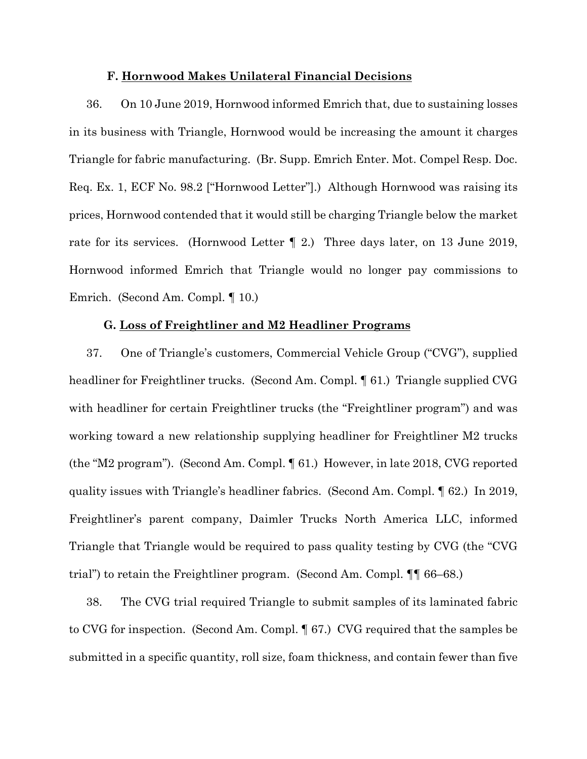### F. Hornwood Makes Unilateral Financial Decisions

36. On 10 June 2019, Hornwood informed Emrich that, due to sustaining losses in its business with Triangle, Hornwood would be increasing the amount it charges Triangle for fabric manufacturing. (Br. Supp. Emrich Enter. Mot. Compel Resp. Doc. Req. Ex. 1, ECF No. 98.2 ["Hornwood Letter"].) Although Hornwood was raising its prices, Hornwood contended that it would still be charging Triangle below the market rate for its services. (Hornwood Letter ¶ 2.) Three days later, on 13 June 2019, Hornwood informed Emrich that Triangle would no longer pay commissions to Emrich. (Second Am. Compl. ¶ 10.)

### G. Loss of Freightliner and M2 Headliner Programs

37. One of Triangle's customers, Commercial Vehicle Group ("CVG"), supplied headliner for Freightliner trucks. (Second Am. Compl. ¶ 61.) Triangle supplied CVG with headliner for certain Freightliner trucks (the "Freightliner program") and was working toward a new relationship supplying headliner for Freightliner M2 trucks (the "M2 program"). (Second Am. Compl. ¶ 61.) However, in late 2018, CVG reported quality issues with Triangle's headliner fabrics. (Second Am. Compl. ¶ 62.) In 2019, Freightliner's parent company, Daimler Trucks North America LLC, informed Triangle that Triangle would be required to pass quality testing by CVG (the "CVG trial") to retain the Freightliner program. (Second Am. Compl. ¶¶ 66–68.)

38. The CVG trial required Triangle to submit samples of its laminated fabric to CVG for inspection. (Second Am. Compl. ¶ 67.) CVG required that the samples be submitted in a specific quantity, roll size, foam thickness, and contain fewer than five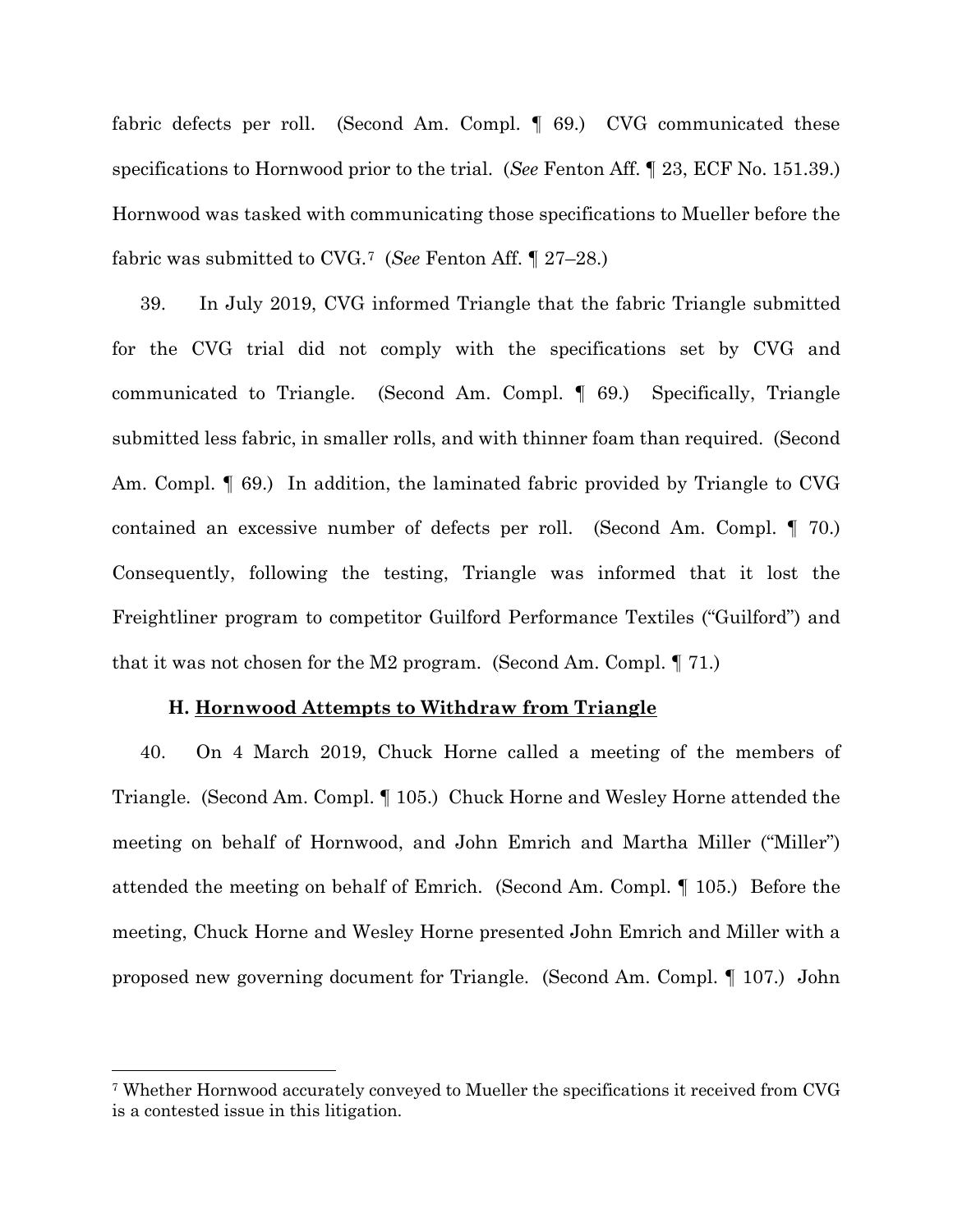fabric defects per roll. (Second Am. Compl. ¶ 69.) CVG communicated these specifications to Hornwood prior to the trial. (*See* Fenton Aff. ¶ 23, ECF No. 151.39.) Hornwood was tasked with communicating those specifications to Mueller before the fabric was submitted to CVG.[7] (*See* Fenton Aff. ¶ 27–28.)

39. In July 2019, CVG informed Triangle that the fabric Triangle submitted for the CVG trial did not comply with the specifications set by CVG and communicated to Triangle. (Second Am. Compl. ¶ 69.) Specifically, Triangle submitted less fabric, in smaller rolls, and with thinner foam than required. (Second Am. Compl. ¶ 69.) In addition, the laminated fabric provided by Triangle to CVG contained an excessive number of defects per roll. (Second Am. Compl. ¶ 70.) Consequently, following the testing, Triangle was informed that it lost the Freightliner program to competitor Guilford Performance Textiles ("Guilford") and that it was not chosen for the M2 program. (Second Am. Compl. ¶ 71.)

### H. <u>Hornwood Attempts to Withdraw from Triangle</u>

40. On 4 March 2019, Chuck Horne called a meeting of the members of Triangle. (Second Am. Compl. ¶ 105.) Chuck Horne and Wesley Horne attended the meeting on behalf of Hornwood, and John Emrich and Martha Miller ("Miller") attended the meeting on behalf of Emrich. (Second Am. Compl. ¶ 105.) Before the meeting, Chuck Horne and Wesley Horne presented John Emrich and Miller with a proposed new governing document for Triangle. (Second Am. Compl. ¶ 107.) John

[7] Whether Hornwood accurately conveyed to Mueller the specifications it received from CVG is a contested issue in this litigation.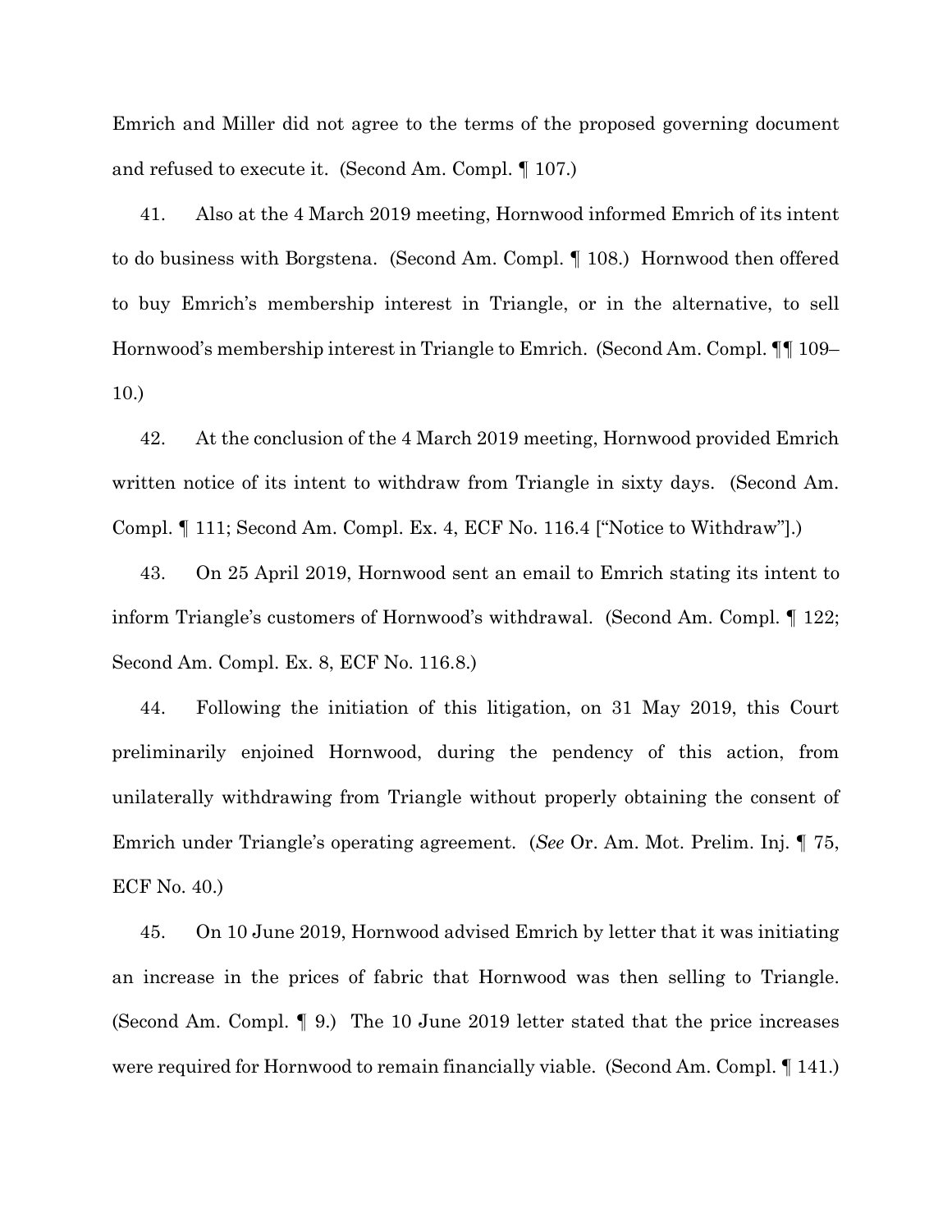Emrich and Miller did not agree to the terms of the proposed governing document and refused to execute it. (Second Am. Compl. ¶ 107.)

41. Also at the 4 March 2019 meeting, Hornwood informed Emrich of its intent to do business with Borgstena. (Second Am. Compl. ¶ 108.) Hornwood then offered to buy Emrich's membership interest in Triangle, or in the alternative, to sell Hornwood's membership interest in Triangle to Emrich. (Second Am. Compl. ¶¶ 109–10.)

42. At the conclusion of the 4 March 2019 meeting, Hornwood provided Emrich written notice of its intent to withdraw from Triangle in sixty days. (Second Am. Compl. ¶ 111; Second Am. Compl. Ex. 4, ECF No. 116.4 ["Notice to Withdraw"].)

43. On 25 April 2019, Hornwood sent an email to Emrich stating its intent to inform Triangle's customers of Hornwood's withdrawal. (Second Am. Compl. ¶ 122; Second Am. Compl. Ex. 8, ECF No. 116.8.)

44. Following the initiation of this litigation, on 31 May 2019, this Court preliminarily enjoined Hornwood, during the pendency of this action, from unilaterally withdrawing from Triangle without properly obtaining the consent of Emrich under Triangle's operating agreement. (*See* Or. Am. Mot. Prelim. Inj. ¶ 75, ECF No. 40.)

45. On 10 June 2019, Hornwood advised Emrich by letter that it was initiating an increase in the prices of fabric that Hornwood was then selling to Triangle. (Second Am. Compl. ¶ 9.) The 10 June 2019 letter stated that the price increases were required for Hornwood to remain financially viable. (Second Am. Compl. ¶ 141.)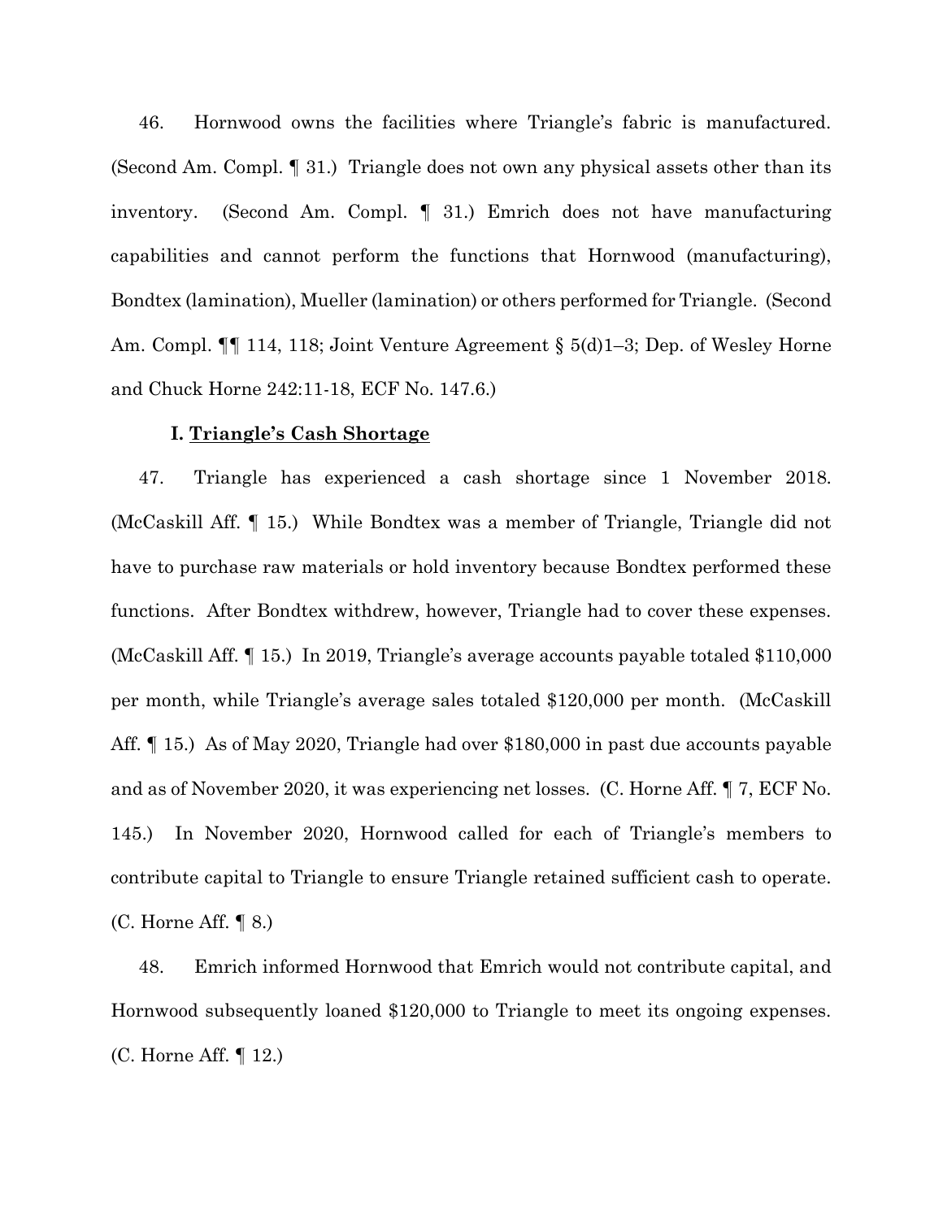46. Hornwood owns the facilities where Triangle's fabric is manufactured. (Second Am. Compl. ¶ 31.) Triangle does not own any physical assets other than its inventory. (Second Am. Compl. ¶ 31.) Emrich does not have manufacturing capabilities and cannot perform the functions that Hornwood (manufacturing), Bondtex (lamination), Mueller (lamination) or others performed for Triangle. (Second Am. Compl. ¶¶ 114, 118; Joint Venture Agreement § 5(d)1–3; Dep. of Wesley Horne and Chuck Horne 242:11-18, ECF No. 147.6.)

### I. <u>Triangle's Cash Shortage</u>

47. Triangle has experienced a cash shortage since 1 November 2018. (McCaskill Aff. ¶ 15.) While Bondtex was a member of Triangle, Triangle did not have to purchase raw materials or hold inventory because Bondtex performed these functions. After Bondtex withdrew, however, Triangle had to cover these expenses. (McCaskill Aff. ¶ 15.) In 2019, Triangle's average accounts payable totaled $110,000 per month, while Triangle's average sales totaled $120,000 per month. (McCaskill Aff. ¶ 15.) As of May 2020, Triangle had over $180,000 in past due accounts payable and as of November 2020, it was experiencing net losses. (C. Horne Aff. ¶ 7, ECF No. 145.) In November 2020, Hornwood called for each of Triangle's members to contribute capital to Triangle to ensure Triangle retained sufficient cash to operate. (C. Horne Aff. ¶ 8.)

48. Emrich informed Hornwood that Emrich would not contribute capital, and Hornwood subsequently loaned $120,000 to Triangle to meet its ongoing expenses. (C. Horne Aff. ¶ 12.)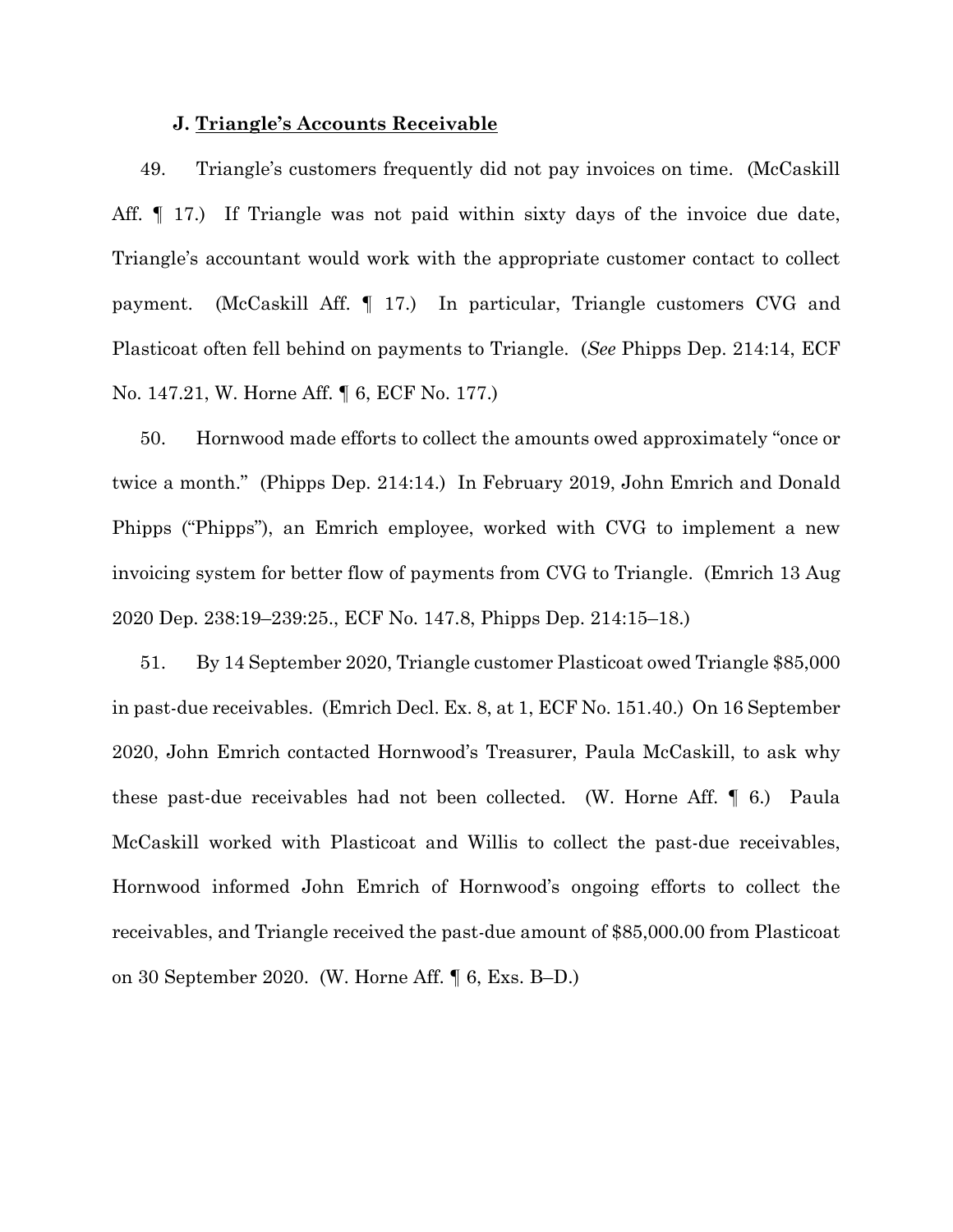### J. Triangle's Accounts Receivable

49. Triangle's customers frequently did not pay invoices on time. (McCaskill Aff. ¶ 17.) If Triangle was not paid within sixty days of the invoice due date, Triangle's accountant would work with the appropriate customer contact to collect payment. (McCaskill Aff. ¶ 17.) In particular, Triangle customers CVG and Plasticoat often fell behind on payments to Triangle. (*See* Phipps Dep. 214:14, ECF No. 147.21, W. Horne Aff. ¶ 6, ECF No. 177.)

50. Hornwood made efforts to collect the amounts owed approximately "once or twice a month." (Phipps Dep. 214:14.) In February 2019, John Emrich and Donald Phipps ("Phipps"), an Emrich employee, worked with CVG to implement a new invoicing system for better flow of payments from CVG to Triangle. (Emrich 13 Aug 2020 Dep. 238:19–239:25., ECF No. 147.8, Phipps Dep. 214:15–18.)

51. By 14 September 2020, Triangle customer Plasticoat owed Triangle $85,000 in past-due receivables. (Emrich Decl. Ex. 8, at 1, ECF No. 151.40.) On 16 September 2020, John Emrich contacted Hornwood's Treasurer, Paula McCaskill, to ask why these past-due receivables had not been collected. (W. Horne Aff. ¶ 6.) Paula McCaskill worked with Plasticoat and Willis to collect the past-due receivables, Hornwood informed John Emrich of Hornwood's ongoing efforts to collect the receivables, and Triangle received the past-due amount of $85,000.00 from Plasticoat on 30 September 2020. (W. Horne Aff. ¶ 6, Exs. B–D.)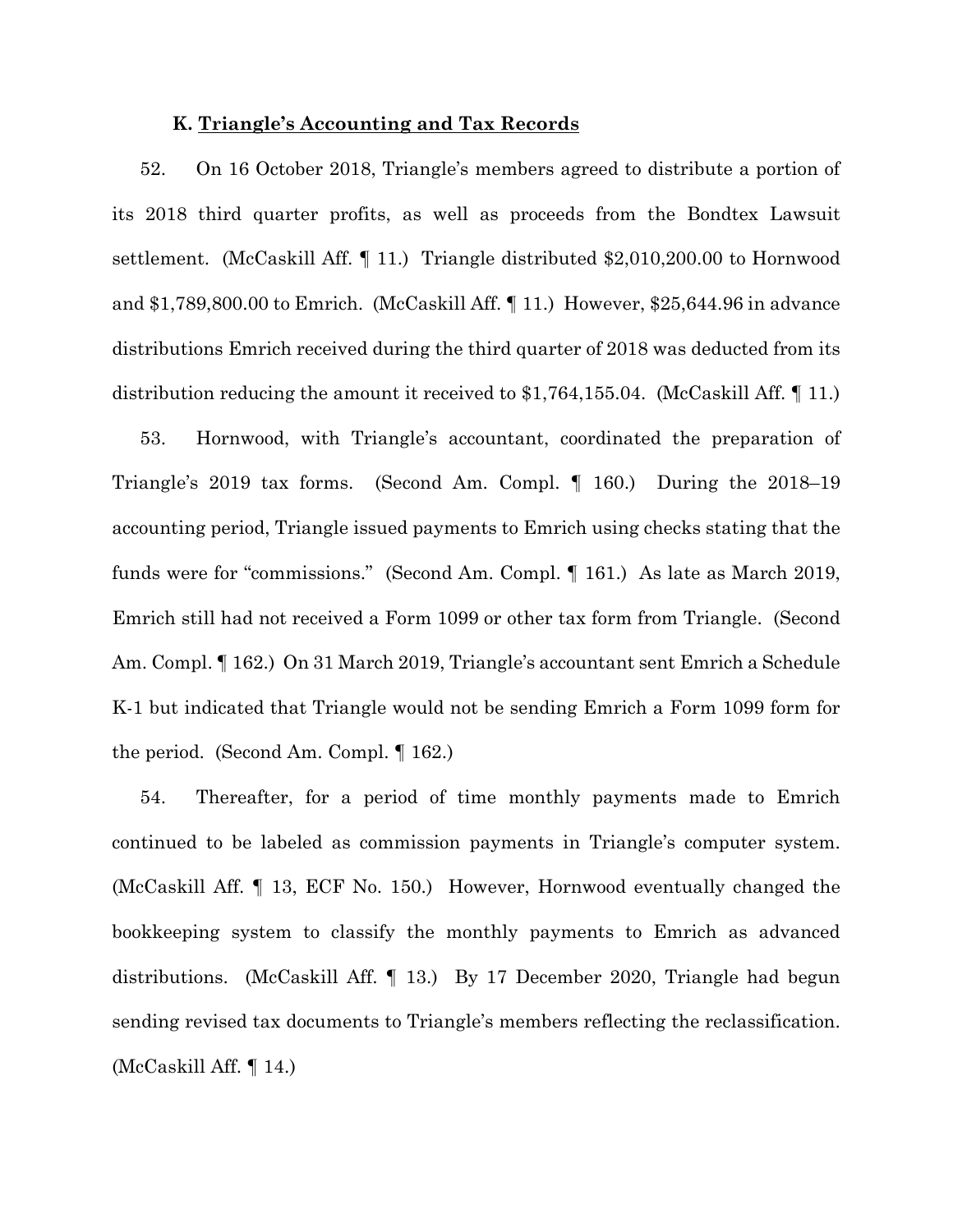### K. Triangle's Accounting and Tax Records

52. On 16 October 2018, Triangle's members agreed to distribute a portion of its 2018 third quarter profits, as well as proceeds from the Bondtex Lawsuit settlement. (McCaskill Aff. ¶ 11.) Triangle distributed $2,010,200.00 to Hornwood and $1,789,800.00 to Emrich. (McCaskill Aff. ¶ 11.) However, $25,644.96 in advance distributions Emrich received during the third quarter of 2018 was deducted from its distribution reducing the amount it received to $1,764,155.04. (McCaskill Aff. ¶ 11.)

53. Hornwood, with Triangle's accountant, coordinated the preparation of Triangle's 2019 tax forms. (Second Am. Compl. ¶ 160.) During the 2018–19 accounting period, Triangle issued payments to Emrich using checks stating that the funds were for "commissions." (Second Am. Compl. ¶ 161.) As late as March 2019, Emrich still had not received a Form 1099 or other tax form from Triangle. (Second Am. Compl. ¶ 162.) On 31 March 2019, Triangle's accountant sent Emrich a Schedule K-1 but indicated that Triangle would not be sending Emrich a Form 1099 form for the period. (Second Am. Compl. ¶ 162.)

54. Thereafter, for a period of time monthly payments made to Emrich continued to be labeled as commission payments in Triangle's computer system. (McCaskill Aff. ¶ 13, ECF No. 150.) However, Hornwood eventually changed the bookkeeping system to classify the monthly payments to Emrich as advanced distributions. (McCaskill Aff. ¶ 13.) By 17 December 2020, Triangle had begun sending revised tax documents to Triangle's members reflecting the reclassification. (McCaskill Aff. ¶ 14.)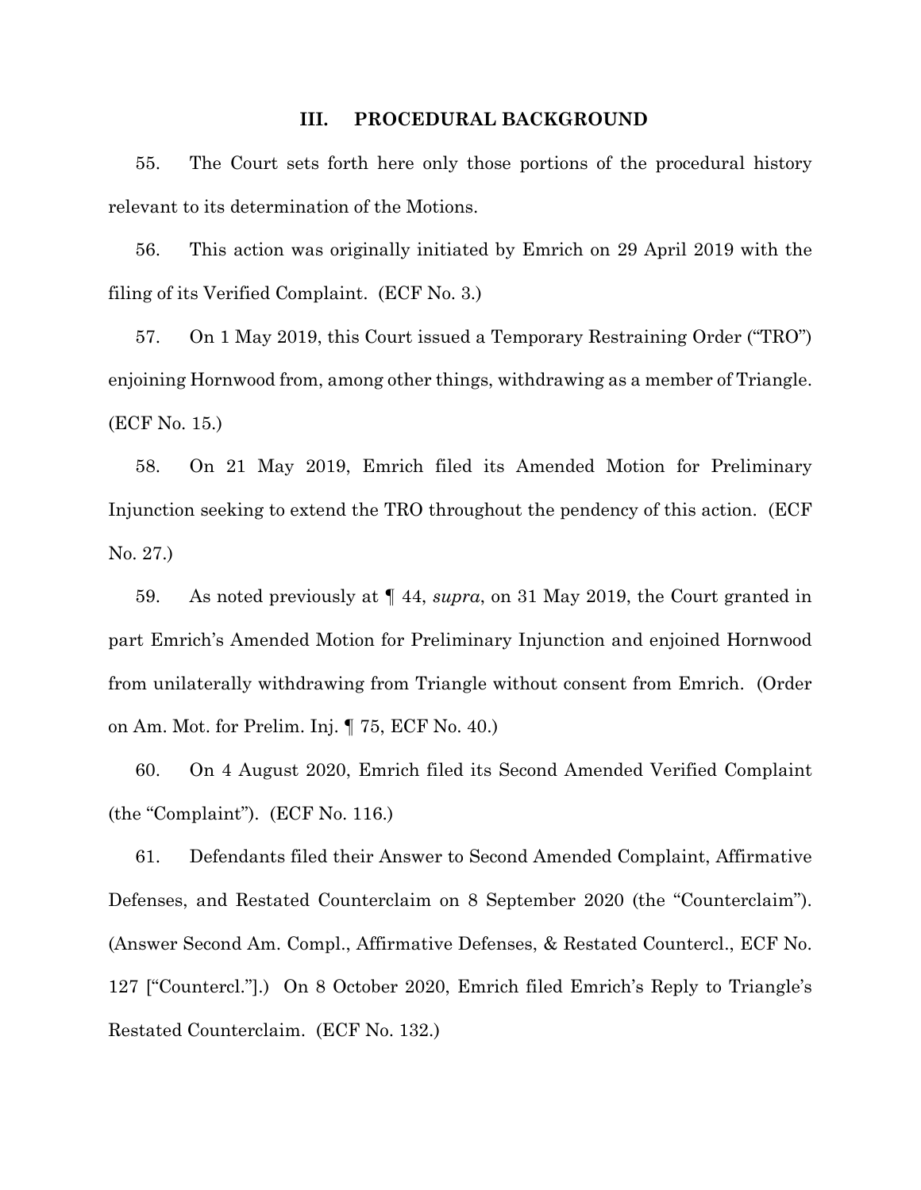## III. PROCEDURAL BACKGROUND

55. The Court sets forth here only those portions of the procedural history relevant to its determination of the Motions.

56. This action was originally initiated by Emrich on 29 April 2019 with the filing of its Verified Complaint. (ECF No. 3.)

57. On 1 May 2019, this Court issued a Temporary Restraining Order ("TRO") enjoining Hornwood from, among other things, withdrawing as a member of Triangle. (ECF No. 15.)

58. On 21 May 2019, Emrich filed its Amended Motion for Preliminary Injunction seeking to extend the TRO throughout the pendency of this action. (ECF No. 27.)

59. As noted previously at ¶ 44, *supra*, on 31 May 2019, the Court granted in part Emrich's Amended Motion for Preliminary Injunction and enjoined Hornwood from unilaterally withdrawing from Triangle without consent from Emrich. (Order on Am. Mot. for Prelim. Inj. ¶ 75, ECF No. 40.)

60. On 4 August 2020, Emrich filed its Second Amended Verified Complaint (the "Complaint"). (ECF No. 116.)

61. Defendants filed their Answer to Second Amended Complaint, Affirmative Defenses, and Restated Counterclaim on 8 September 2020 (the "Counterclaim"). (Answer Second Am. Compl., Affirmative Defenses, & Restated Countercl., ECF No. 127 ["Countercl."].) On 8 October 2020, Emrich filed Emrich's Reply to Triangle's Restated Counterclaim. (ECF No. 132.)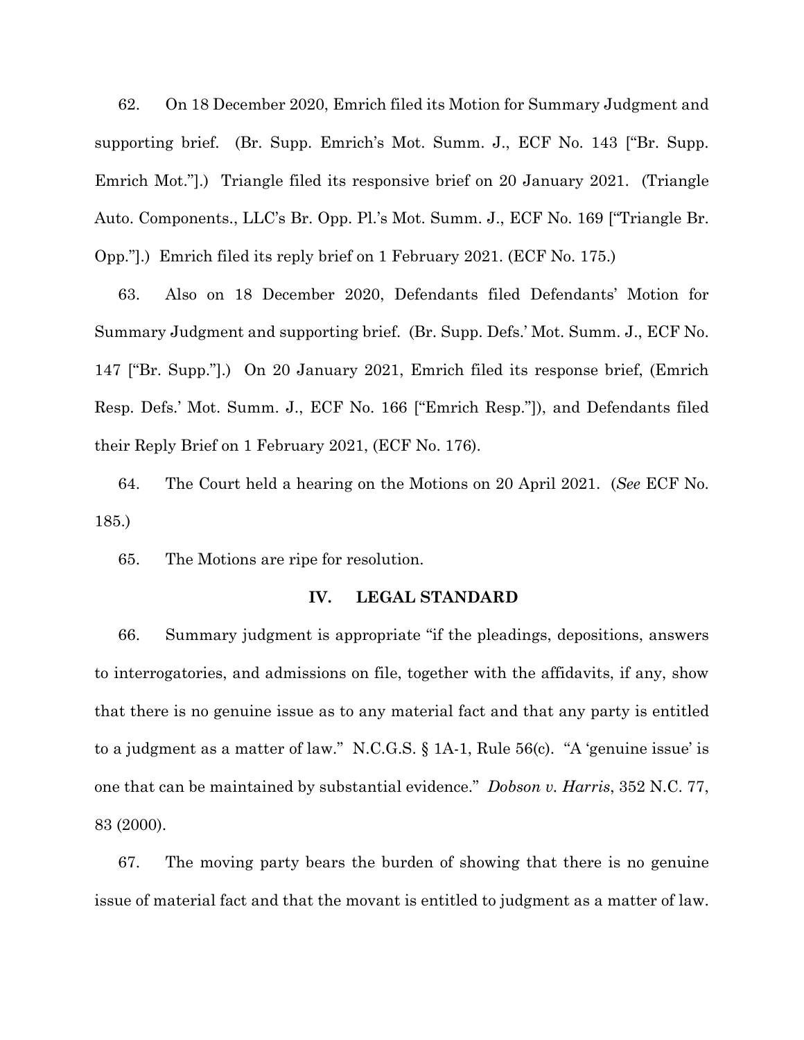62. On 18 December 2020, Emrich filed its Motion for Summary Judgment and supporting brief. (Br. Supp. Emrich's Mot. Summ. J., ECF No. 143 ["Br. Supp. Emrich Mot."].) Triangle filed its responsive brief on 20 January 2021. (Triangle Auto. Components., LLC's Br. Opp. Pl.'s Mot. Summ. J., ECF No. 169 ["Triangle Br. Opp."].) Emrich filed its reply brief on 1 February 2021. (ECF No. 175.)

63. Also on 18 December 2020, Defendants filed Defendants' Motion for Summary Judgment and supporting brief. (Br. Supp. Defs.' Mot. Summ. J., ECF No. 147 ["Br. Supp."].) On 20 January 2021, Emrich filed its response brief, (Emrich Resp. Defs.' Mot. Summ. J., ECF No. 166 ["Emrich Resp."]), and Defendants filed their Reply Brief on 1 February 2021, (ECF No. 176).

64. The Court held a hearing on the Motions on 20 April 2021. (*See* ECF No. 185.)

65. The Motions are ripe for resolution.

## IV. LEGAL STANDARD

66. Summary judgment is appropriate "if the pleadings, depositions, answers to interrogatories, and admissions on file, together with the affidavits, if any, show that there is no genuine issue as to any material fact and that any party is entitled to a judgment as a matter of law." N.C.G.S. § 1A-1, Rule 56(c). "A 'genuine issue' is one that can be maintained by substantial evidence." *Dobson v. Harris*, 352 N.C. 77, 83 (2000).

67. The moving party bears the burden of showing that there is no genuine issue of material fact and that the movant is entitled to judgment as a matter of law.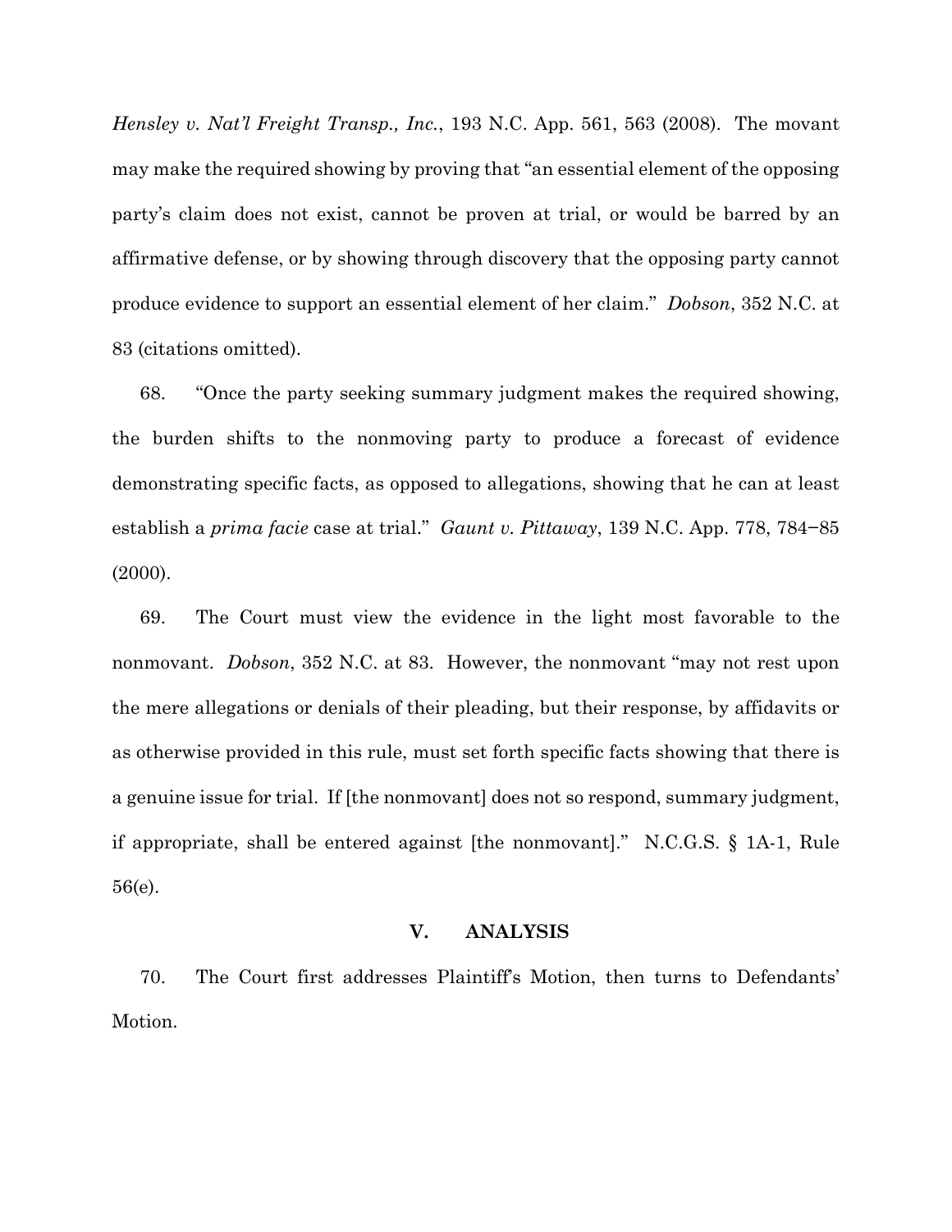*Hensley v. Nat'l Freight Transp., Inc.*, 193 N.C. App. 561, 563 (2008). The movant may make the required showing by proving that "an essential element of the opposing party's claim does not exist, cannot be proven at trial, or would be barred by an affirmative defense, or by showing through discovery that the opposing party cannot produce evidence to support an essential element of her claim." *Dobson*, 352 N.C. at 83 (citations omitted).

68. "Once the party seeking summary judgment makes the required showing, the burden shifts to the nonmoving party to produce a forecast of evidence demonstrating specific facts, as opposed to allegations, showing that he can at least establish a *prima facie* case at trial." *Gaunt v. Pittaway*, 139 N.C. App. 778, 784–85 (2000).

69. The Court must view the evidence in the light most favorable to the nonmovant. *Dobson*, 352 N.C. at 83. However, the nonmovant "may not rest upon the mere allegations or denials of their pleading, but their response, by affidavits or as otherwise provided in this rule, must set forth specific facts showing that there is a genuine issue for trial. If [the nonmovant] does not so respond, summary judgment, if appropriate, shall be entered against [the nonmovant]." N.C.G.S. § 1A-1, Rule 56(e).

## V. ANALYSIS

70. The Court first addresses Plaintiff's Motion, then turns to Defendants' Motion.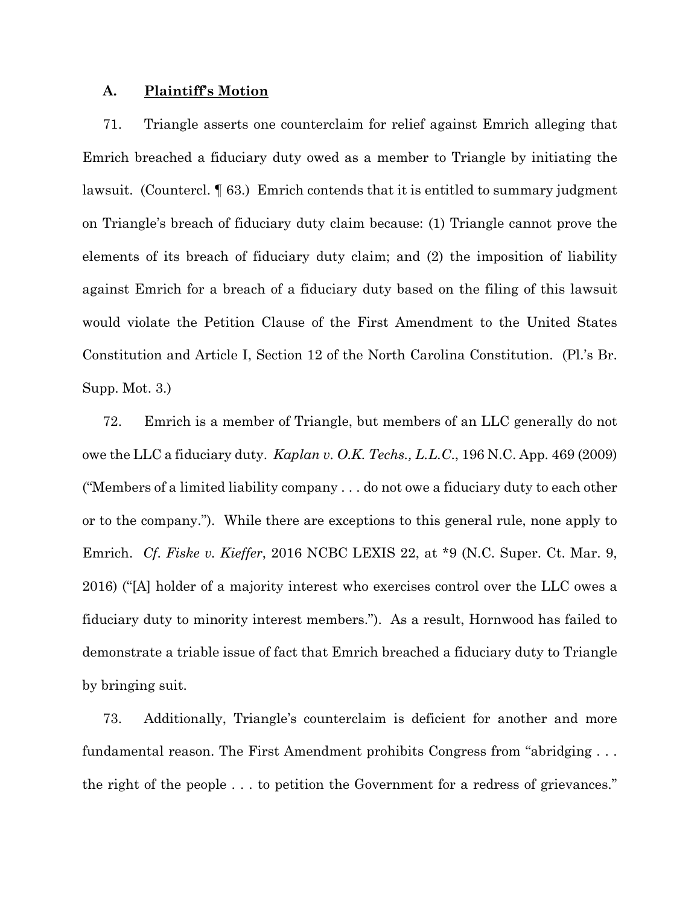### A. **Plaintiff's Motion**

71. Triangle asserts one counterclaim for relief against Emrich alleging that Emrich breached a fiduciary duty owed as a member to Triangle by initiating the lawsuit. (Countercl. ¶ 63.) Emrich contends that it is entitled to summary judgment on Triangle's breach of fiduciary duty claim because: (1) Triangle cannot prove the elements of its breach of fiduciary duty claim; and (2) the imposition of liability against Emrich for a breach of a fiduciary duty based on the filing of this lawsuit would violate the Petition Clause of the First Amendment to the United States Constitution and Article I, Section 12 of the North Carolina Constitution. (Pl.'s Br. Supp. Mot. 3.)

72. Emrich is a member of Triangle, but members of an LLC generally do not owe the LLC a fiduciary duty. *Kaplan v. O.K. Techs., L.L.C.*, 196 N.C. App. 469 (2009) ("Members of a limited liability company . . . do not owe a fiduciary duty to each other or to the company."). While there are exceptions to this general rule, none apply to Emrich. *Cf. Fiske v. Kieffer*, 2016 NCBC LEXIS 22, at *9 (N.C. Super. Ct. Mar. 9, 2016) ("[A] holder of a majority interest who exercises control over the LLC owes a fiduciary duty to minority interest members."). As a result, Hornwood has failed to demonstrate a triable issue of fact that Emrich breached a fiduciary duty to Triangle by bringing suit.

73. Additionally, Triangle's counterclaim is deficient for another and more fundamental reason. The First Amendment prohibits Congress from "abridging . . . the right of the people . . . to petition the Government for a redress of grievances."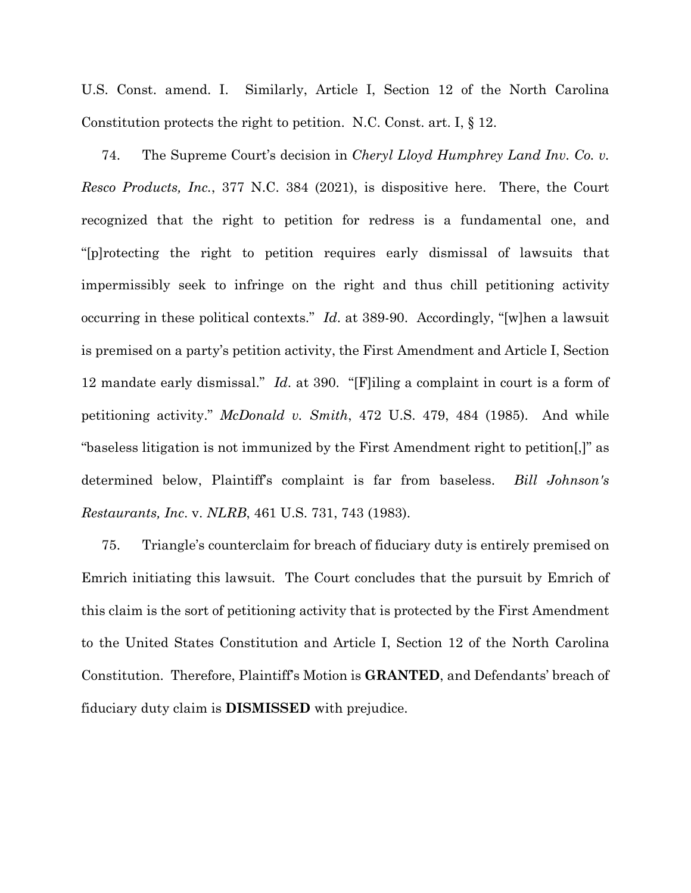U.S. Const. amend. I. Similarly, Article I, Section 12 of the North Carolina Constitution protects the right to petition. N.C. Const. art. I, § 12.

74. The Supreme Court's decision in *Cheryl Lloyd Humphrey Land Inv. Co. v. Resco Products, Inc.*, 377 N.C. 384 (2021), is dispositive here. There, the Court recognized that the right to petition for redress is a fundamental one, and "[p]rotecting the right to petition requires early dismissal of lawsuits that impermissibly seek to infringe on the right and thus chill petitioning activity occurring in these political contexts." *Id*. at 389-90. Accordingly, "[w]hen a lawsuit is premised on a party's petition activity, the First Amendment and Article I, Section 12 mandate early dismissal." *Id*. at 390. "[F]iling a complaint in court is a form of petitioning activity." *McDonald v. Smith*, 472 U.S. 479, 484 (1985). And while "baseless litigation is not immunized by the First Amendment right to petition[,]" as determined below, Plaintiff's complaint is far from baseless. *Bill Johnson's Restaurants, Inc*. v. *NLRB*, 461 U.S. 731, 743 (1983).

75. Triangle's counterclaim for breach of fiduciary duty is entirely premised on Emrich initiating this lawsuit. The Court concludes that the pursuit by Emrich of this claim is the sort of petitioning activity that is protected by the First Amendment to the United States Constitution and Article I, Section 12 of the North Carolina Constitution. Therefore, Plaintiff's Motion is **GRANTED**, and Defendants' breach of fiduciary duty claim is **DISMISSED** with prejudice.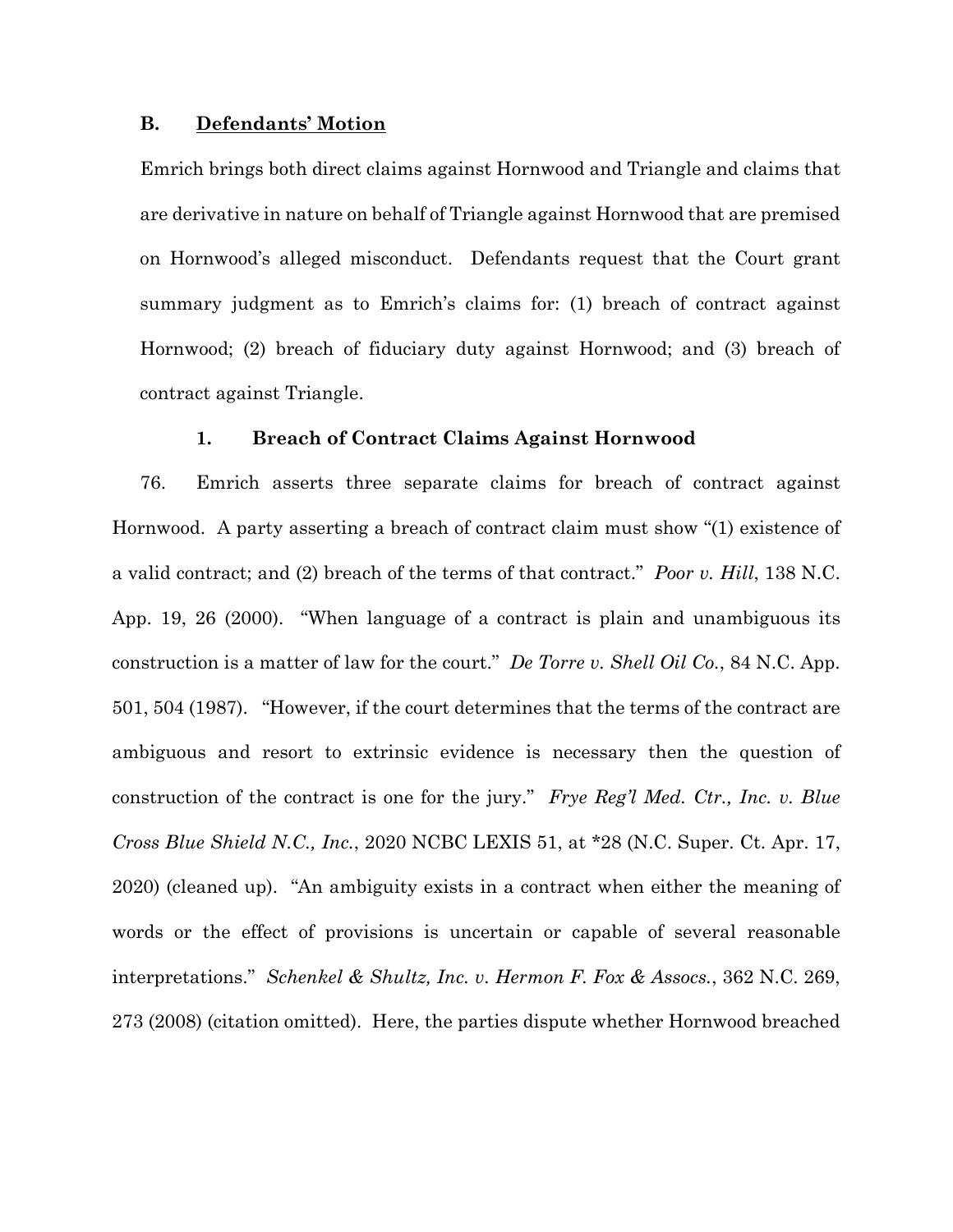### B. Defendants' Motion

Emrich brings both direct claims against Hornwood and Triangle and claims that are derivative in nature on behalf of Triangle against Hornwood that are premised on Hornwood's alleged misconduct. Defendants request that the Court grant summary judgment as to Emrich's claims for: (1) breach of contract against Hornwood; (2) breach of fiduciary duty against Hornwood; and (3) breach of contract against Triangle.

#### 1. Breach of Contract Claims Against Hornwood

76. Emrich asserts three separate claims for breach of contract against Hornwood. A party asserting a breach of contract claim must show "(1) existence of a valid contract; and (2) breach of the terms of that contract." *Poor v. Hill*, 138 N.C. App. 19, 26 (2000). "When language of a contract is plain and unambiguous its construction is a matter of law for the court." *De Torre v. Shell Oil Co.*, 84 N.C. App. 501, 504 (1987). "However, if the court determines that the terms of the contract are ambiguous and resort to extrinsic evidence is necessary then the question of construction of the contract is one for the jury." *Frye Reg'l Med. Ctr., Inc. v. Blue Cross Blue Shield N.C., Inc.*, 2020 NCBC LEXIS 51, at *28 (N.C. Super. Ct. Apr. 17, 2020) (cleaned up). "An ambiguity exists in a contract when either the meaning of words or the effect of provisions is uncertain or capable of several reasonable interpretations." *Schenkel & Shultz, Inc. v. Hermon F. Fox & Assocs.*, 362 N.C. 269, 273 (2008) (citation omitted). Here, the parties dispute whether Hornwood breached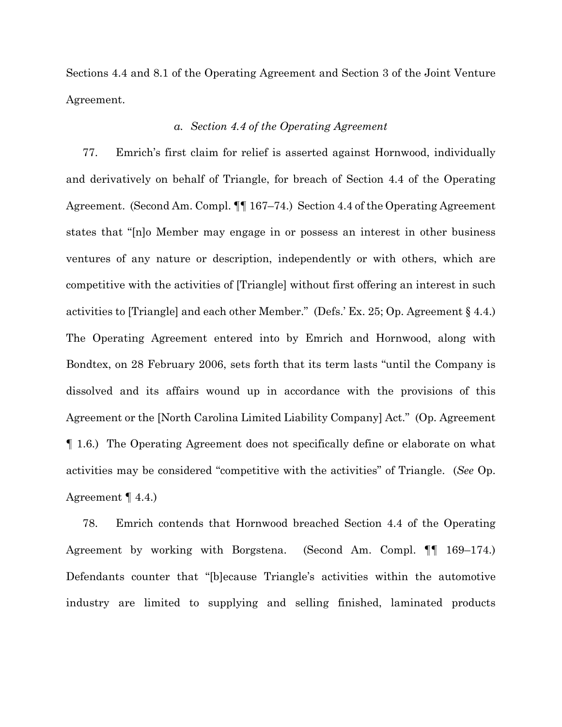Sections 4.4 and 8.1 of the Operating Agreement and Section 3 of the Joint Venture Agreement.

*a. Section 4.4 of the Operating Agreement*

77. Emrich's first claim for relief is asserted against Hornwood, individually and derivatively on behalf of Triangle, for breach of Section 4.4 of the Operating Agreement. (Second Am. Compl. ¶¶ 167–74.) Section 4.4 of the Operating Agreement states that "[n]o Member may engage in or possess an interest in other business ventures of any nature or description, independently or with others, which are competitive with the activities of [Triangle] without first offering an interest in such activities to [Triangle] and each other Member." (Defs.' Ex. 25; Op. Agreement § 4.4.) The Operating Agreement entered into by Emrich and Hornwood, along with Bondtex, on 28 February 2006, sets forth that its term lasts "until the Company is dissolved and its affairs wound up in accordance with the provisions of this Agreement or the [North Carolina Limited Liability Company] Act." (Op. Agreement ¶ 1.6.) The Operating Agreement does not specifically define or elaborate on what activities may be considered "competitive with the activities" of Triangle. (*See* Op. Agreement ¶ 4.4.)

78. Emrich contends that Hornwood breached Section 4.4 of the Operating Agreement by working with Borgstena. (Second Am. Compl. ¶¶ 169–174.) Defendants counter that "[b]ecause Triangle's activities within the automotive industry are limited to supplying and selling finished, laminated products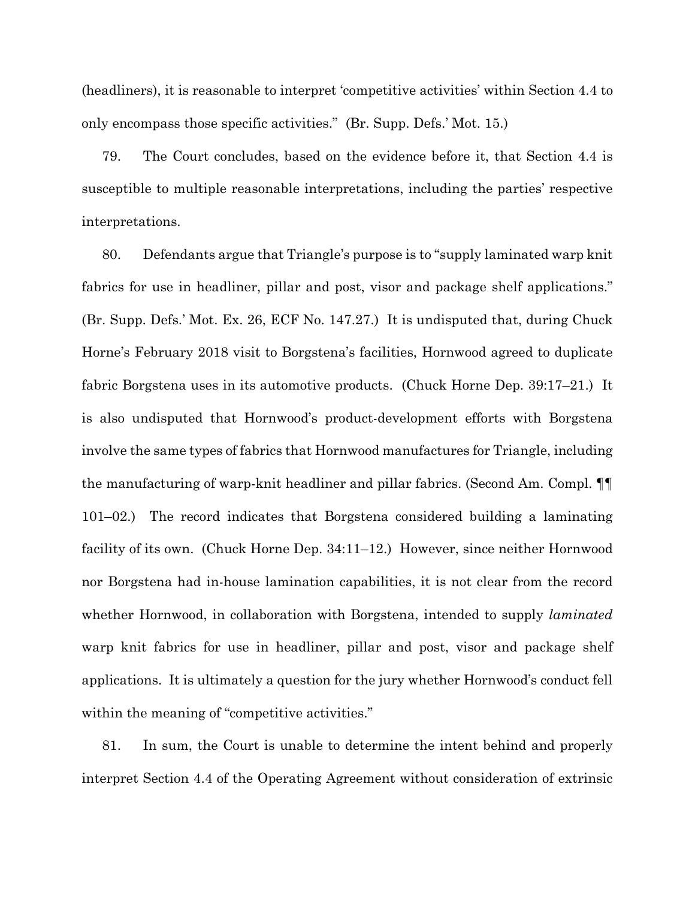(headliners), it is reasonable to interpret 'competitive activities' within Section 4.4 to only encompass those specific activities." (Br. Supp. Defs.' Mot. 15.)

79. The Court concludes, based on the evidence before it, that Section 4.4 is susceptible to multiple reasonable interpretations, including the parties' respective interpretations.

80. Defendants argue that Triangle's purpose is to "supply laminated warp knit fabrics for use in headliner, pillar and post, visor and package shelf applications." (Br. Supp. Defs.' Mot. Ex. 26, ECF No. 147.27.) It is undisputed that, during Chuck Horne's February 2018 visit to Borgstena's facilities, Hornwood agreed to duplicate fabric Borgstena uses in its automotive products. (Chuck Horne Dep. 39:17–21.) It is also undisputed that Hornwood's product-development efforts with Borgstena involve the same types of fabrics that Hornwood manufactures for Triangle, including the manufacturing of warp-knit headliner and pillar fabrics. (Second Am. Compl. ¶¶ 101–02.) The record indicates that Borgstena considered building a laminating facility of its own. (Chuck Horne Dep. 34:11–12.) However, since neither Hornwood nor Borgstena had in-house lamination capabilities, it is not clear from the record whether Hornwood, in collaboration with Borgstena, intended to supply *laminated* warp knit fabrics for use in headliner, pillar and post, visor and package shelf applications. It is ultimately a question for the jury whether Hornwood's conduct fell within the meaning of "competitive activities."

81. In sum, the Court is unable to determine the intent behind and properly interpret Section 4.4 of the Operating Agreement without consideration of extrinsic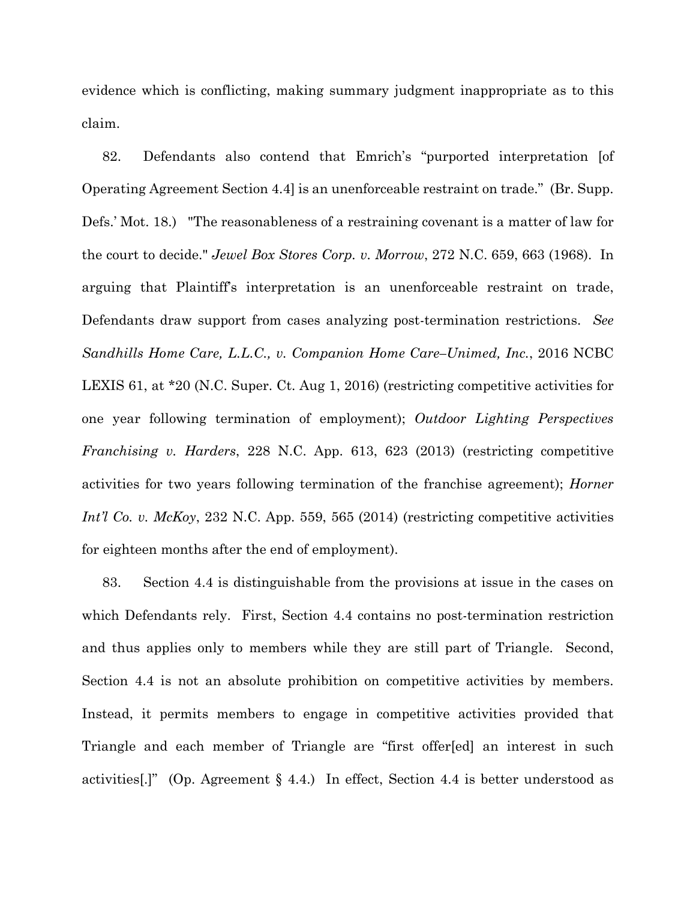evidence which is conflicting, making summary judgment inappropriate as to this claim.

82. Defendants also contend that Emrich's "purported interpretation [of Operating Agreement Section 4.4] is an unenforceable restraint on trade." (Br. Supp. Defs.' Mot. 18.) "The reasonableness of a restraining covenant is a matter of law for the court to decide." *Jewel Box Stores Corp. v. Morrow*, 272 N.C. 659, 663 (1968). In arguing that Plaintiff's interpretation is an unenforceable restraint on trade, Defendants draw support from cases analyzing post-termination restrictions. *See Sandhills Home Care, L.L.C., v. Companion Home Care–Unimed, Inc.*, 2016 NCBC LEXIS 61, at *20 (N.C. Super. Ct. Aug 1, 2016) (restricting competitive activities for one year following termination of employment); *Outdoor Lighting Perspectives Franchising v. Harders*, 228 N.C. App. 613, 623 (2013) (restricting competitive activities for two years following termination of the franchise agreement); *Horner Int'l Co. v. McKoy*, 232 N.C. App. 559, 565 (2014) (restricting competitive activities for eighteen months after the end of employment).

83. Section 4.4 is distinguishable from the provisions at issue in the cases on which Defendants rely. First, Section 4.4 contains no post-termination restriction and thus applies only to members while they are still part of Triangle. Second, Section 4.4 is not an absolute prohibition on competitive activities by members. Instead, it permits members to engage in competitive activities provided that Triangle and each member of Triangle are "first offer[ed] an interest in such activities[.]" (Op. Agreement § 4.4.) In effect, Section 4.4 is better understood as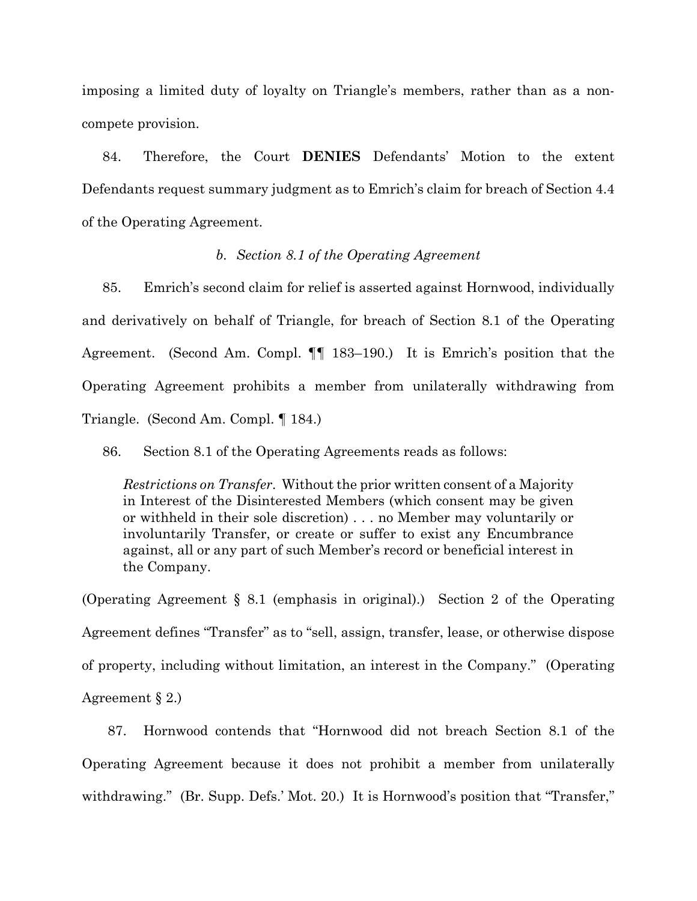imposing a limited duty of loyalty on Triangle's members, rather than as a non-compete provision.

84. Therefore, the Court **DENIES** Defendants' Motion to the extent Defendants request summary judgment as to Emrich's claim for breach of Section 4.4 of the Operating Agreement.

*b. Section 8.1 of the Operating Agreement*

85. Emrich's second claim for relief is asserted against Hornwood, individually and derivatively on behalf of Triangle, for breach of Section 8.1 of the Operating Agreement. (Second Am. Compl. ¶¶ 183–190.) It is Emrich's position that the Operating Agreement prohibits a member from unilaterally withdrawing from Triangle. (Second Am. Compl. ¶ 184.)

86. Section 8.1 of the Operating Agreements reads as follows:

> *Restrictions on Transfer*. Without the prior written consent of a Majority in Interest of the Disinterested Members (which consent may be given or withheld in their sole discretion) . . . no Member may voluntarily or involuntarily Transfer, or create or suffer to exist any Encumbrance against, all or any part of such Member's record or beneficial interest in the Company.

(Operating Agreement § 8.1 (emphasis in original).) Section 2 of the Operating Agreement defines "Transfer" as to "sell, assign, transfer, lease, or otherwise dispose of property, including without limitation, an interest in the Company." (Operating Agreement § 2.)

87. Hornwood contends that "Hornwood did not breach Section 8.1 of the Operating Agreement because it does not prohibit a member from unilaterally withdrawing." (Br. Supp. Defs.' Mot. 20.) It is Hornwood's position that "Transfer,"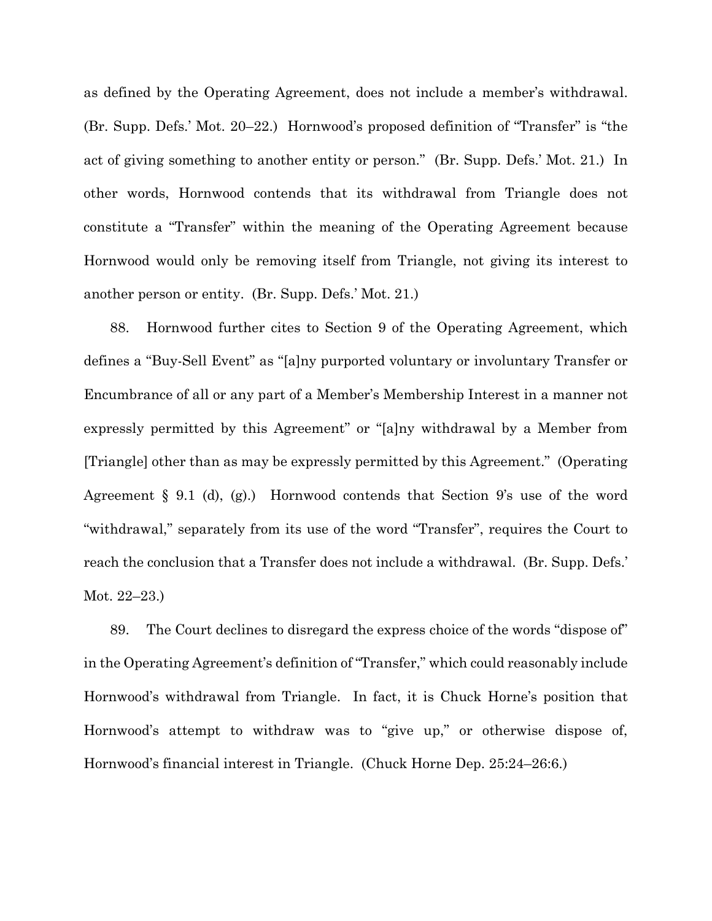as defined by the Operating Agreement, does not include a member's withdrawal. (Br. Supp. Defs.' Mot. 20–22.) Hornwood's proposed definition of "Transfer" is "the act of giving something to another entity or person." (Br. Supp. Defs.' Mot. 21.) In other words, Hornwood contends that its withdrawal from Triangle does not constitute a "Transfer" within the meaning of the Operating Agreement because Hornwood would only be removing itself from Triangle, not giving its interest to another person or entity. (Br. Supp. Defs.' Mot. 21.)

88. Hornwood further cites to Section 9 of the Operating Agreement, which defines a "Buy-Sell Event" as "[a]ny purported voluntary or involuntary Transfer or Encumbrance of all or any part of a Member's Membership Interest in a manner not expressly permitted by this Agreement" or "[a]ny withdrawal by a Member from [Triangle] other than as may be expressly permitted by this Agreement." (Operating Agreement § 9.1 (d), (g).) Hornwood contends that Section 9's use of the word "withdrawal," separately from its use of the word "Transfer", requires the Court to reach the conclusion that a Transfer does not include a withdrawal. (Br. Supp. Defs.' Mot. 22–23.)

89. The Court declines to disregard the express choice of the words "dispose of" in the Operating Agreement's definition of "Transfer," which could reasonably include Hornwood's withdrawal from Triangle. In fact, it is Chuck Horne's position that Hornwood's attempt to withdraw was to "give up," or otherwise dispose of, Hornwood's financial interest in Triangle. (Chuck Horne Dep. 25:24–26:6.)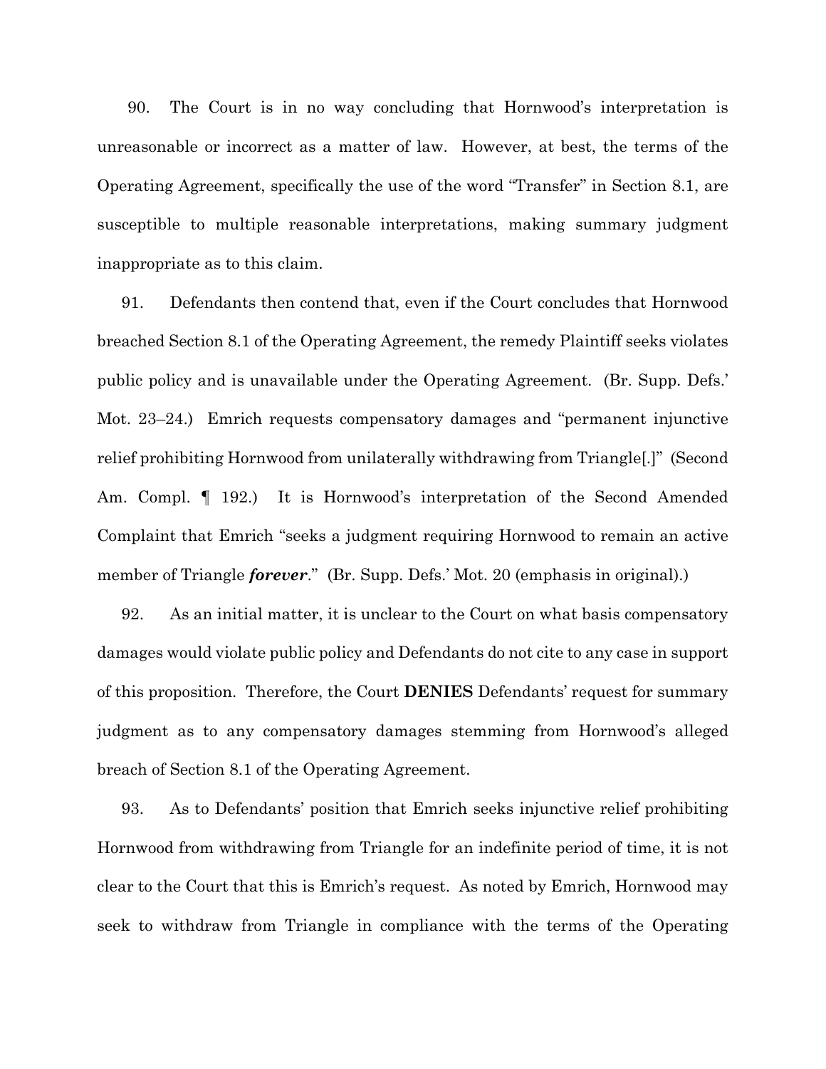90. The Court is in no way concluding that Hornwood's interpretation is unreasonable or incorrect as a matter of law. However, at best, the terms of the Operating Agreement, specifically the use of the word "Transfer" in Section 8.1, are susceptible to multiple reasonable interpretations, making summary judgment inappropriate as to this claim.

91. Defendants then contend that, even if the Court concludes that Hornwood breached Section 8.1 of the Operating Agreement, the remedy Plaintiff seeks violates public policy and is unavailable under the Operating Agreement. (Br. Supp. Defs.' Mot. 23–24.) Emrich requests compensatory damages and "permanent injunctive relief prohibiting Hornwood from unilaterally withdrawing from Triangle[.]" (Second Am. Compl. ¶ 192.) It is Hornwood's interpretation of the Second Amended Complaint that Emrich "seeks a judgment requiring Hornwood to remain an active member of Triangle ***forever***." (Br. Supp. Defs.' Mot. 20 (emphasis in original).)

92. As an initial matter, it is unclear to the Court on what basis compensatory damages would violate public policy and Defendants do not cite to any case in support of this proposition. Therefore, the Court **DENIES** Defendants' request for summary judgment as to any compensatory damages stemming from Hornwood's alleged breach of Section 8.1 of the Operating Agreement.

93. As to Defendants' position that Emrich seeks injunctive relief prohibiting Hornwood from withdrawing from Triangle for an indefinite period of time, it is not clear to the Court that this is Emrich's request. As noted by Emrich, Hornwood may seek to withdraw from Triangle in compliance with the terms of the Operating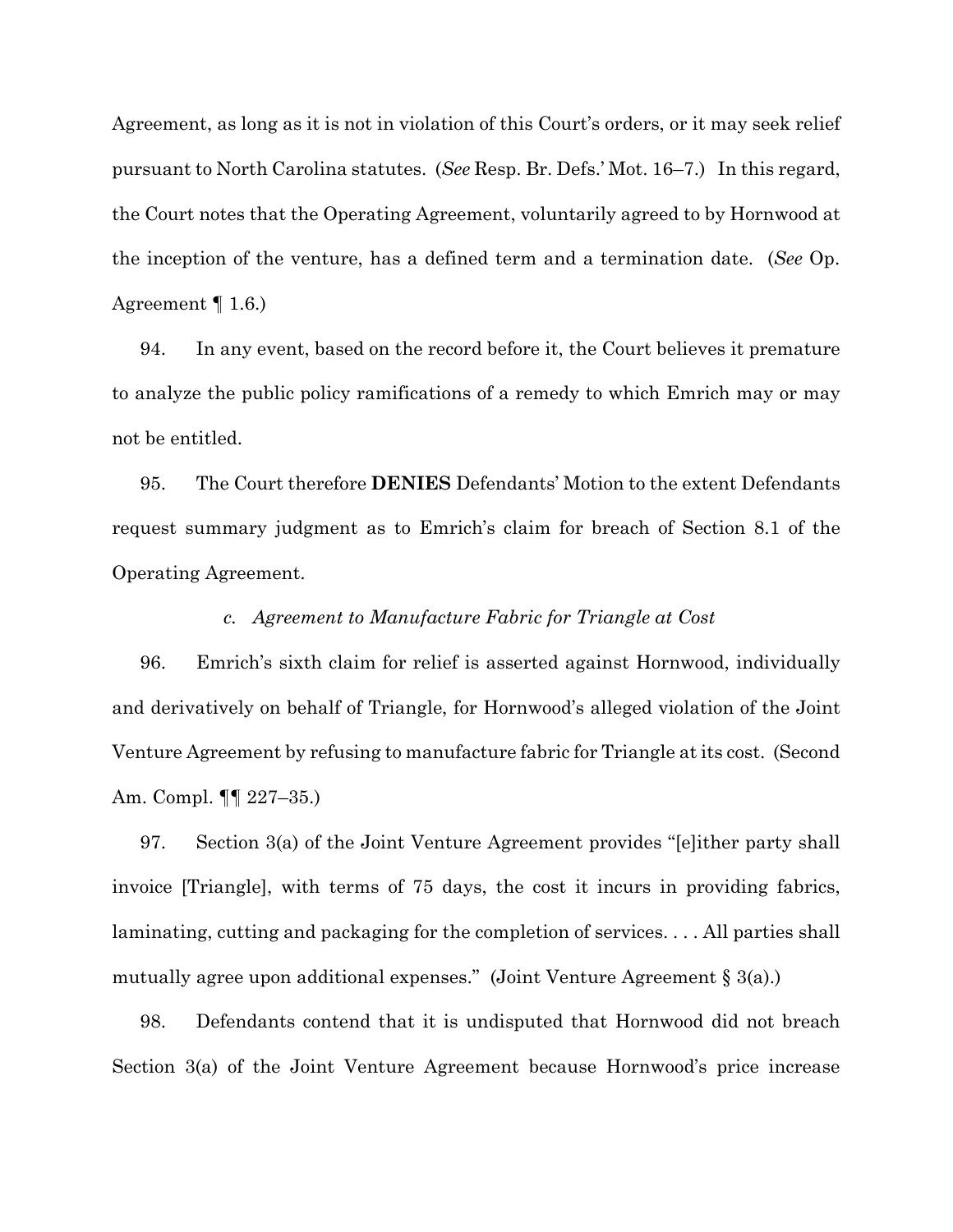Agreement, as long as it is not in violation of this Court's orders, or it may seek relief pursuant to North Carolina statutes. (*See* Resp. Br. Defs.' Mot. 16–7.) In this regard, the Court notes that the Operating Agreement, voluntarily agreed to by Hornwood at the inception of the venture, has a defined term and a termination date. (*See* Op. Agreement ¶ 1.6.)

94. In any event, based on the record before it, the Court believes it premature to analyze the public policy ramifications of a remedy to which Emrich may or may not be entitled.

95. The Court therefore **DENIES** Defendants' Motion to the extent Defendants request summary judgment as to Emrich's claim for breach of Section 8.1 of the Operating Agreement.

*c. Agreement to Manufacture Fabric for Triangle at Cost*

96. Emrich's sixth claim for relief is asserted against Hornwood, individually and derivatively on behalf of Triangle, for Hornwood's alleged violation of the Joint Venture Agreement by refusing to manufacture fabric for Triangle at its cost. (Second Am. Compl. ¶¶ 227–35.)

97. Section 3(a) of the Joint Venture Agreement provides "[e]ither party shall invoice [Triangle], with terms of 75 days, the cost it incurs in providing fabrics, laminating, cutting and packaging for the completion of services. . . . All parties shall mutually agree upon additional expenses." (Joint Venture Agreement § 3(a).)

98. Defendants contend that it is undisputed that Hornwood did not breach Section 3(a) of the Joint Venture Agreement because Hornwood's price increase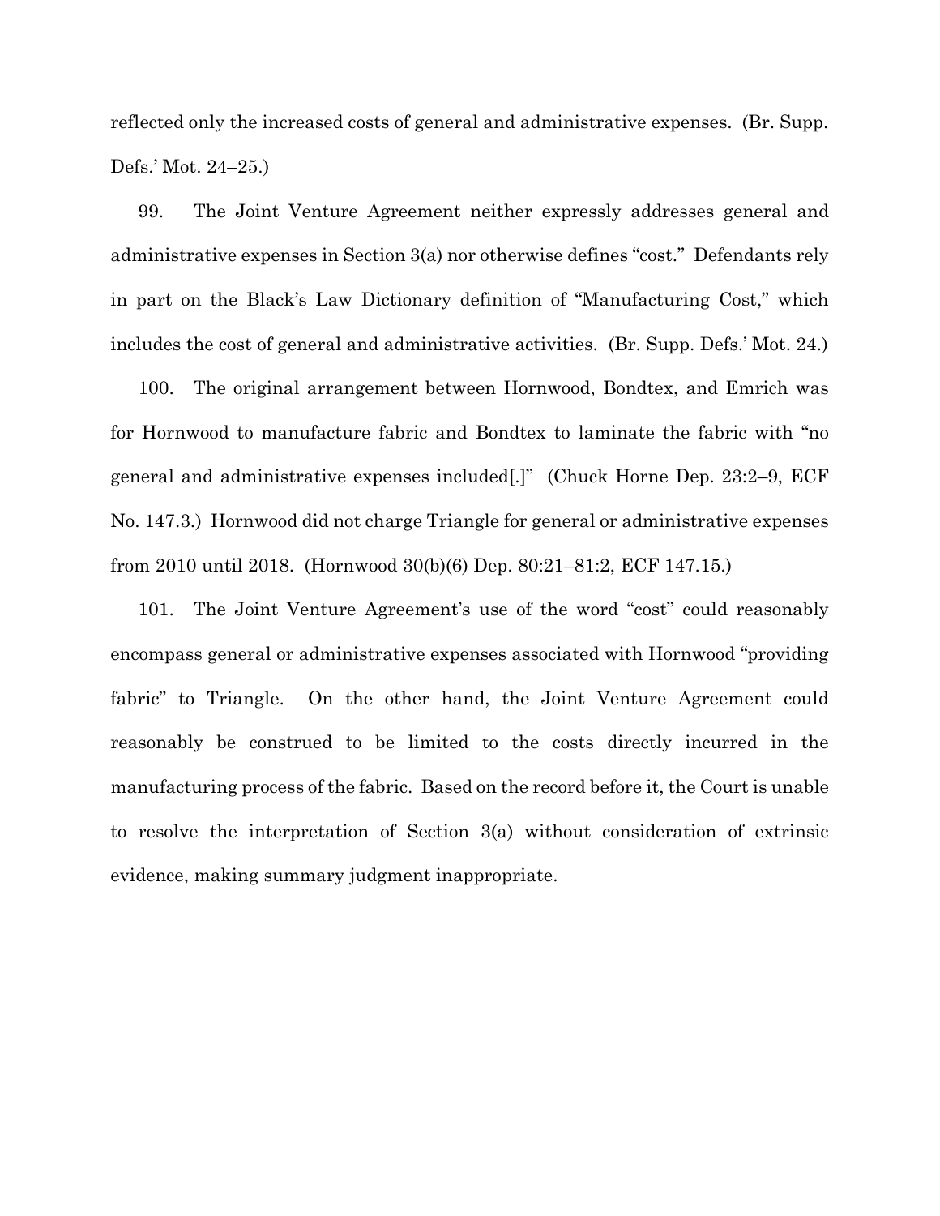reflected only the increased costs of general and administrative expenses. (Br. Supp. Defs.' Mot. 24–25.)

99. The Joint Venture Agreement neither expressly addresses general and administrative expenses in Section 3(a) nor otherwise defines "cost." Defendants rely in part on the Black's Law Dictionary definition of "Manufacturing Cost," which includes the cost of general and administrative activities. (Br. Supp. Defs.' Mot. 24.)

100. The original arrangement between Hornwood, Bondtex, and Emrich was for Hornwood to manufacture fabric and Bondtex to laminate the fabric with "no general and administrative expenses included[.]" (Chuck Horne Dep. 23:2–9, ECF No. 147.3.) Hornwood did not charge Triangle for general or administrative expenses from 2010 until 2018. (Hornwood 30(b)(6) Dep. 80:21–81:2, ECF 147.15.)

101. The Joint Venture Agreement's use of the word "cost" could reasonably encompass general or administrative expenses associated with Hornwood "providing fabric" to Triangle. On the other hand, the Joint Venture Agreement could reasonably be construed to be limited to the costs directly incurred in the manufacturing process of the fabric. Based on the record before it, the Court is unable to resolve the interpretation of Section 3(a) without consideration of extrinsic evidence, making summary judgment inappropriate.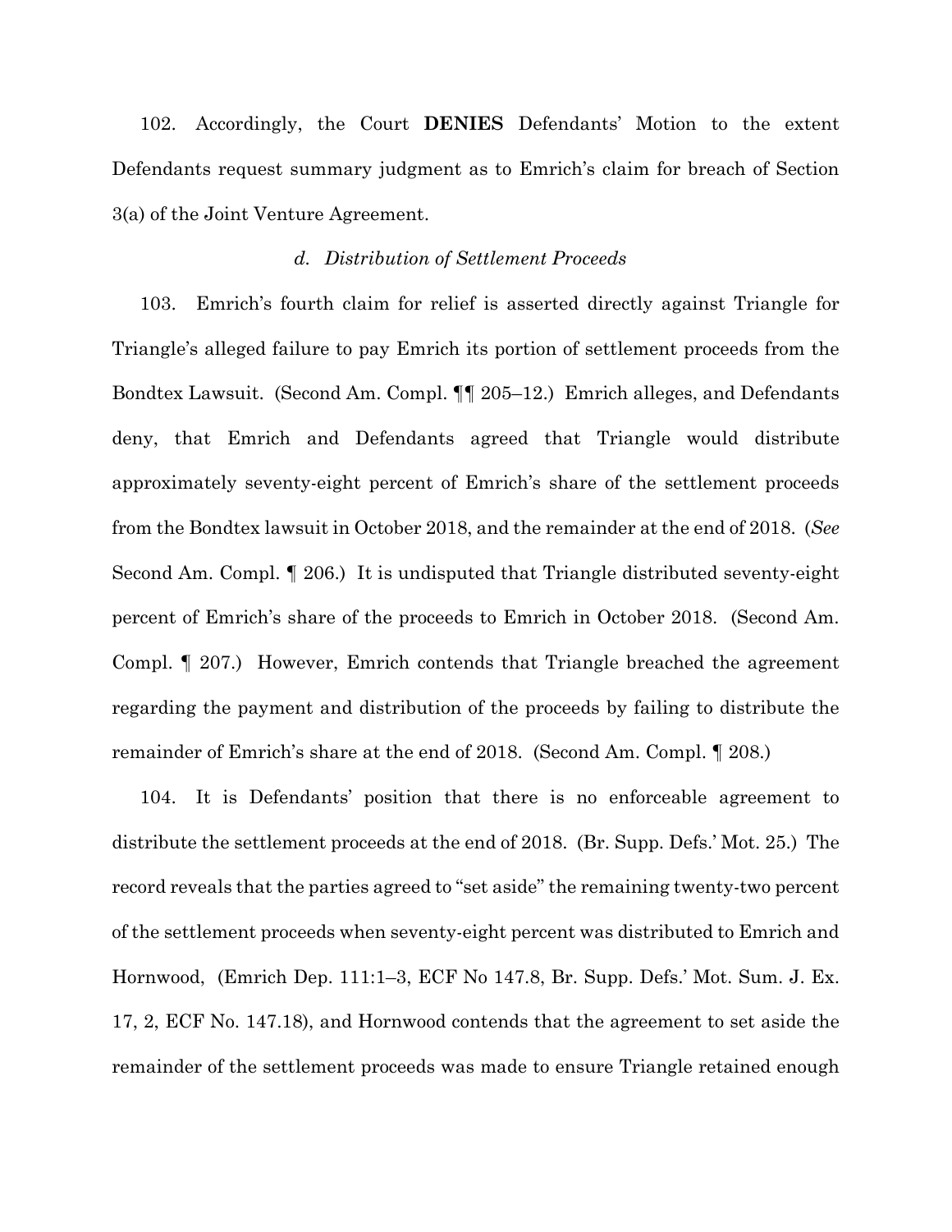102. Accordingly, the Court **DENIES** Defendants' Motion to the extent Defendants request summary judgment as to Emrich's claim for breach of Section 3(a) of the Joint Venture Agreement.

*d. Distribution of Settlement Proceeds*

103. Emrich's fourth claim for relief is asserted directly against Triangle for Triangle's alleged failure to pay Emrich its portion of settlement proceeds from the Bondtex Lawsuit. (Second Am. Compl. ¶¶ 205–12.) Emrich alleges, and Defendants deny, that Emrich and Defendants agreed that Triangle would distribute approximately seventy-eight percent of Emrich's share of the settlement proceeds from the Bondtex lawsuit in October 2018, and the remainder at the end of 2018. (*See* Second Am. Compl. ¶ 206.) It is undisputed that Triangle distributed seventy-eight percent of Emrich's share of the proceeds to Emrich in October 2018. (Second Am. Compl. ¶ 207.) However, Emrich contends that Triangle breached the agreement regarding the payment and distribution of the proceeds by failing to distribute the remainder of Emrich's share at the end of 2018. (Second Am. Compl. ¶ 208.)

104. It is Defendants' position that there is no enforceable agreement to distribute the settlement proceeds at the end of 2018. (Br. Supp. Defs.' Mot. 25.) The record reveals that the parties agreed to "set aside" the remaining twenty-two percent of the settlement proceeds when seventy-eight percent was distributed to Emrich and Hornwood, (Emrich Dep. 111:1–3, ECF No 147.8, Br. Supp. Defs.' Mot. Sum. J. Ex. 17, 2, ECF No. 147.18), and Hornwood contends that the agreement to set aside the remainder of the settlement proceeds was made to ensure Triangle retained enough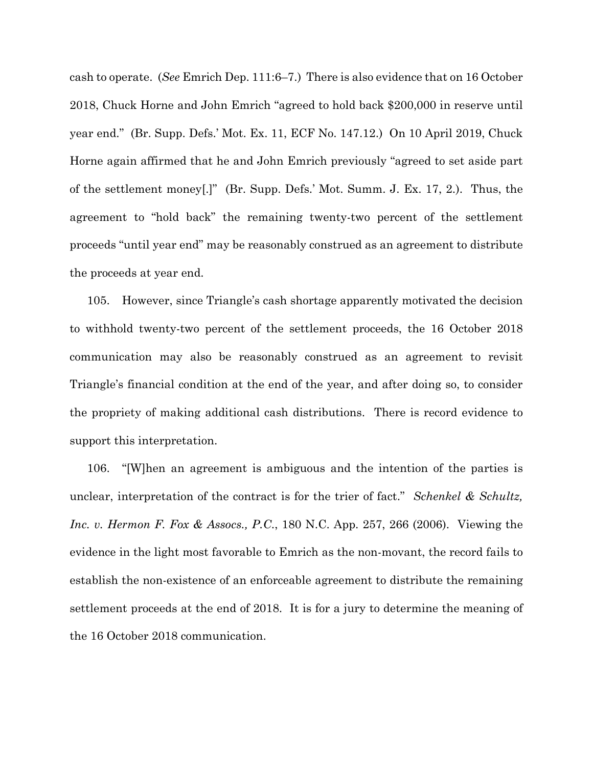cash to operate. (*See* Emrich Dep. 111:6–7.) There is also evidence that on 16 October 2018, Chuck Horne and John Emrich "agreed to hold back $200,000 in reserve until year end." (Br. Supp. Defs.' Mot. Ex. 11, ECF No. 147.12.) On 10 April 2019, Chuck Horne again affirmed that he and John Emrich previously "agreed to set aside part of the settlement money[.]" (Br. Supp. Defs.' Mot. Summ. J. Ex. 17, 2.). Thus, the agreement to "hold back" the remaining twenty-two percent of the settlement proceeds "until year end" may be reasonably construed as an agreement to distribute the proceeds at year end.

105. However, since Triangle's cash shortage apparently motivated the decision to withhold twenty-two percent of the settlement proceeds, the 16 October 2018 communication may also be reasonably construed as an agreement to revisit Triangle's financial condition at the end of the year, and after doing so, to consider the propriety of making additional cash distributions. There is record evidence to support this interpretation.

106. "[W]hen an agreement is ambiguous and the intention of the parties is unclear, interpretation of the contract is for the trier of fact." *Schenkel & Schultz, Inc. v. Hermon F. Fox & Assocs., P.C.*, 180 N.C. App. 257, 266 (2006). Viewing the evidence in the light most favorable to Emrich as the non-movant, the record fails to establish the non-existence of an enforceable agreement to distribute the remaining settlement proceeds at the end of 2018. It is for a jury to determine the meaning of the 16 October 2018 communication.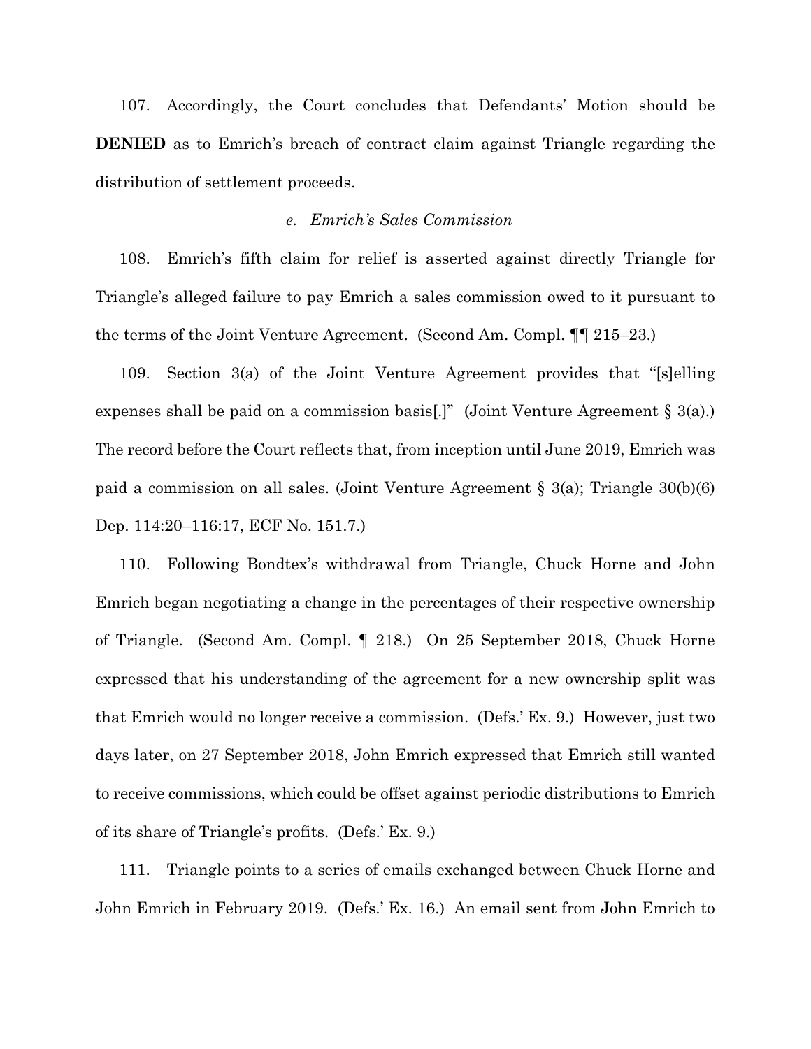107. Accordingly, the Court concludes that Defendants' Motion should be **DENIED** as to Emrich's breach of contract claim against Triangle regarding the distribution of settlement proceeds.

### *e. Emrich's Sales Commission*

108. Emrich's fifth claim for relief is asserted against directly Triangle for Triangle's alleged failure to pay Emrich a sales commission owed to it pursuant to the terms of the Joint Venture Agreement. (Second Am. Compl. ¶¶ 215–23.)

109. Section 3(a) of the Joint Venture Agreement provides that "[s]elling expenses shall be paid on a commission basis[.]" (Joint Venture Agreement § 3(a).) The record before the Court reflects that, from inception until June 2019, Emrich was paid a commission on all sales. (Joint Venture Agreement § 3(a); Triangle 30(b)(6) Dep. 114:20–116:17, ECF No. 151.7.)

110. Following Bondtex's withdrawal from Triangle, Chuck Horne and John Emrich began negotiating a change in the percentages of their respective ownership of Triangle. (Second Am. Compl. ¶ 218.) On 25 September 2018, Chuck Horne expressed that his understanding of the agreement for a new ownership split was that Emrich would no longer receive a commission. (Defs.' Ex. 9.) However, just two days later, on 27 September 2018, John Emrich expressed that Emrich still wanted to receive commissions, which could be offset against periodic distributions to Emrich of its share of Triangle's profits. (Defs.' Ex. 9.)

111. Triangle points to a series of emails exchanged between Chuck Horne and John Emrich in February 2019. (Defs.' Ex. 16.) An email sent from John Emrich to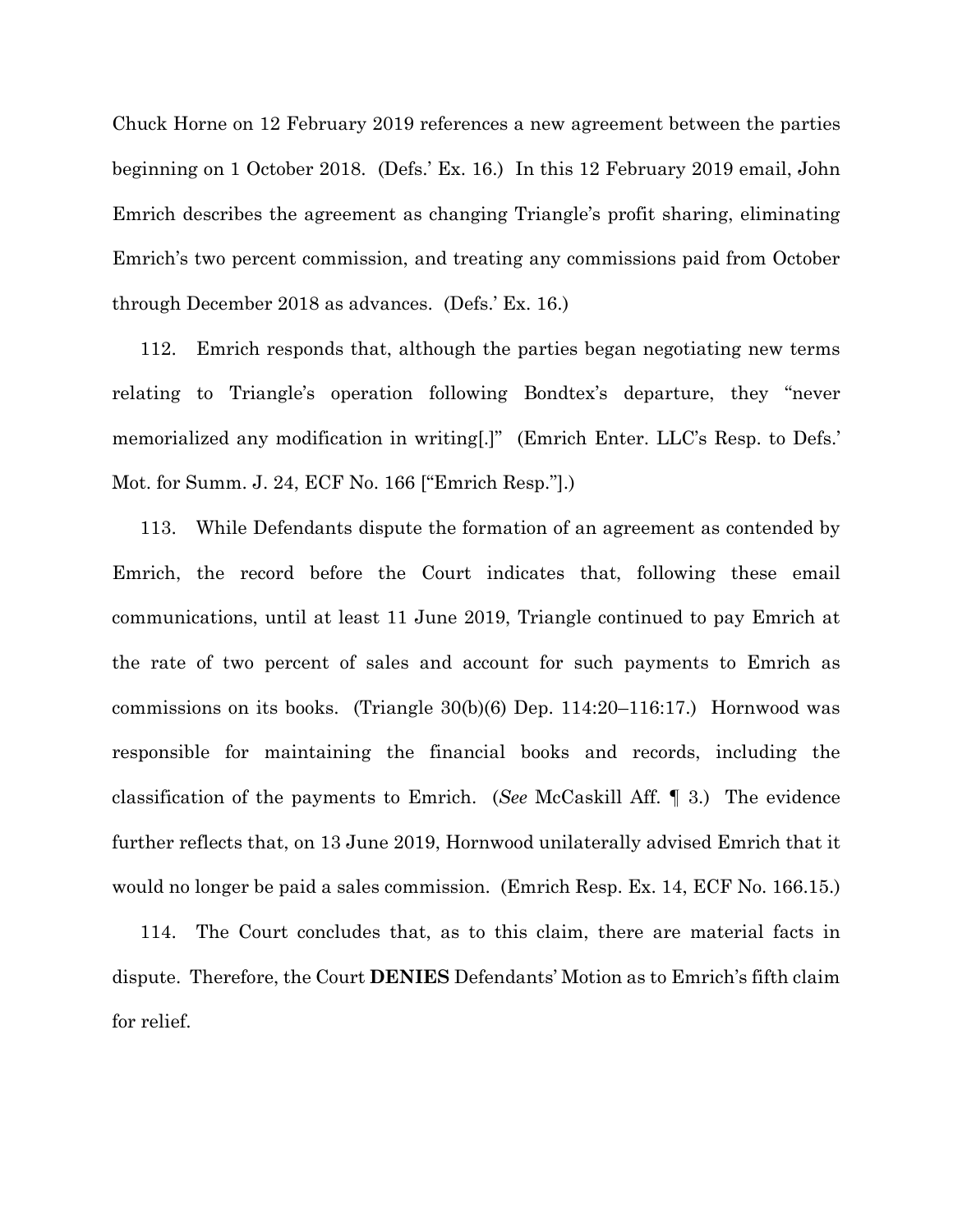Chuck Horne on 12 February 2019 references a new agreement between the parties beginning on 1 October 2018. (Defs.' Ex. 16.) In this 12 February 2019 email, John Emrich describes the agreement as changing Triangle's profit sharing, eliminating Emrich's two percent commission, and treating any commissions paid from October through December 2018 as advances. (Defs.' Ex. 16.)

112. Emrich responds that, although the parties began negotiating new terms relating to Triangle's operation following Bondtex's departure, they "never memorialized any modification in writing[.]" (Emrich Enter. LLC's Resp. to Defs.' Mot. for Summ. J. 24, ECF No. 166 ["Emrich Resp."].)

113. While Defendants dispute the formation of an agreement as contended by Emrich, the record before the Court indicates that, following these email communications, until at least 11 June 2019, Triangle continued to pay Emrich at the rate of two percent of sales and account for such payments to Emrich as commissions on its books. (Triangle 30(b)(6) Dep. 114:20–116:17.) Hornwood was responsible for maintaining the financial books and records, including the classification of the payments to Emrich. (*See* McCaskill Aff. ¶ 3.) The evidence further reflects that, on 13 June 2019, Hornwood unilaterally advised Emrich that it would no longer be paid a sales commission. (Emrich Resp. Ex. 14, ECF No. 166.15.)

114. The Court concludes that, as to this claim, there are material facts in dispute. Therefore, the Court **DENIES** Defendants' Motion as to Emrich's fifth claim for relief.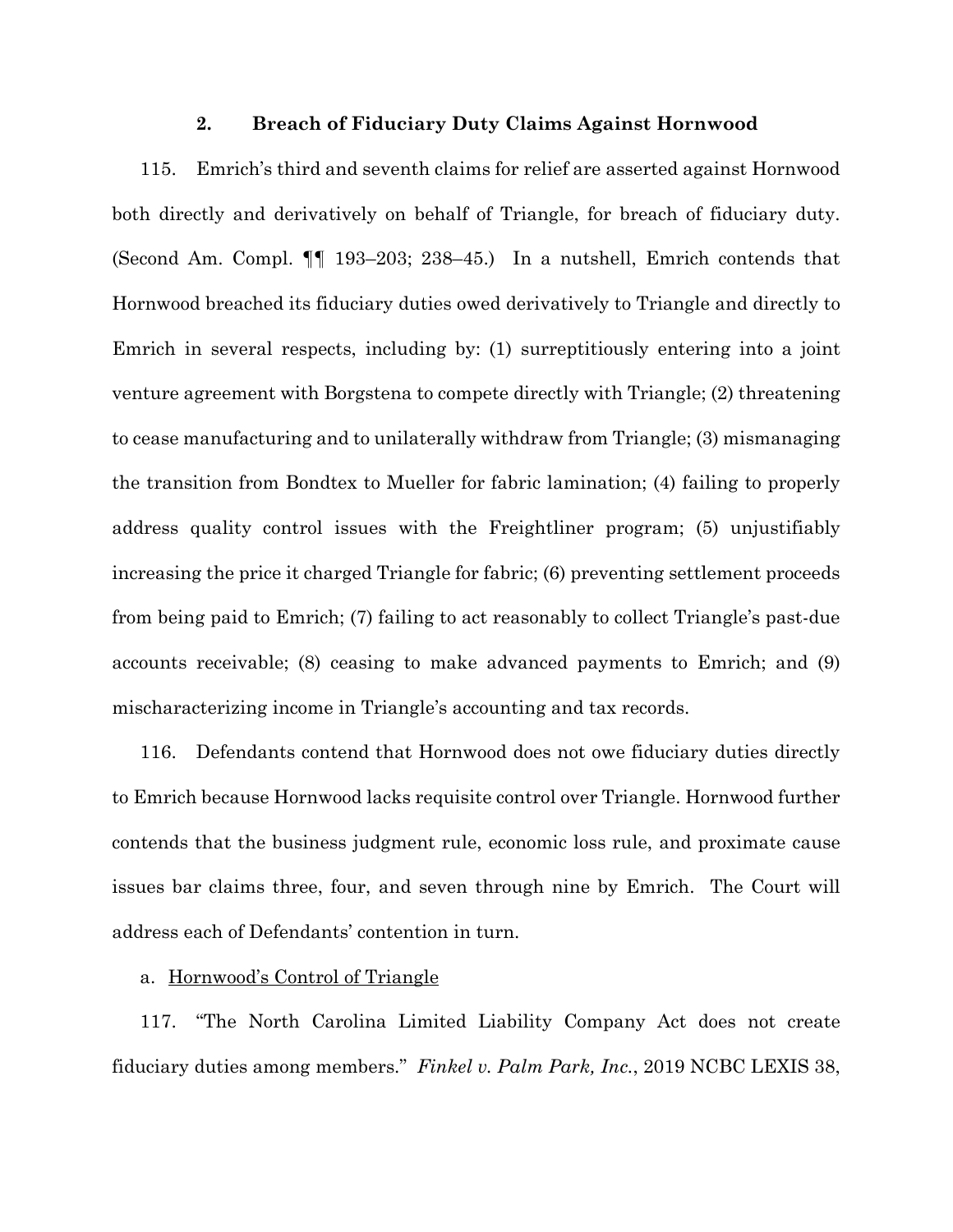### 2. **Breach of Fiduciary Duty Claims Against Hornwood**

115. Emrich's third and seventh claims for relief are asserted against Hornwood both directly and derivatively on behalf of Triangle, for breach of fiduciary duty. (Second Am. Compl. ¶¶ 193–203; 238–45.) In a nutshell, Emrich contends that Hornwood breached its fiduciary duties owed derivatively to Triangle and directly to Emrich in several respects, including by: (1) surreptitiously entering into a joint venture agreement with Borgstena to compete directly with Triangle; (2) threatening to cease manufacturing and to unilaterally withdraw from Triangle; (3) mismanaging the transition from Bondtex to Mueller for fabric lamination; (4) failing to properly address quality control issues with the Freightliner program; (5) unjustifiably increasing the price it charged Triangle for fabric; (6) preventing settlement proceeds from being paid to Emrich; (7) failing to act reasonably to collect Triangle's past-due accounts receivable; (8) ceasing to make advanced payments to Emrich; and (9) mischaracterizing income in Triangle's accounting and tax records.

116. Defendants contend that Hornwood does not owe fiduciary duties directly to Emrich because Hornwood lacks requisite control over Triangle. Hornwood further contends that the business judgment rule, economic loss rule, and proximate cause issues bar claims three, four, and seven through nine by Emrich. The Court will address each of Defendants' contention in turn.

a. Hornwood's Control of Triangle

117. "The North Carolina Limited Liability Company Act does not create fiduciary duties among members." *Finkel v. Palm Park, Inc.*, 2019 NCBC LEXIS 38,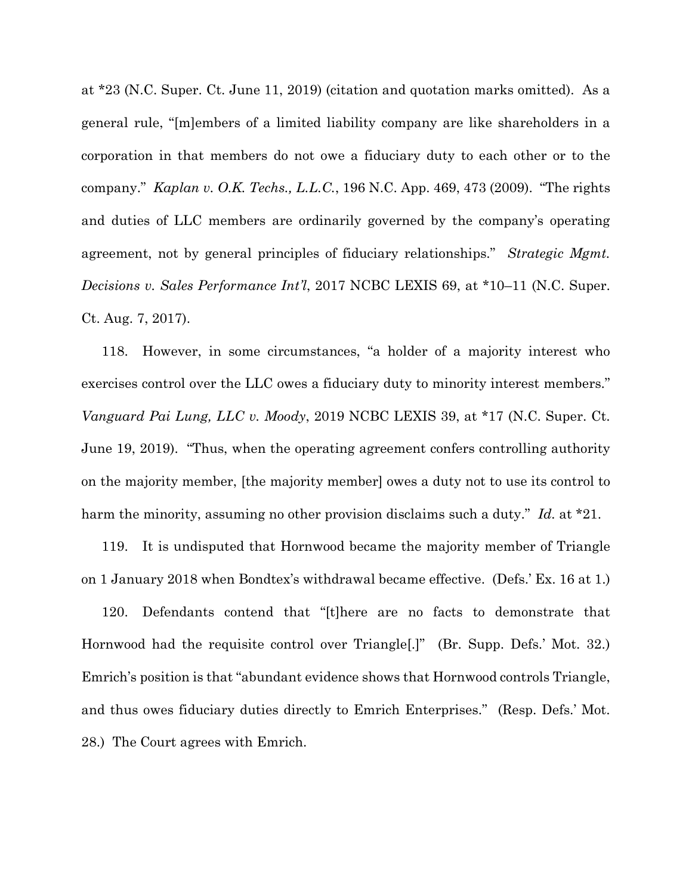at *23 (N.C. Super. Ct. June 11, 2019) (citation and quotation marks omitted). As a general rule, "[m]embers of a limited liability company are like shareholders in a corporation in that members do not owe a fiduciary duty to each other or to the company." *Kaplan v. O.K. Techs., L.L.C.*, 196 N.C. App. 469, 473 (2009). "The rights and duties of LLC members are ordinarily governed by the company's operating agreement, not by general principles of fiduciary relationships." *Strategic Mgmt. Decisions v. Sales Performance Int'l*, 2017 NCBC LEXIS 69, at *10–11 (N.C. Super. Ct. Aug. 7, 2017).

118. However, in some circumstances, "a holder of a majority interest who exercises control over the LLC owes a fiduciary duty to minority interest members." *Vanguard Pai Lung, LLC v. Moody*, 2019 NCBC LEXIS 39, at *17 (N.C. Super. Ct. June 19, 2019). "Thus, when the operating agreement confers controlling authority on the majority member, [the majority member] owes a duty not to use its control to harm the minority, assuming no other provision disclaims such a duty." *Id.* at *21.

119. It is undisputed that Hornwood became the majority member of Triangle on 1 January 2018 when Bondtex's withdrawal became effective. (Defs.' Ex. 16 at 1.)

120. Defendants contend that "[t]here are no facts to demonstrate that Hornwood had the requisite control over Triangle[.]" (Br. Supp. Defs.' Mot. 32.) Emrich's position is that "abundant evidence shows that Hornwood controls Triangle, and thus owes fiduciary duties directly to Emrich Enterprises." (Resp. Defs.' Mot. 28.) The Court agrees with Emrich.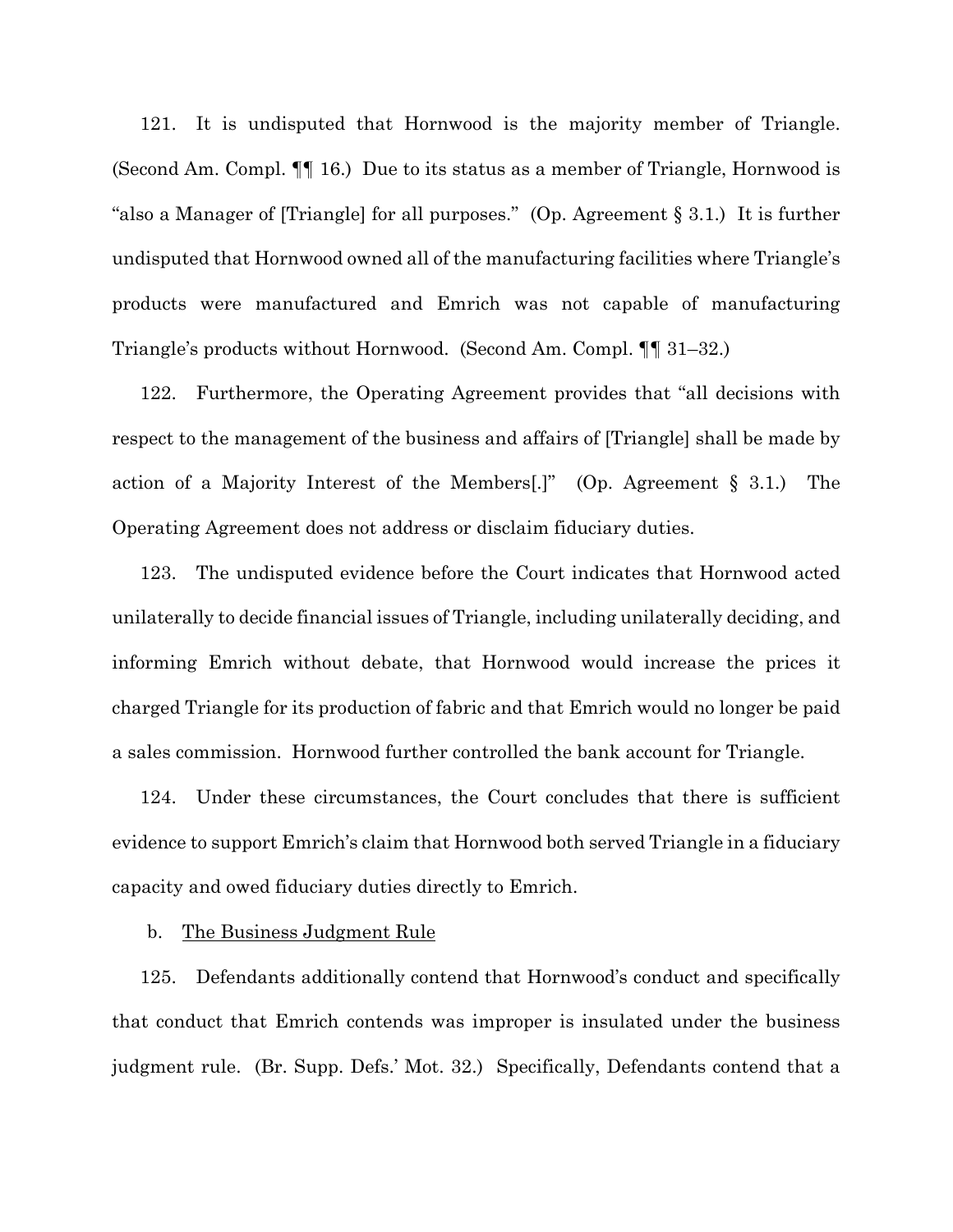121. It is undisputed that Hornwood is the majority member of Triangle. (Second Am. Compl. ¶¶ 16.) Due to its status as a member of Triangle, Hornwood is "also a Manager of [Triangle] for all purposes." (Op. Agreement § 3.1.) It is further undisputed that Hornwood owned all of the manufacturing facilities where Triangle's products were manufactured and Emrich was not capable of manufacturing Triangle's products without Hornwood. (Second Am. Compl. ¶¶ 31–32.)

122. Furthermore, the Operating Agreement provides that "all decisions with respect to the management of the business and affairs of [Triangle] shall be made by action of a Majority Interest of the Members[.]" (Op. Agreement § 3.1.) The Operating Agreement does not address or disclaim fiduciary duties.

123. The undisputed evidence before the Court indicates that Hornwood acted unilaterally to decide financial issues of Triangle, including unilaterally deciding, and informing Emrich without debate, that Hornwood would increase the prices it charged Triangle for its production of fabric and that Emrich would no longer be paid a sales commission. Hornwood further controlled the bank account for Triangle.

124. Under these circumstances, the Court concludes that there is sufficient evidence to support Emrich's claim that Hornwood both served Triangle in a fiduciary capacity and owed fiduciary duties directly to Emrich.

b. <u>The Business Judgment Rule</u>

125. Defendants additionally contend that Hornwood's conduct and specifically that conduct that Emrich contends was improper is insulated under the business judgment rule. (Br. Supp. Defs.' Mot. 32.) Specifically, Defendants contend that a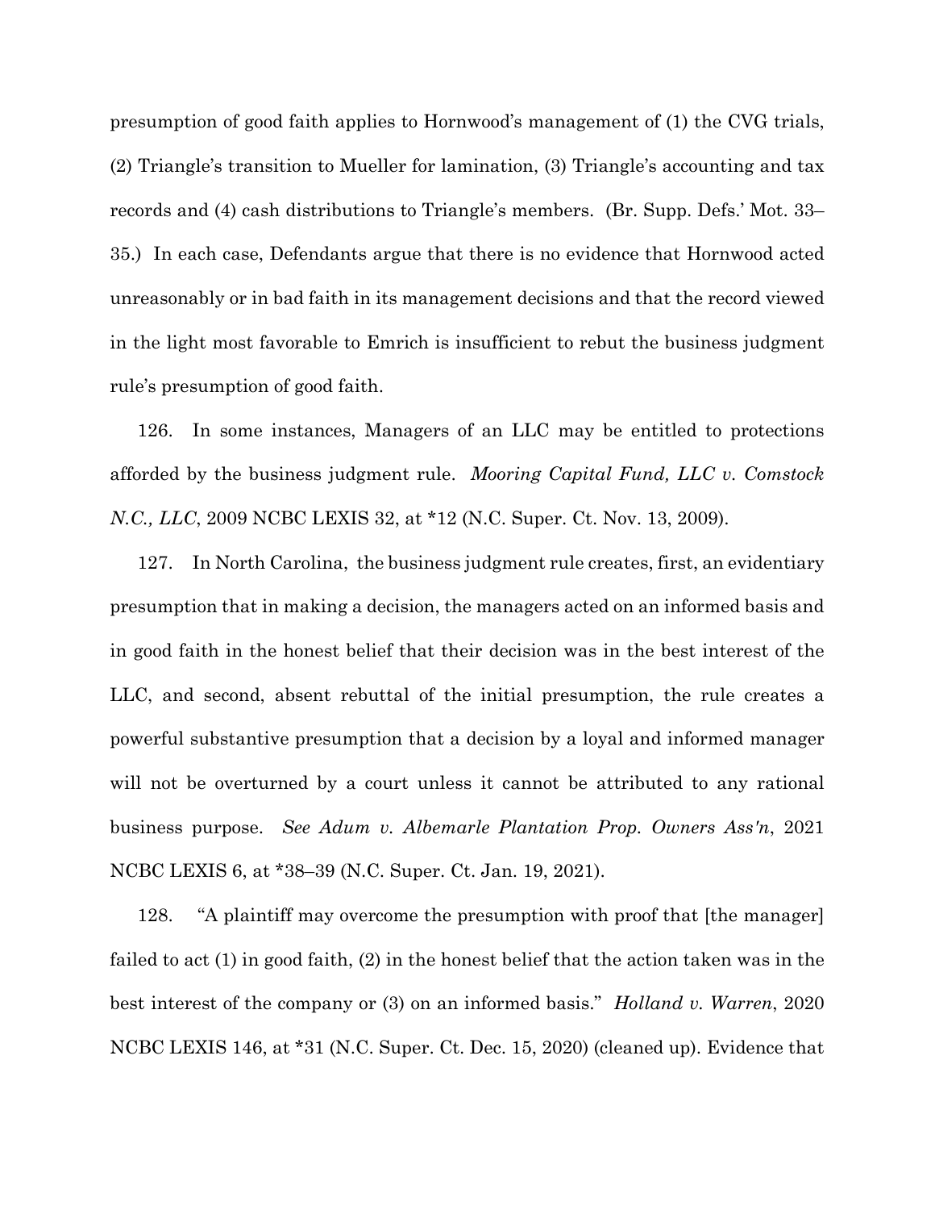presumption of good faith applies to Hornwood's management of (1) the CVG trials, (2) Triangle's transition to Mueller for lamination, (3) Triangle's accounting and tax records and (4) cash distributions to Triangle's members. (Br. Supp. Defs.' Mot. 33–35.) In each case, Defendants argue that there is no evidence that Hornwood acted unreasonably or in bad faith in its management decisions and that the record viewed in the light most favorable to Emrich is insufficient to rebut the business judgment rule's presumption of good faith.

126. In some instances, Managers of an LLC may be entitled to protections afforded by the business judgment rule. *Mooring Capital Fund, LLC v. Comstock N.C., LLC*, 2009 NCBC LEXIS 32, at *12 (N.C. Super. Ct. Nov. 13, 2009).

127. In North Carolina, the business judgment rule creates, first, an evidentiary presumption that in making a decision, the managers acted on an informed basis and in good faith in the honest belief that their decision was in the best interest of the LLC, and second, absent rebuttal of the initial presumption, the rule creates a powerful substantive presumption that a decision by a loyal and informed manager will not be overturned by a court unless it cannot be attributed to any rational business purpose. *See Adum v. Albemarle Plantation Prop. Owners Ass'n*, 2021 NCBC LEXIS 6, at *38–39 (N.C. Super. Ct. Jan. 19, 2021).

128. "A plaintiff may overcome the presumption with proof that [the manager] failed to act (1) in good faith, (2) in the honest belief that the action taken was in the best interest of the company or (3) on an informed basis." *Holland v. Warren*, 2020 NCBC LEXIS 146, at *31 (N.C. Super. Ct. Dec. 15, 2020) (cleaned up). Evidence that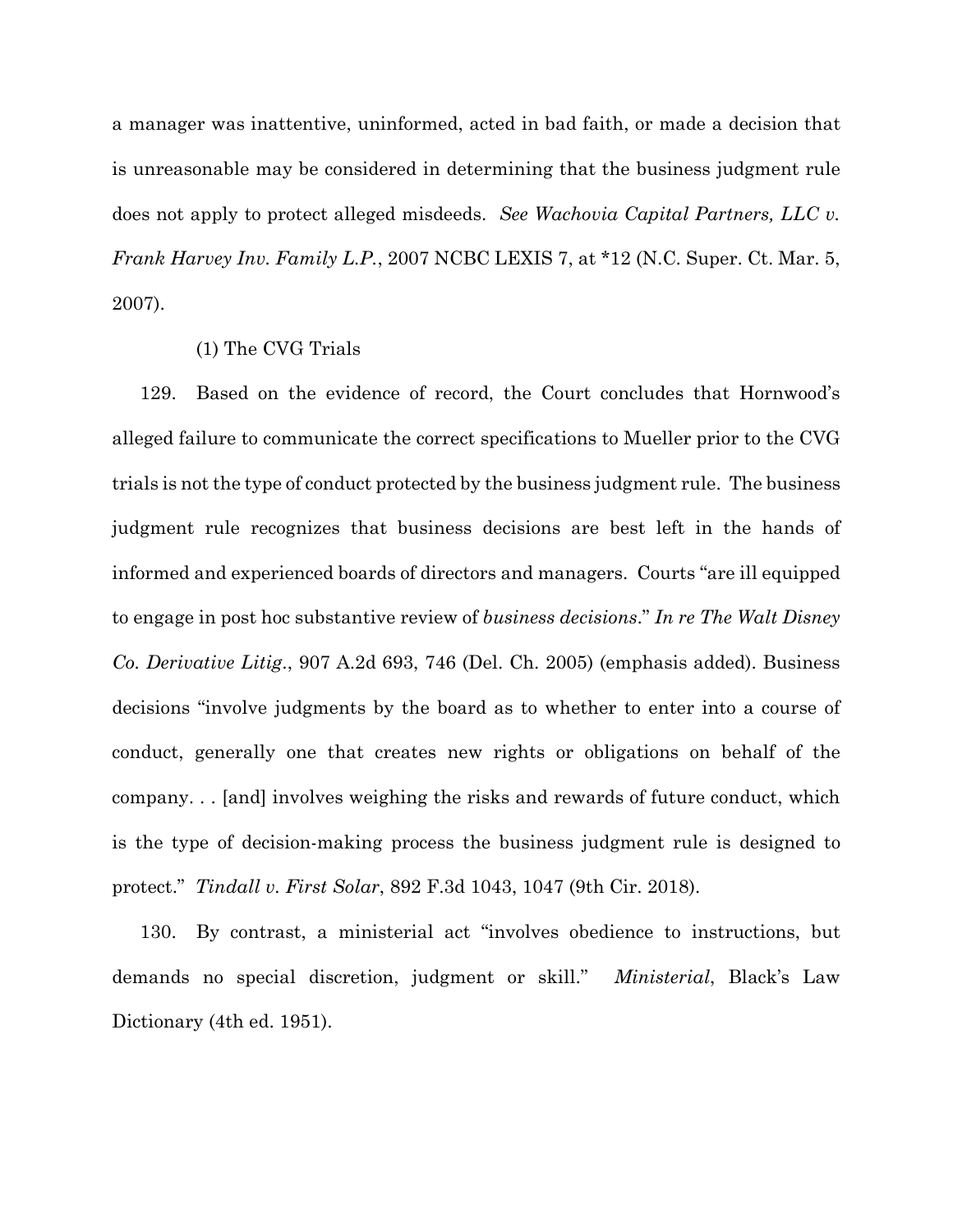a manager was inattentive, uninformed, acted in bad faith, or made a decision that is unreasonable may be considered in determining that the business judgment rule does not apply to protect alleged misdeeds. *See Wachovia Capital Partners, LLC v. Frank Harvey Inv. Family L.P.*, 2007 NCBC LEXIS 7, at *12 (N.C. Super. Ct. Mar. 5, 2007).

(1) The CVG Trials

129. Based on the evidence of record, the Court concludes that Hornwood's alleged failure to communicate the correct specifications to Mueller prior to the CVG trials is not the type of conduct protected by the business judgment rule. The business judgment rule recognizes that business decisions are best left in the hands of informed and experienced boards of directors and managers. Courts "are ill equipped to engage in post hoc substantive review of *business decisions*." *In re The Walt Disney Co. Derivative Litig.*, 907 A.2d 693, 746 (Del. Ch. 2005) (emphasis added). Business decisions "involve judgments by the board as to whether to enter into a course of conduct, generally one that creates new rights or obligations on behalf of the company. . . [and] involves weighing the risks and rewards of future conduct, which is the type of decision-making process the business judgment rule is designed to protect." *Tindall v. First Solar*, 892 F.3d 1043, 1047 (9th Cir. 2018).

130. By contrast, a ministerial act "involves obedience to instructions, but demands no special discretion, judgment or skill." *Ministerial*, Black's Law Dictionary (4th ed. 1951).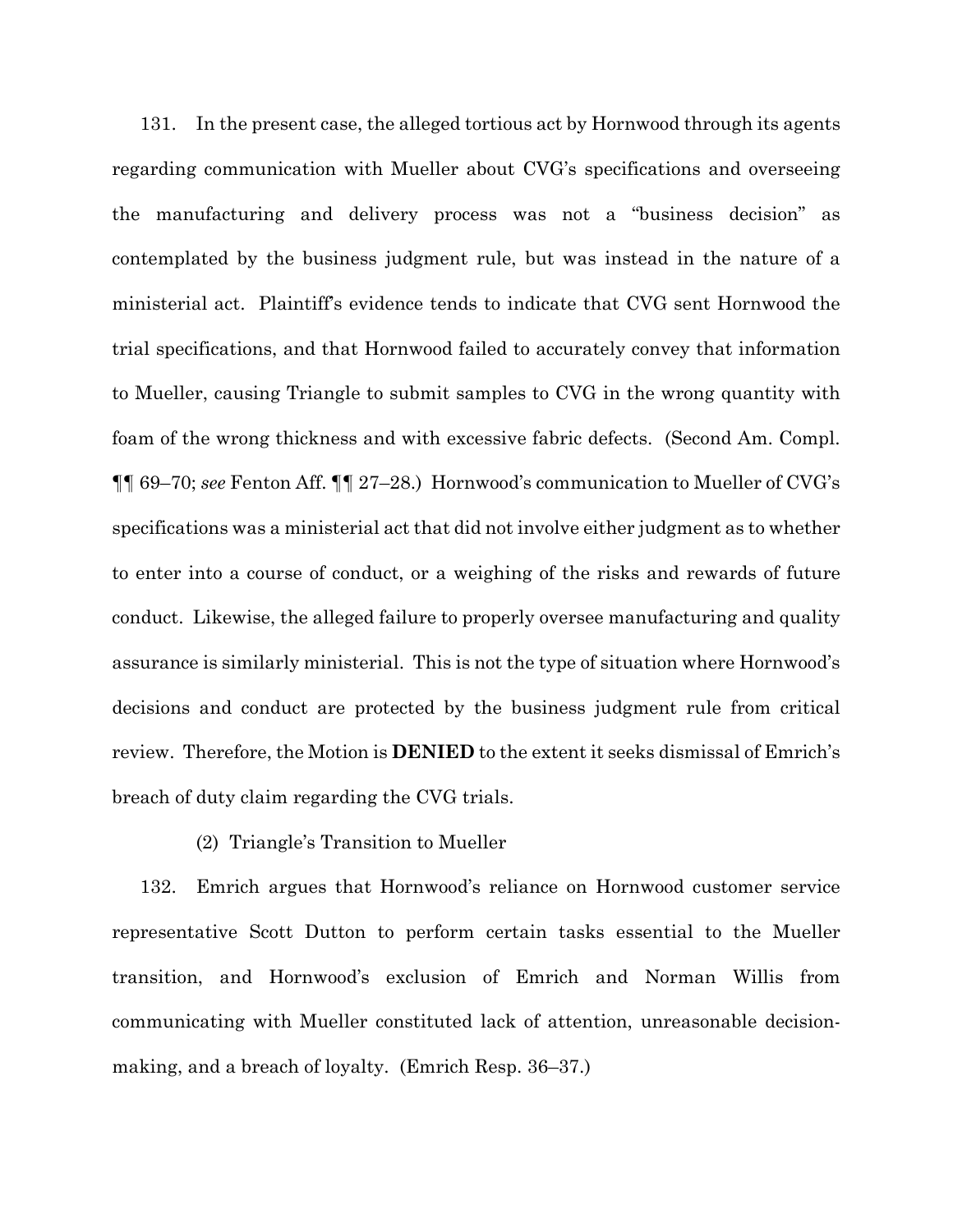131. In the present case, the alleged tortious act by Hornwood through its agents regarding communication with Mueller about CVG's specifications and overseeing the manufacturing and delivery process was not a "business decision" as contemplated by the business judgment rule, but was instead in the nature of a ministerial act. Plaintiff's evidence tends to indicate that CVG sent Hornwood the trial specifications, and that Hornwood failed to accurately convey that information to Mueller, causing Triangle to submit samples to CVG in the wrong quantity with foam of the wrong thickness and with excessive fabric defects. (Second Am. Compl. ¶¶ 69–70; *see* Fenton Aff. ¶¶ 27–28.) Hornwood's communication to Mueller of CVG's specifications was a ministerial act that did not involve either judgment as to whether to enter into a course of conduct, or a weighing of the risks and rewards of future conduct. Likewise, the alleged failure to properly oversee manufacturing and quality assurance is similarly ministerial. This is not the type of situation where Hornwood's decisions and conduct are protected by the business judgment rule from critical review. Therefore, the Motion is **DENIED** to the extent it seeks dismissal of Emrich's breach of duty claim regarding the CVG trials.

(2) Triangle's Transition to Mueller

132. Emrich argues that Hornwood's reliance on Hornwood customer service representative Scott Dutton to perform certain tasks essential to the Mueller transition, and Hornwood's exclusion of Emrich and Norman Willis from communicating with Mueller constituted lack of attention, unreasonable decision-making, and a breach of loyalty. (Emrich Resp. 36–37.)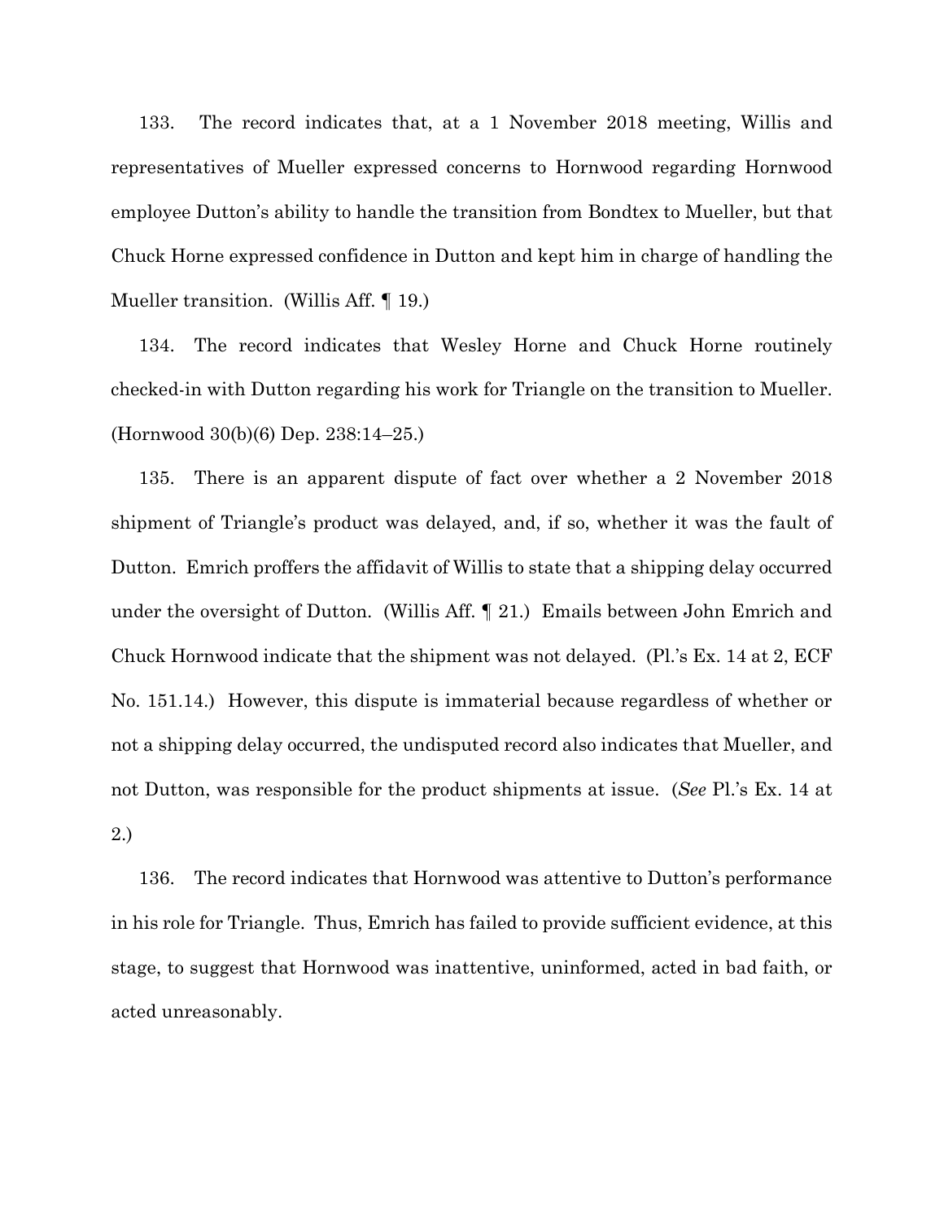133. The record indicates that, at a 1 November 2018 meeting, Willis and representatives of Mueller expressed concerns to Hornwood regarding Hornwood employee Dutton's ability to handle the transition from Bondtex to Mueller, but that Chuck Horne expressed confidence in Dutton and kept him in charge of handling the Mueller transition. (Willis Aff. ¶ 19.)

134. The record indicates that Wesley Horne and Chuck Horne routinely checked-in with Dutton regarding his work for Triangle on the transition to Mueller. (Hornwood 30(b)(6) Dep. 238:14–25.)

135. There is an apparent dispute of fact over whether a 2 November 2018 shipment of Triangle's product was delayed, and, if so, whether it was the fault of Dutton. Emrich proffers the affidavit of Willis to state that a shipping delay occurred under the oversight of Dutton. (Willis Aff. ¶ 21.) Emails between John Emrich and Chuck Hornwood indicate that the shipment was not delayed. (Pl.'s Ex. 14 at 2, ECF No. 151.14.) However, this dispute is immaterial because regardless of whether or not a shipping delay occurred, the undisputed record also indicates that Mueller, and not Dutton, was responsible for the product shipments at issue. (*See* Pl.'s Ex. 14 at 2.)

136. The record indicates that Hornwood was attentive to Dutton's performance in his role for Triangle. Thus, Emrich has failed to provide sufficient evidence, at this stage, to suggest that Hornwood was inattentive, uninformed, acted in bad faith, or acted unreasonably.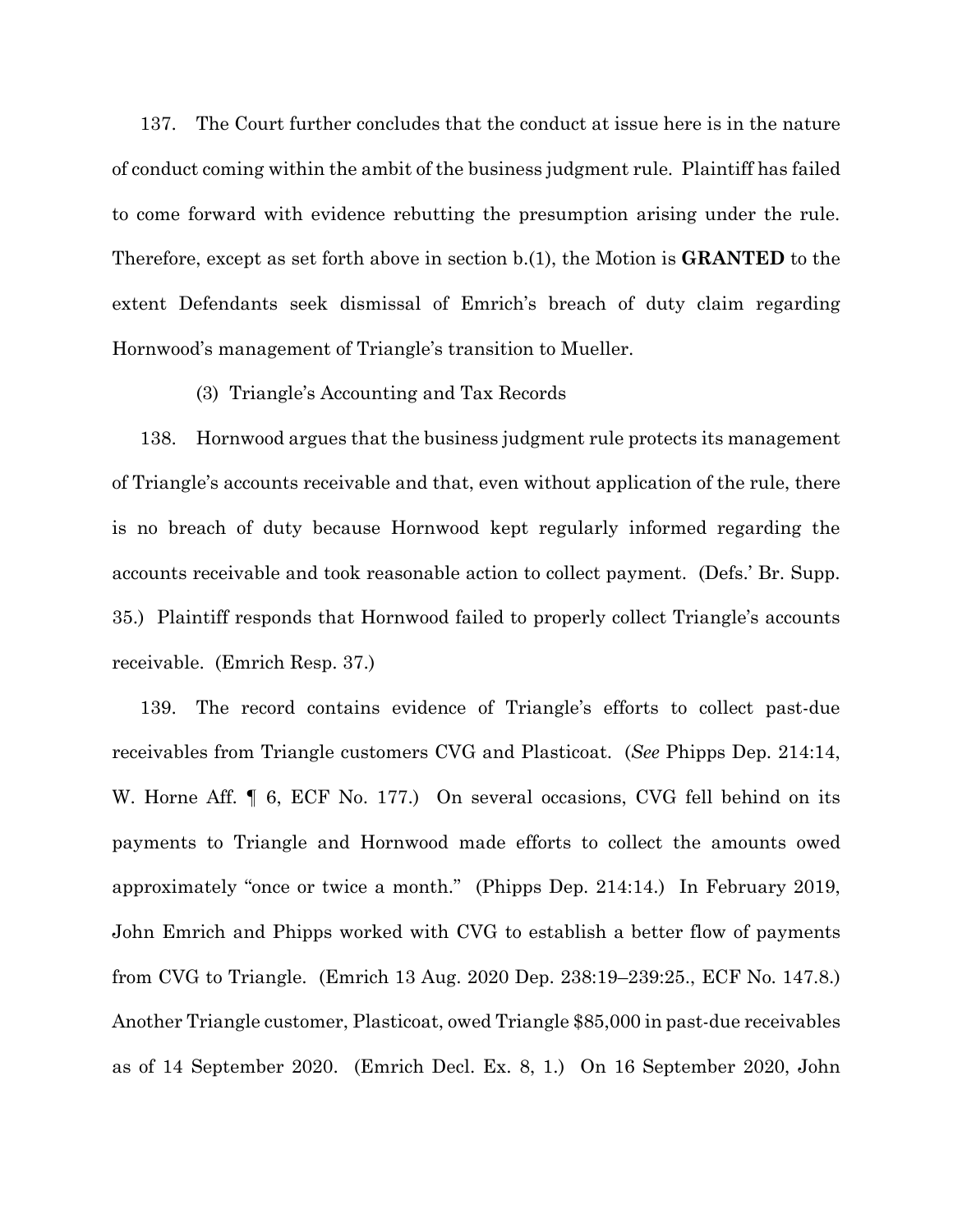137. The Court further concludes that the conduct at issue here is in the nature of conduct coming within the ambit of the business judgment rule. Plaintiff has failed to come forward with evidence rebutting the presumption arising under the rule. Therefore, except as set forth above in section b.(1), the Motion is **GRANTED** to the extent Defendants seek dismissal of Emrich's breach of duty claim regarding Hornwood's management of Triangle's transition to Mueller.

(3) Triangle's Accounting and Tax Records

138. Hornwood argues that the business judgment rule protects its management of Triangle's accounts receivable and that, even without application of the rule, there is no breach of duty because Hornwood kept regularly informed regarding the accounts receivable and took reasonable action to collect payment. (Defs.' Br. Supp. 35.) Plaintiff responds that Hornwood failed to properly collect Triangle's accounts receivable. (Emrich Resp. 37.)

139. The record contains evidence of Triangle's efforts to collect past-due receivables from Triangle customers CVG and Plasticoat. (*See* Phipps Dep. 214:14, W. Horne Aff. ¶ 6, ECF No. 177.) On several occasions, CVG fell behind on its payments to Triangle and Hornwood made efforts to collect the amounts owed approximately "once or twice a month." (Phipps Dep. 214:14.) In February 2019, John Emrich and Phipps worked with CVG to establish a better flow of payments from CVG to Triangle. (Emrich 13 Aug. 2020 Dep. 238:19–239:25., ECF No. 147.8.) Another Triangle customer, Plasticoat, owed Triangle $85,000 in past-due receivables as of 14 September 2020. (Emrich Decl. Ex. 8, 1.) On 16 September 2020, John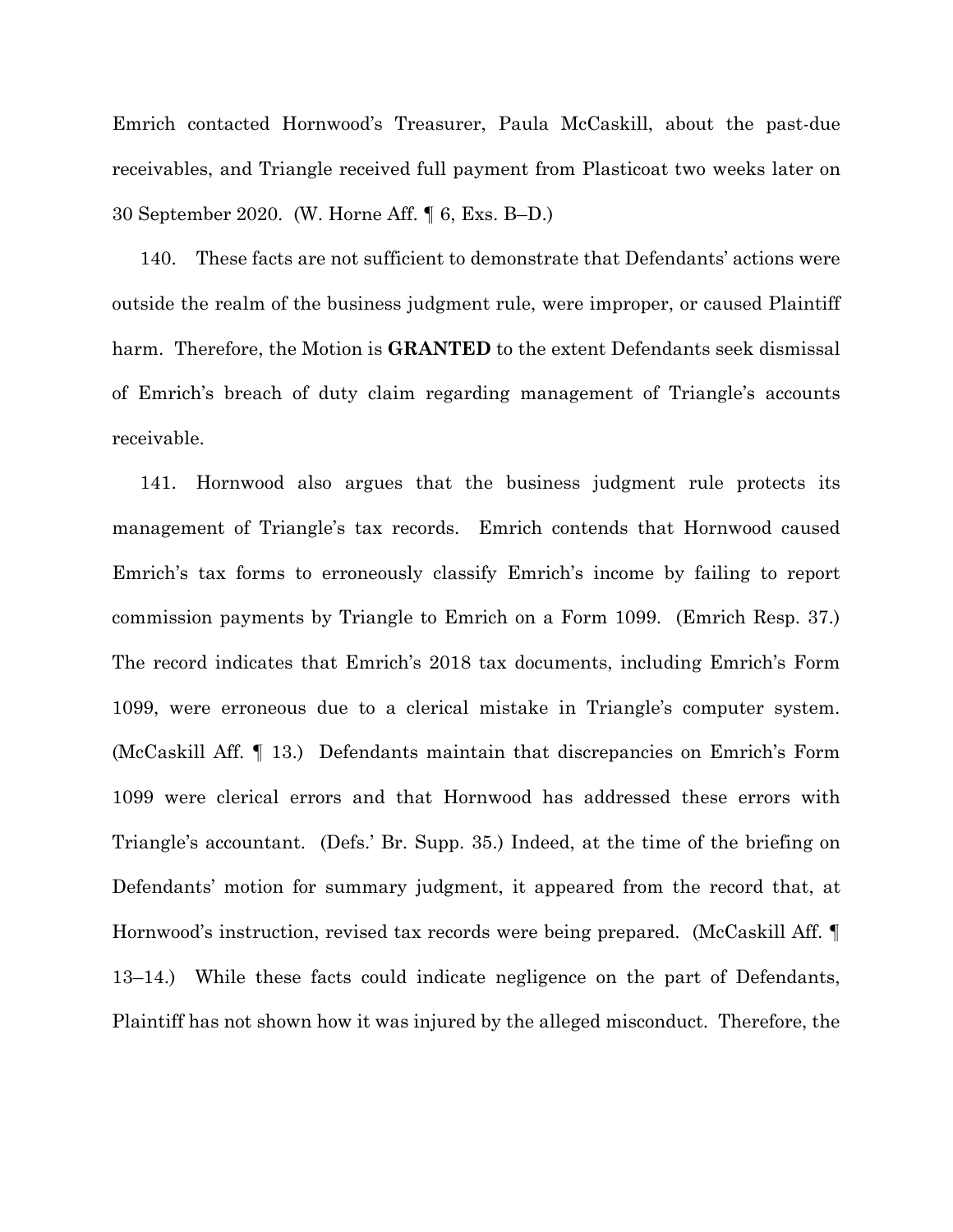Emrich contacted Hornwood's Treasurer, Paula McCaskill, about the past-due receivables, and Triangle received full payment from Plasticoat two weeks later on 30 September 2020. (W. Horne Aff. ¶ 6, Exs. B–D.)

140. These facts are not sufficient to demonstrate that Defendants' actions were outside the realm of the business judgment rule, were improper, or caused Plaintiff harm. Therefore, the Motion is **GRANTED** to the extent Defendants seek dismissal of Emrich's breach of duty claim regarding management of Triangle's accounts receivable.

141. Hornwood also argues that the business judgment rule protects its management of Triangle's tax records. Emrich contends that Hornwood caused Emrich's tax forms to erroneously classify Emrich's income by failing to report commission payments by Triangle to Emrich on a Form 1099. (Emrich Resp. 37.) The record indicates that Emrich's 2018 tax documents, including Emrich's Form 1099, were erroneous due to a clerical mistake in Triangle's computer system. (McCaskill Aff. ¶ 13.) Defendants maintain that discrepancies on Emrich's Form 1099 were clerical errors and that Hornwood has addressed these errors with Triangle's accountant. (Defs.' Br. Supp. 35.) Indeed, at the time of the briefing on Defendants' motion for summary judgment, it appeared from the record that, at Hornwood's instruction, revised tax records were being prepared. (McCaskill Aff. ¶ 13–14.) While these facts could indicate negligence on the part of Defendants, Plaintiff has not shown how it was injured by the alleged misconduct. Therefore, the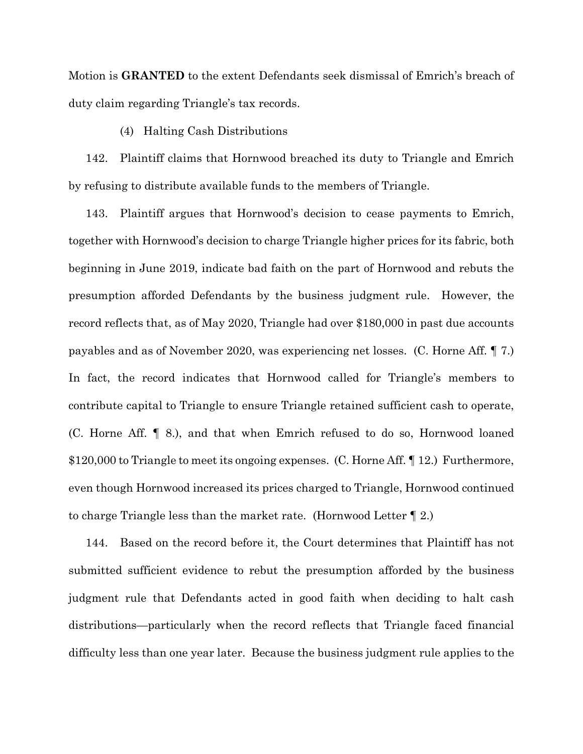Motion is **GRANTED** to the extent Defendants seek dismissal of Emrich's breach of duty claim regarding Triangle's tax records.

(4) Halting Cash Distributions

142. Plaintiff claims that Hornwood breached its duty to Triangle and Emrich by refusing to distribute available funds to the members of Triangle.

143. Plaintiff argues that Hornwood's decision to cease payments to Emrich, together with Hornwood's decision to charge Triangle higher prices for its fabric, both beginning in June 2019, indicate bad faith on the part of Hornwood and rebuts the presumption afforded Defendants by the business judgment rule. However, the record reflects that, as of May 2020, Triangle had over $180,000 in past due accounts payables and as of November 2020, was experiencing net losses. (C. Horne Aff. ¶ 7.) In fact, the record indicates that Hornwood called for Triangle's members to contribute capital to Triangle to ensure Triangle retained sufficient cash to operate, (C. Horne Aff. ¶ 8.), and that when Emrich refused to do so, Hornwood loaned $120,000 to Triangle to meet its ongoing expenses. (C. Horne Aff. ¶ 12.) Furthermore, even though Hornwood increased its prices charged to Triangle, Hornwood continued to charge Triangle less than the market rate. (Hornwood Letter ¶ 2.)

144. Based on the record before it, the Court determines that Plaintiff has not submitted sufficient evidence to rebut the presumption afforded by the business judgment rule that Defendants acted in good faith when deciding to halt cash distributions—particularly when the record reflects that Triangle faced financial difficulty less than one year later. Because the business judgment rule applies to the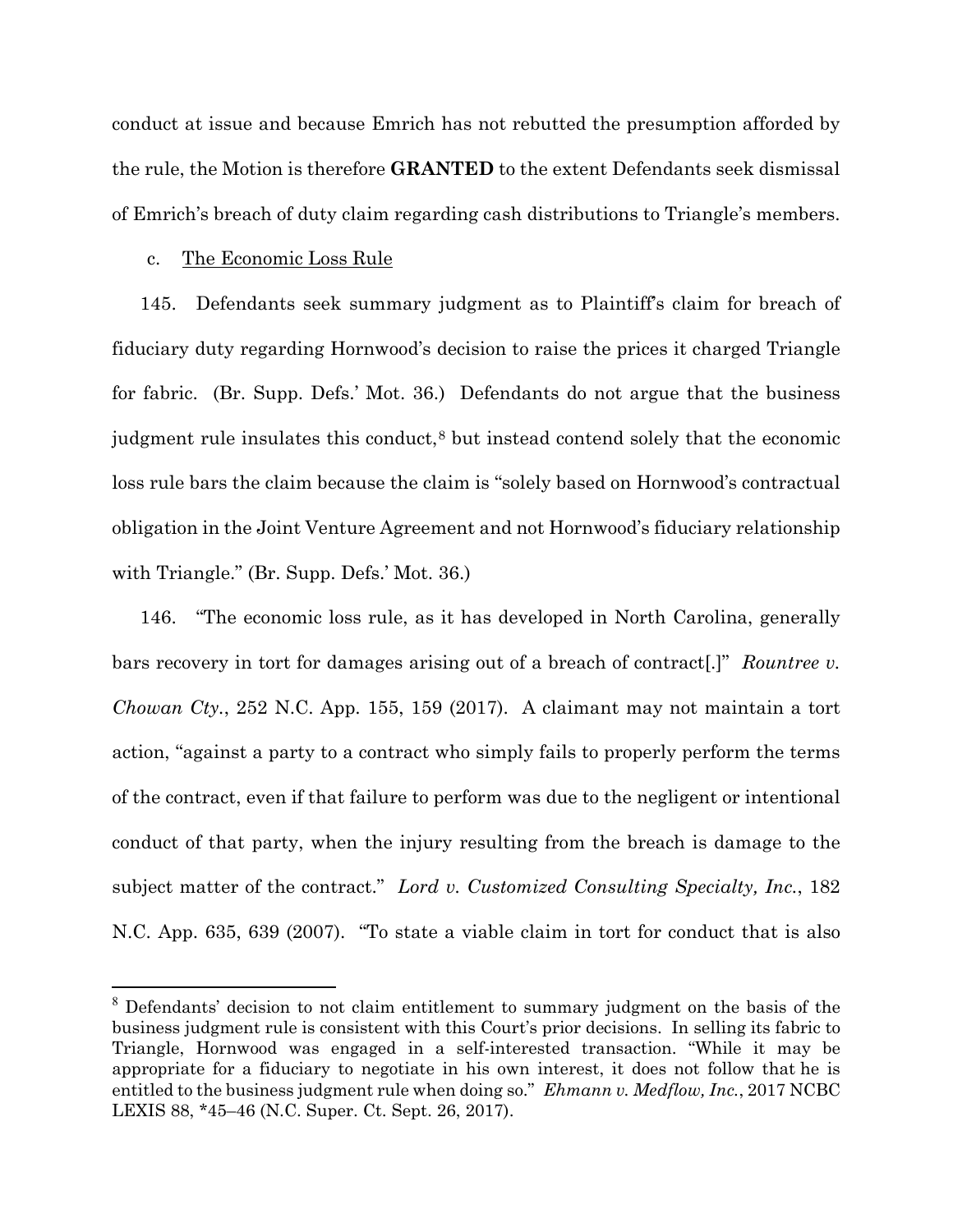conduct at issue and because Emrich has not rebutted the presumption afforded by the rule, the Motion is therefore **GRANTED** to the extent Defendants seek dismissal of Emrich's breach of duty claim regarding cash distributions to Triangle's members.

c. The Economic Loss Rule

145. Defendants seek summary judgment as to Plaintiff's claim for breach of fiduciary duty regarding Hornwood's decision to raise the prices it charged Triangle for fabric. (Br. Supp. Defs.' Mot. 36.) Defendants do not argue that the business judgment rule insulates this conduct,[8] but instead contend solely that the economic loss rule bars the claim because the claim is "solely based on Hornwood's contractual obligation in the Joint Venture Agreement and not Hornwood's fiduciary relationship with Triangle." (Br. Supp. Defs.' Mot. 36.)

146. "The economic loss rule, as it has developed in North Carolina, generally bars recovery in tort for damages arising out of a breach of contract[.]" *Rountree v. Chowan Cty.*, 252 N.C. App. 155, 159 (2017). A claimant may not maintain a tort action, "against a party to a contract who simply fails to properly perform the terms of the contract, even if that failure to perform was due to the negligent or intentional conduct of that party, when the injury resulting from the breach is damage to the subject matter of the contract." *Lord v. Customized Consulting Specialty, Inc.*, 182 N.C. App. 635, 639 (2007). "To state a viable claim in tort for conduct that is also

[8] Defendants' decision to not claim entitlement to summary judgment on the basis of the business judgment rule is consistent with this Court's prior decisions. In selling its fabric to Triangle, Hornwood was engaged in a self-interested transaction. "While it may be appropriate for a fiduciary to negotiate in his own interest, it does not follow that he is entitled to the business judgment rule when doing so." *Ehmann v. Medflow, Inc.*, 2017 NCBC LEXIS 88, *45–46 (N.C. Super. Ct. Sept. 26, 2017).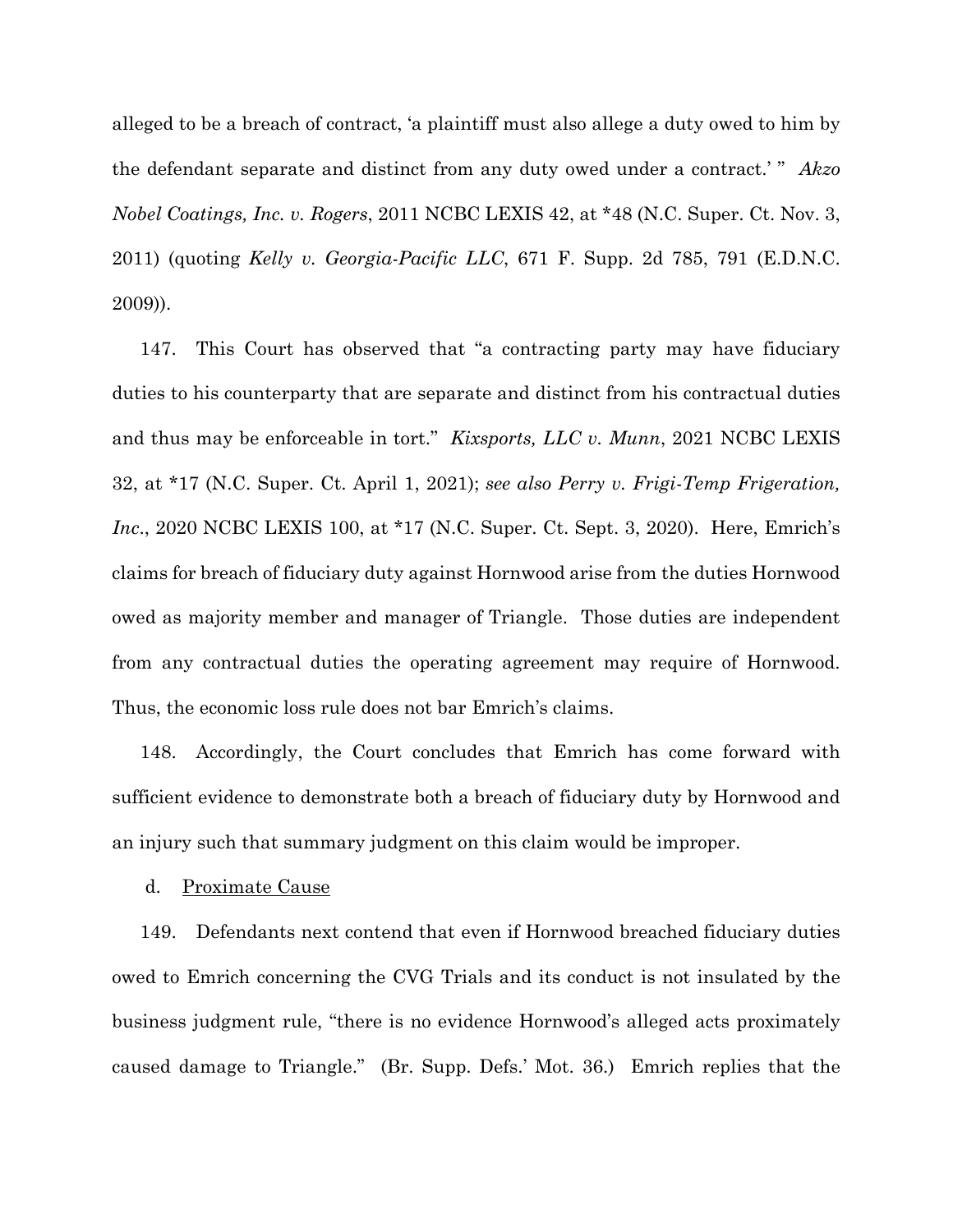alleged to be a breach of contract, 'a plaintiff must also allege a duty owed to him by the defendant separate and distinct from any duty owed under a contract.' " *Akzo Nobel Coatings, Inc. v. Rogers*, 2011 NCBC LEXIS 42, at *48 (N.C. Super. Ct. Nov. 3, 2011) (quoting *Kelly v. Georgia-Pacific LLC*, 671 F. Supp. 2d 785, 791 (E.D.N.C. 2009)).

147. This Court has observed that "a contracting party may have fiduciary duties to his counterparty that are separate and distinct from his contractual duties and thus may be enforceable in tort." *Kixsports, LLC v. Munn*, 2021 NCBC LEXIS 32, at *17 (N.C. Super. Ct. April 1, 2021); *see also Perry v. Frigi-Temp Frigeration, Inc*., 2020 NCBC LEXIS 100, at *17 (N.C. Super. Ct. Sept. 3, 2020). Here, Emrich's claims for breach of fiduciary duty against Hornwood arise from the duties Hornwood owed as majority member and manager of Triangle. Those duties are independent from any contractual duties the operating agreement may require of Hornwood. Thus, the economic loss rule does not bar Emrich's claims.

148. Accordingly, the Court concludes that Emrich has come forward with sufficient evidence to demonstrate both a breach of fiduciary duty by Hornwood and an injury such that summary judgment on this claim would be improper.

d. Proximate Cause

149. Defendants next contend that even if Hornwood breached fiduciary duties owed to Emrich concerning the CVG Trials and its conduct is not insulated by the business judgment rule, "there is no evidence Hornwood's alleged acts proximately caused damage to Triangle." (Br. Supp. Defs.' Mot. 36.) Emrich replies that the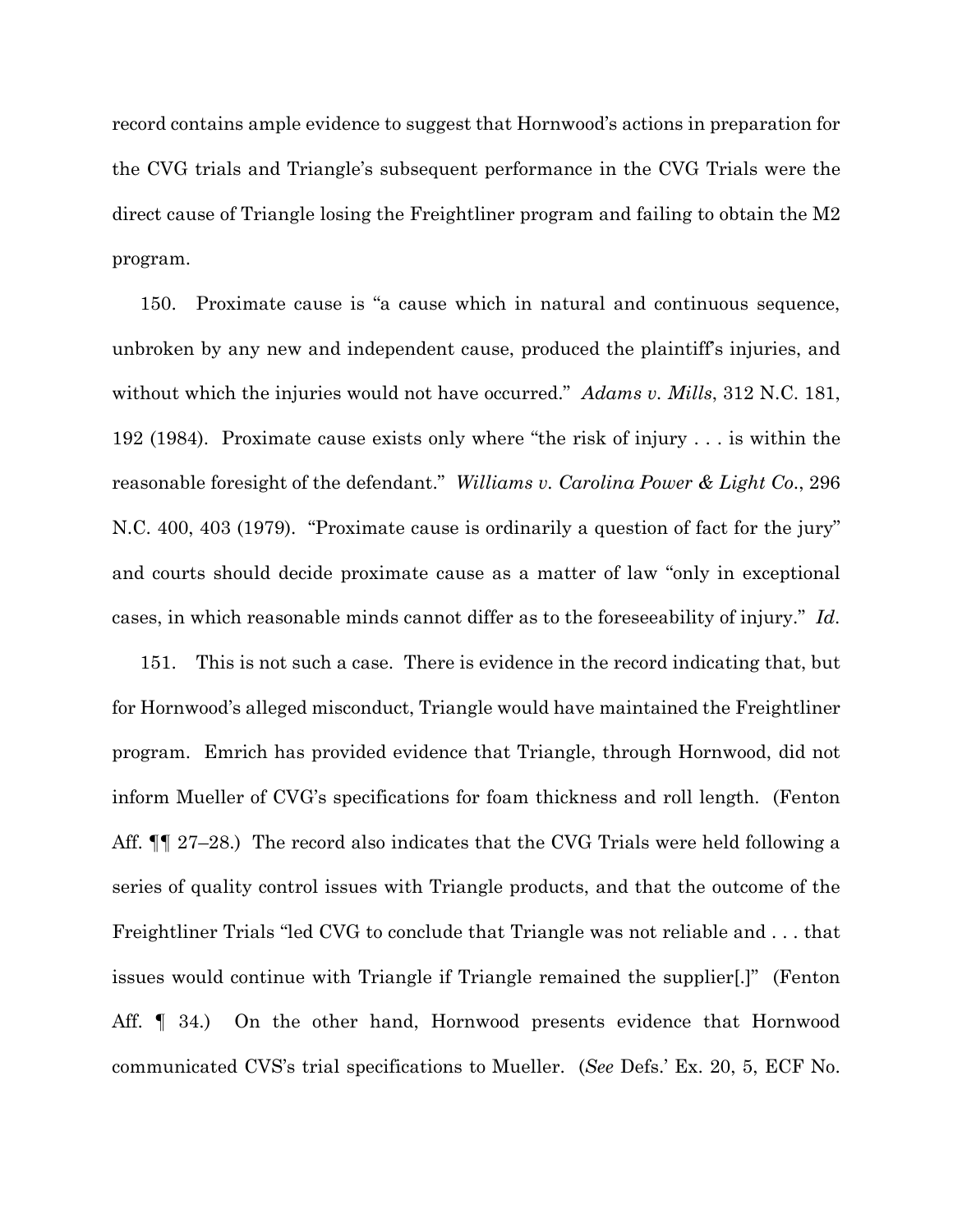record contains ample evidence to suggest that Hornwood's actions in preparation for the CVG trials and Triangle's subsequent performance in the CVG Trials were the direct cause of Triangle losing the Freightliner program and failing to obtain the M2 program.

150. Proximate cause is "a cause which in natural and continuous sequence, unbroken by any new and independent cause, produced the plaintiff's injuries, and without which the injuries would not have occurred." *Adams v. Mills*, 312 N.C. 181, 192 (1984). Proximate cause exists only where "the risk of injury . . . is within the reasonable foresight of the defendant." *Williams v. Carolina Power & Light Co.*, 296 N.C. 400, 403 (1979). "Proximate cause is ordinarily a question of fact for the jury" and courts should decide proximate cause as a matter of law "only in exceptional cases, in which reasonable minds cannot differ as to the foreseeability of injury." *Id.*

151. This is not such a case. There is evidence in the record indicating that, but for Hornwood's alleged misconduct, Triangle would have maintained the Freightliner program. Emrich has provided evidence that Triangle, through Hornwood, did not inform Mueller of CVG's specifications for foam thickness and roll length. (Fenton Aff. ¶¶ 27–28.) The record also indicates that the CVG Trials were held following a series of quality control issues with Triangle products, and that the outcome of the Freightliner Trials "led CVG to conclude that Triangle was not reliable and . . . that issues would continue with Triangle if Triangle remained the supplier[.]" (Fenton Aff. ¶ 34.) On the other hand, Hornwood presents evidence that Hornwood communicated CVS's trial specifications to Mueller. (*See* Defs.' Ex. 20, 5, ECF No.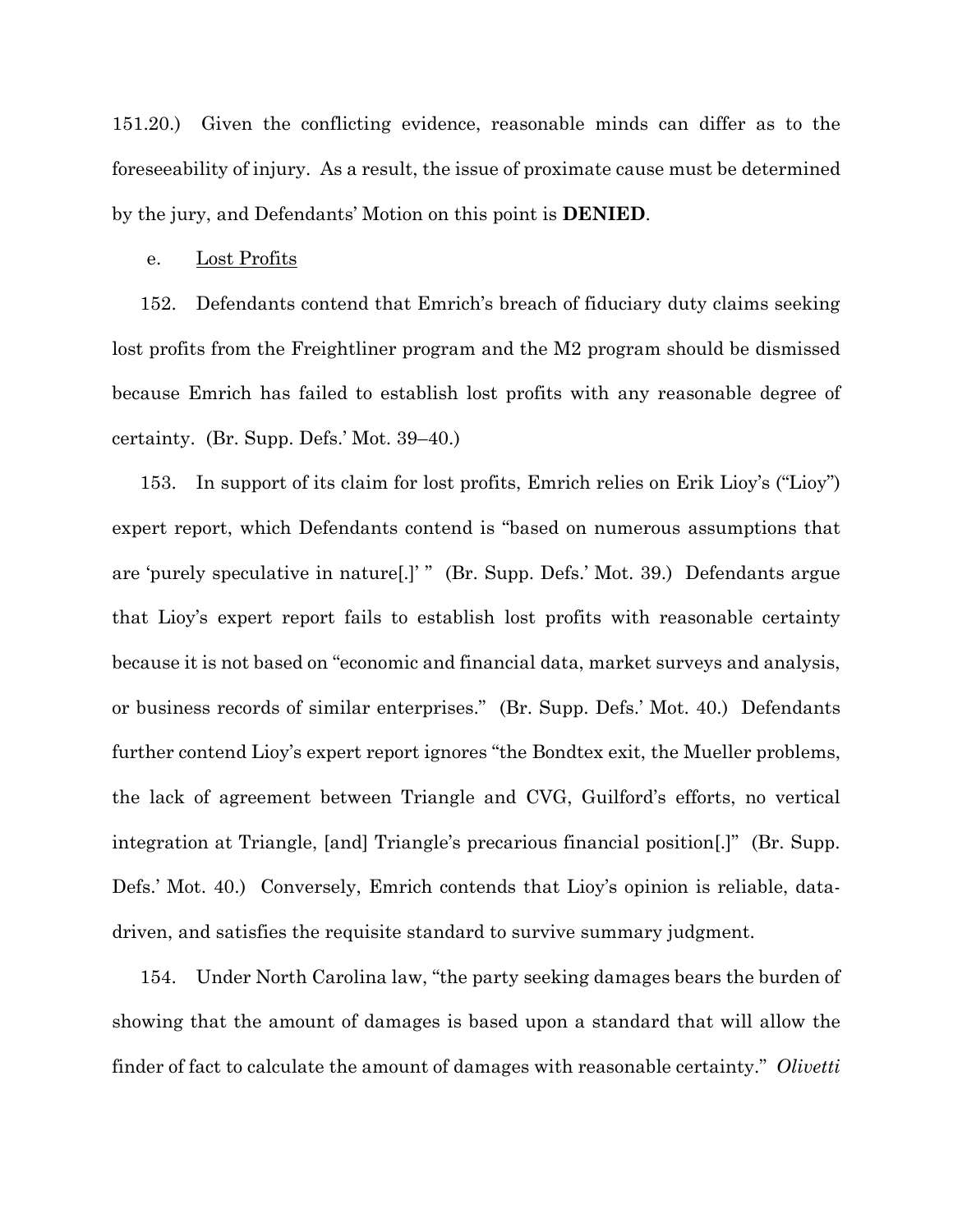151.20.) Given the conflicting evidence, reasonable minds can differ as to the foreseeability of injury. As a result, the issue of proximate cause must be determined by the jury, and Defendants' Motion on this point is **DENIED**.

e. Lost Profits

152. Defendants contend that Emrich's breach of fiduciary duty claims seeking lost profits from the Freightliner program and the M2 program should be dismissed because Emrich has failed to establish lost profits with any reasonable degree of certainty. (Br. Supp. Defs.' Mot. 39–40.)

153. In support of its claim for lost profits, Emrich relies on Erik Lioy's ("Lioy") expert report, which Defendants contend is "based on numerous assumptions that are 'purely speculative in nature[.]' " (Br. Supp. Defs.' Mot. 39.) Defendants argue that Lioy's expert report fails to establish lost profits with reasonable certainty because it is not based on "economic and financial data, market surveys and analysis, or business records of similar enterprises." (Br. Supp. Defs.' Mot. 40.) Defendants further contend Lioy's expert report ignores "the Bondtex exit, the Mueller problems, the lack of agreement between Triangle and CVG, Guilford's efforts, no vertical integration at Triangle, [and] Triangle's precarious financial position[.]" (Br. Supp. Defs.' Mot. 40.) Conversely, Emrich contends that Lioy's opinion is reliable, data-driven, and satisfies the requisite standard to survive summary judgment.

154. Under North Carolina law, "the party seeking damages bears the burden of showing that the amount of damages is based upon a standard that will allow the finder of fact to calculate the amount of damages with reasonable certainty." *Olivetti*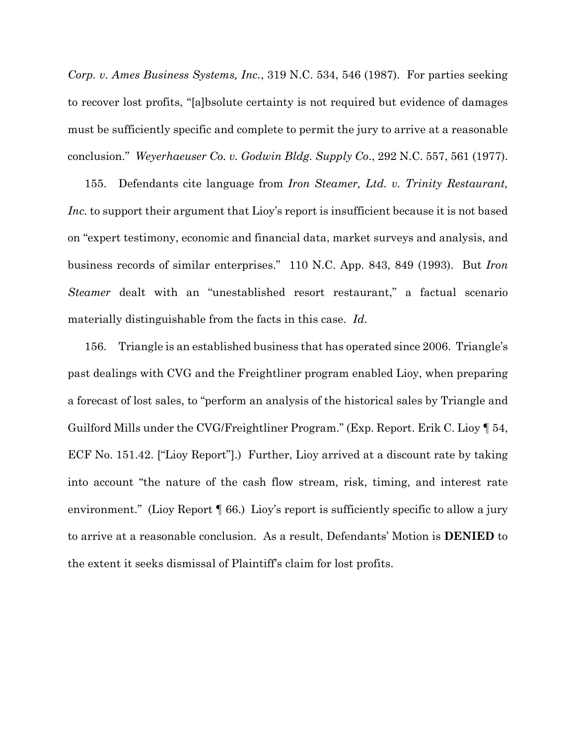*Corp. v. Ames Business Systems, Inc.*, 319 N.C. 534, 546 (1987). For parties seeking to recover lost profits, "[a]bsolute certainty is not required but evidence of damages must be sufficiently specific and complete to permit the jury to arrive at a reasonable conclusion." *Weyerhaeuser Co. v. Godwin Bldg. Supply Co.*, 292 N.C. 557, 561 (1977).

155. Defendants cite language from *Iron Steamer, Ltd. v. Trinity Restaurant, Inc.* to support their argument that Lioy's report is insufficient because it is not based on "expert testimony, economic and financial data, market surveys and analysis, and business records of similar enterprises." 110 N.C. App. 843, 849 (1993). But *Iron Steamer* dealt with an "unestablished resort restaurant," a factual scenario materially distinguishable from the facts in this case. *Id.*

156. Triangle is an established business that has operated since 2006. Triangle's past dealings with CVG and the Freightliner program enabled Lioy, when preparing a forecast of lost sales, to "perform an analysis of the historical sales by Triangle and Guilford Mills under the CVG/Freightliner Program." (Exp. Report. Erik C. Lioy ¶ 54, ECF No. 151.42. ["Lioy Report"].) Further, Lioy arrived at a discount rate by taking into account "the nature of the cash flow stream, risk, timing, and interest rate environment." (Lioy Report ¶ 66.) Lioy's report is sufficiently specific to allow a jury to arrive at a reasonable conclusion. As a result, Defendants' Motion is **DENIED** to the extent it seeks dismissal of Plaintiff's claim for lost profits.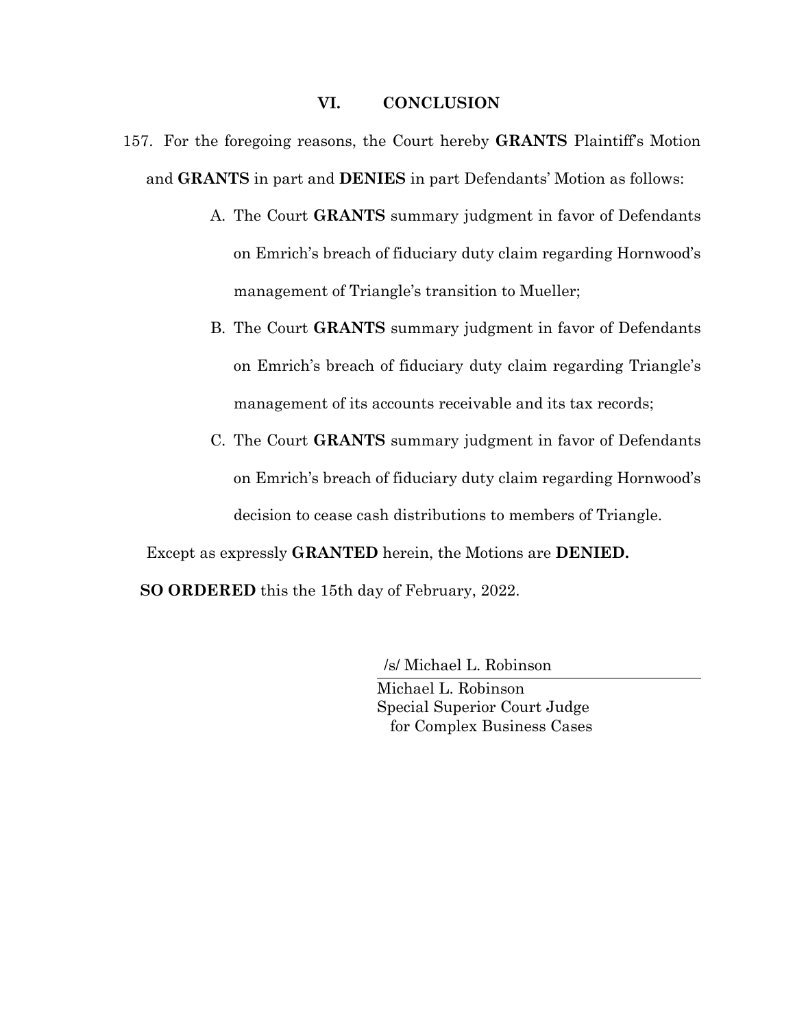## VI. CONCLUSION

157. For the foregoing reasons, the Court hereby **GRANTS** Plaintiff's Motion and **GRANTS** in part and **DENIES** in part Defendants' Motion as follows:

   A. The Court **GRANTS** summary judgment in favor of Defendants on Emrich's breach of fiduciary duty claim regarding Hornwood's management of Triangle's transition to Mueller;

   B. The Court **GRANTS** summary judgment in favor of Defendants on Emrich's breach of fiduciary duty claim regarding Triangle's management of its accounts receivable and its tax records;

   C. The Court **GRANTS** summary judgment in favor of Defendants on Emrich's breach of fiduciary duty claim regarding Hornwood's decision to cease cash distributions to members of Triangle.

Except as expressly **GRANTED** herein, the Motions are **DENIED.**

**SO ORDERED** this the 15th day of February, 2022.

/s/ Michael L. Robinson

Michael L. Robinson
Special Superior Court Judge
for Complex Business Cases